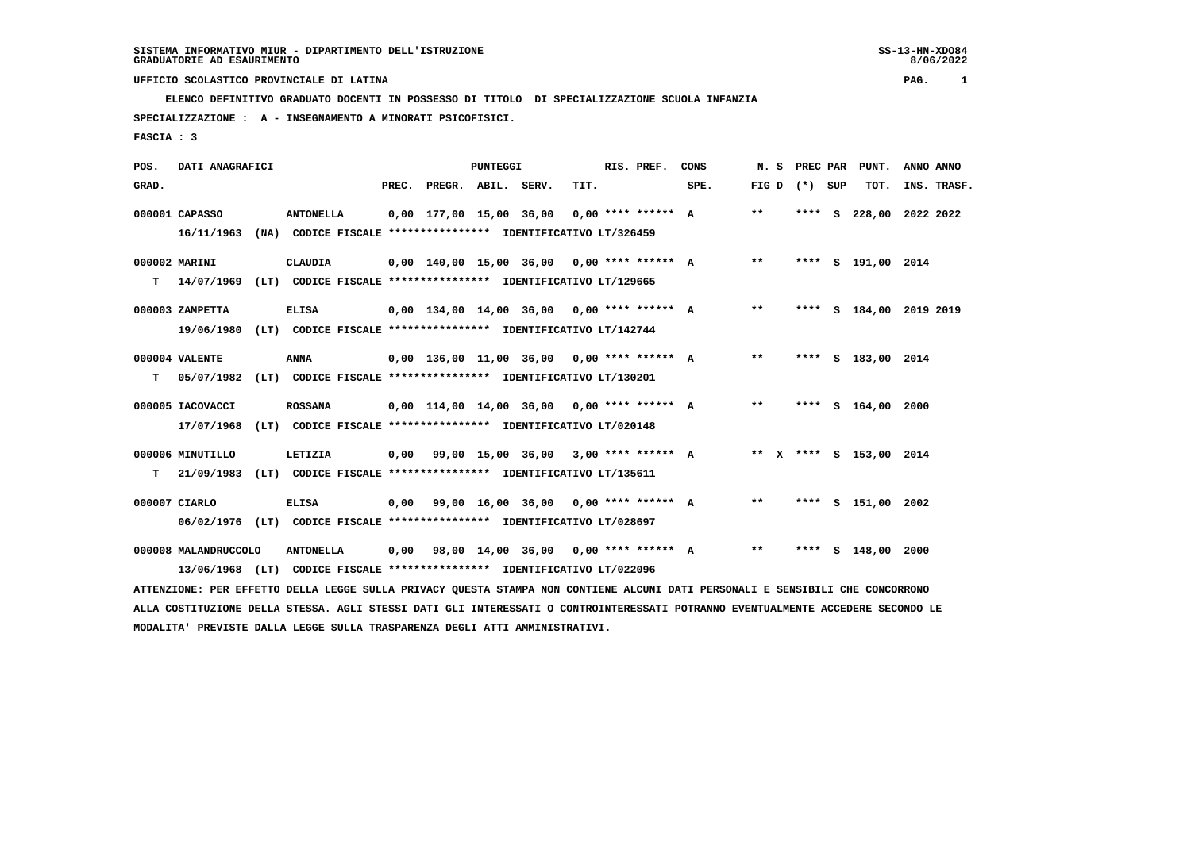SISTEMA INFORMATIVO MIUR - DIPARTIMENTO DELL'ISTRUZIONE
GRADUATORIE AD ESAURIMENTO

UFFICIO SCOLASTICO PROVINCIALE DI LATINA

ELENCO DEFINITIVO GRADUATO DOCENTI IN POSSESSO DI TITOLO DI SPECIALIZZAZIONE SCUOLA INFANZIA

SPECIALIZZAZIONE : A - INSEGNAMENTO A MINORATI PSICOFISICI.

FASCIA : 3

| POS. GRAD. | DATI ANAGRAFICI | | PREC. | PREGR. | ABIL. | SERV. | TIT. | RIS. PREF. | CONS SPE. | N. S FIG D | PREC PAR (*) | SUP | PUNT. TOT. | ANNO INS. | ANNO TRASF. |
|---|---|---|---|---|---|---|---|---|---|---|---|---|---|---|---|
| 000001 | CAPASSO | ANTONELLA | 0,00 | 177,00 | 15,00 | 36,00 | 0,00 | **** ****** | A | ** | **** | S | 228,00 | 2022 | 2022 |
| | 16/11/1963 (NA) CODICE FISCALE **************** IDENTIFICATIVO LT/326459 | | | | | | | | | | | | | | |
| 000002 | MARINI | CLAUDIA | 0,00 | 140,00 | 15,00 | 36,00 | 0,00 | **** ****** | A | ** | **** | S | 191,00 | 2014 | |
| T | 14/07/1969 (LT) CODICE FISCALE **************** IDENTIFICATIVO LT/129665 | | | | | | | | | | | | | | |
| 000003 | ZAMPETTA | ELISA | 0,00 | 134,00 | 14,00 | 36,00 | 0,00 | **** ****** | A | ** | **** | S | 184,00 | 2019 | 2019 |
| | 19/06/1980 (LT) CODICE FISCALE **************** IDENTIFICATIVO LT/142744 | | | | | | | | | | | | | | |
| 000004 | VALENTE | ANNA | 0,00 | 136,00 | 11,00 | 36,00 | 0,00 | **** ****** | A | ** | **** | S | 183,00 | 2014 | |
| T | 05/07/1982 (LT) CODICE FISCALE **************** IDENTIFICATIVO LT/130201 | | | | | | | | | | | | | | |
| 000005 | IACOVACCI | ROSSANA | 0,00 | 114,00 | 14,00 | 36,00 | 0,00 | **** ****** | A | ** | **** | S | 164,00 | 2000 | |
| | 17/07/1968 (LT) CODICE FISCALE **************** IDENTIFICATIVO LT/020148 | | | | | | | | | | | | | | |
| 000006 | MINUTILLO | LETIZIA | 0,00 | 99,00 | 15,00 | 36,00 | 3,00 | **** ****** | A | ** X | **** | S | 153,00 | 2014 | |
| T | 21/09/1983 (LT) CODICE FISCALE **************** IDENTIFICATIVO LT/135611 | | | | | | | | | | | | | | |
| 000007 | CIARLO | ELISA | 0,00 | 99,00 | 16,00 | 36,00 | 0,00 | **** ****** | A | ** | **** | S | 151,00 | 2002 | |
| | 06/02/1976 (LT) CODICE FISCALE **************** IDENTIFICATIVO LT/028697 | | | | | | | | | | | | | | |
| 000008 | MALANDRUCCOLO | ANTONELLA | 0,00 | 98,00 | 14,00 | 36,00 | 0,00 | **** ****** | A | ** | **** | S | 148,00 | 2000 | |
| | 13/06/1968 (LT) CODICE FISCALE **************** IDENTIFICATIVO LT/022096 | | | | | | | | | | | | | | |

ATTENZIONE: PER EFFETTO DELLA LEGGE SULLA PRIVACY QUESTA STAMPA NON CONTIENE ALCUNI DATI PERSONALI E SENSIBILI CHE CONCORRONO ALLA COSTITUZIONE DELLA STESSA. AGLI STESSI DATI GLI INTERESSATI O CONTROINTERESSATI POTRANNO EVENTUALMENTE ACCEDERE SECONDO LE MODALITA' PREVISTE DALLA LEGGE SULLA TRASPARENZA DEGLI ATTI AMMINISTRATIVI.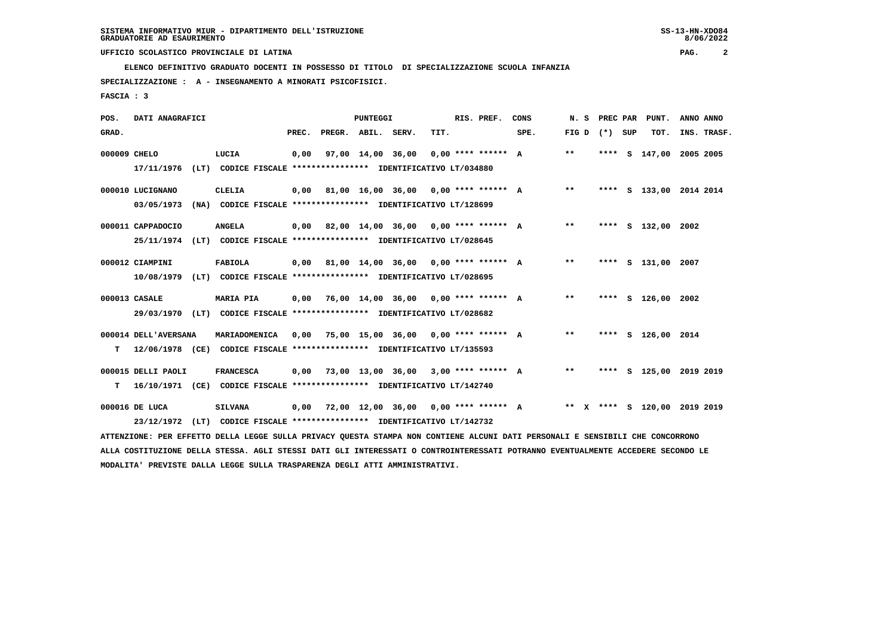SISTEMA INFORMATIVO MIUR - DIPARTIMENTO DELL'ISTRUZIONE
GRADUATORIE AD ESAURIMENTO

UFFICIO SCOLASTICO PROVINCIALE DI LATINA

ELENCO DEFINITIVO GRADUATO DOCENTI IN POSSESSO DI TITOLO DI SPECIALIZZAZIONE SCUOLA INFANZIA

SPECIALIZZAZIONE : A - INSEGNAMENTO A MINORATI PSICOFISICI.

FASCIA : 3

| POS. GRAD. | DATI ANAGRAFICI | | PREC. | PREGR. | ABIL. | SERV. | TIT. | RIS. PREF. | CONS SPE. | N. S FIG D | PREC PAR (*) | SUP | PUNT. TOT. | ANNO INS. | ANNO TRASF. |
|---|---|---|---|---|---|---|---|---|---|---|---|---|---|---|---|
| 000009 | CHELO | LUCIA | 0,00 | 97,00 | 14,00 | 36,00 | 0,00 | **** ****** | A | ** | **** | S | 147,00 | 2005 | 2005 |
| | 17/11/1976 (LT) CODICE FISCALE **************** IDENTIFICATIVO LT/034880 | | | | | | | | | | | | | | |
| 000010 | LUCIGNANO | CLELIA | 0,00 | 81,00 | 16,00 | 36,00 | 0,00 | **** ****** | A | ** | **** | S | 133,00 | 2014 | 2014 |
| | 03/05/1973 (NA) CODICE FISCALE **************** IDENTIFICATIVO LT/128699 | | | | | | | | | | | | | | |
| 000011 | CAPPADOCIO | ANGELA | 0,00 | 82,00 | 14,00 | 36,00 | 0,00 | **** ****** | A | ** | **** | S | 132,00 | 2002 | |
| | 25/11/1974 (LT) CODICE FISCALE **************** IDENTIFICATIVO LT/028645 | | | | | | | | | | | | | | |
| 000012 | CIAMPINI | FABIOLA | 0,00 | 81,00 | 14,00 | 36,00 | 0,00 | **** ****** | A | ** | **** | S | 131,00 | 2007 | |
| | 10/08/1979 (LT) CODICE FISCALE **************** IDENTIFICATIVO LT/028695 | | | | | | | | | | | | | | |
| 000013 | CASALE | MARIA PIA | 0,00 | 76,00 | 14,00 | 36,00 | 0,00 | **** ****** | A | ** | **** | S | 126,00 | 2002 | |
| | 29/03/1970 (LT) CODICE FISCALE **************** IDENTIFICATIVO LT/028682 | | | | | | | | | | | | | | |
| 000014 | DELL'AVERSANA | MARIADOMENICA | 0,00 | 75,00 | 15,00 | 36,00 | 0,00 | **** ****** | A | ** | **** | S | 126,00 | 2014 | |
| T | 12/06/1978 (CE) CODICE FISCALE **************** IDENTIFICATIVO LT/135593 | | | | | | | | | | | | | | |
| 000015 | DELLI PAOLI | FRANCESCA | 0,00 | 73,00 | 13,00 | 36,00 | 3,00 | **** ****** | A | ** | **** | S | 125,00 | 2019 | 2019 |
| T | 16/10/1971 (CE) CODICE FISCALE **************** IDENTIFICATIVO LT/142740 | | | | | | | | | | | | | | |
| 000016 | DE LUCA | SILVANA | 0,00 | 72,00 | 12,00 | 36,00 | 0,00 | **** ****** | A | ** X | **** | S | 120,00 | 2019 | 2019 |
| | 23/12/1972 (LT) CODICE FISCALE **************** IDENTIFICATIVO LT/142732 | | | | | | | | | | | | | | |

ATTENZIONE: PER EFFETTO DELLA LEGGE SULLA PRIVACY QUESTA STAMPA NON CONTIENE ALCUNI DATI PERSONALI E SENSIBILI CHE CONCORRONO ALLA COSTITUZIONE DELLA STESSA. AGLI STESSI DATI GLI INTERESSATI O CONTROINTERESSATI POTRANNO EVENTUALMENTE ACCEDERE SECONDO LE MODALITA' PREVISTE DALLA LEGGE SULLA TRASPARENZA DEGLI ATTI AMMINISTRATIVI.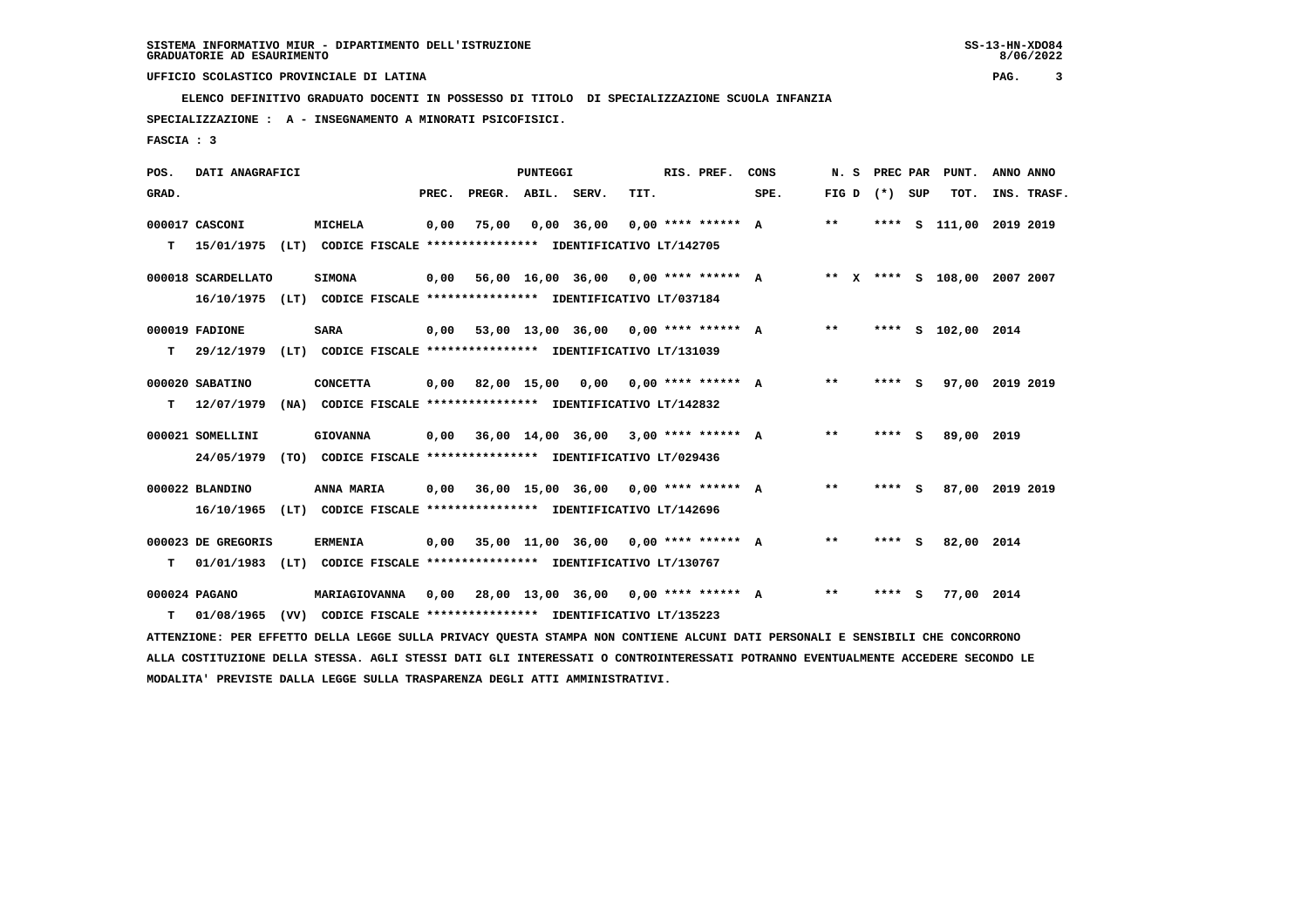SISTEMA INFORMATIVO MIUR - DIPARTIMENTO DELL'ISTRUZIONE
GRADUATORIE AD ESAURIMENTO

UFFICIO SCOLASTICO PROVINCIALE DI LATINA

ELENCO DEFINITIVO GRADUATO DOCENTI IN POSSESSO DI TITOLO DI SPECIALIZZAZIONE SCUOLA INFANZIA

SPECIALIZZAZIONE : A - INSEGNAMENTO A MINORATI PSICOFISICI.

FASCIA : 3

| POS. GRAD. | DATI ANAGRAFICI | | PREC. | PREGR. | ABIL. | SERV. | TIT. | RIS. PREF. | CONS SPE. | N. S FIG D | PREC PAR (*) | SUP | PUNT. TOT. | ANNO INS. | ANNO TRASF. |
|---|---|---|---|---|---|---|---|---|---|---|---|---|---|---|---|
| 000017 | CASCONI | MICHELA | 0,00 | 75,00 | 0,00 | 36,00 | 0,00 | **** ****** | A | ** | **** | S | 111,00 | 2019 | 2019 |
| T | 15/01/1975 (LT) CODICE FISCALE **************** IDENTIFICATIVO LT/142705 | | | | | | | | | | | | | | |
| 000018 | SCARDELLATO | SIMONA | 0,00 | 56,00 | 16,00 | 36,00 | 0,00 | **** ****** | A | ** X | **** | S | 108,00 | 2007 | 2007 |
| | 16/10/1975 (LT) CODICE FISCALE **************** IDENTIFICATIVO LT/037184 | | | | | | | | | | | | | | |
| 000019 | FADIONE | SARA | 0,00 | 53,00 | 13,00 | 36,00 | 0,00 | **** ****** | A | ** | **** | S | 102,00 | 2014 | |
| T | 29/12/1979 (LT) CODICE FISCALE **************** IDENTIFICATIVO LT/131039 | | | | | | | | | | | | | | |
| 000020 | SABATINO | CONCETTA | 0,00 | 82,00 | 15,00 | 0,00 | 0,00 | **** ****** | A | ** | **** | S | 97,00 | 2019 | 2019 |
| T | 12/07/1979 (NA) CODICE FISCALE **************** IDENTIFICATIVO LT/142832 | | | | | | | | | | | | | | |
| 000021 | SOMELLINI | GIOVANNA | 0,00 | 36,00 | 14,00 | 36,00 | 3,00 | **** ****** | A | ** | **** | S | 89,00 | 2019 | |
| | 24/05/1979 (TO) CODICE FISCALE **************** IDENTIFICATIVO LT/029436 | | | | | | | | | | | | | | |
| 000022 | BLANDINO | ANNA MARIA | 0,00 | 36,00 | 15,00 | 36,00 | 0,00 | **** ****** | A | ** | **** | S | 87,00 | 2019 | 2019 |
| | 16/10/1965 (LT) CODICE FISCALE **************** IDENTIFICATIVO LT/142696 | | | | | | | | | | | | | | |
| 000023 | DE GREGORIS | ERMENIA | 0,00 | 35,00 | 11,00 | 36,00 | 0,00 | **** ****** | A | ** | **** | S | 82,00 | 2014 | |
| T | 01/01/1983 (LT) CODICE FISCALE **************** IDENTIFICATIVO LT/130767 | | | | | | | | | | | | | | |
| 000024 | PAGANO | MARIAGIOVANNA | 0,00 | 28,00 | 13,00 | 36,00 | 0,00 | **** ****** | A | ** | **** | S | 77,00 | 2014 | |
| T | 01/08/1965 (VV) CODICE FISCALE **************** IDENTIFICATIVO LT/135223 | | | | | | | | | | | | | | |

ATTENZIONE: PER EFFETTO DELLA LEGGE SULLA PRIVACY QUESTA STAMPA NON CONTIENE ALCUNI DATI PERSONALI E SENSIBILI CHE CONCORRONO ALLA COSTITUZIONE DELLA STESSA. AGLI STESSI DATI GLI INTERESSATI O CONTROINTERESSATI POTRANNO EVENTUALMENTE ACCEDERE SECONDO LE MODALITA' PREVISTE DALLA LEGGE SULLA TRASPARENZA DEGLI ATTI AMMINISTRATIVI.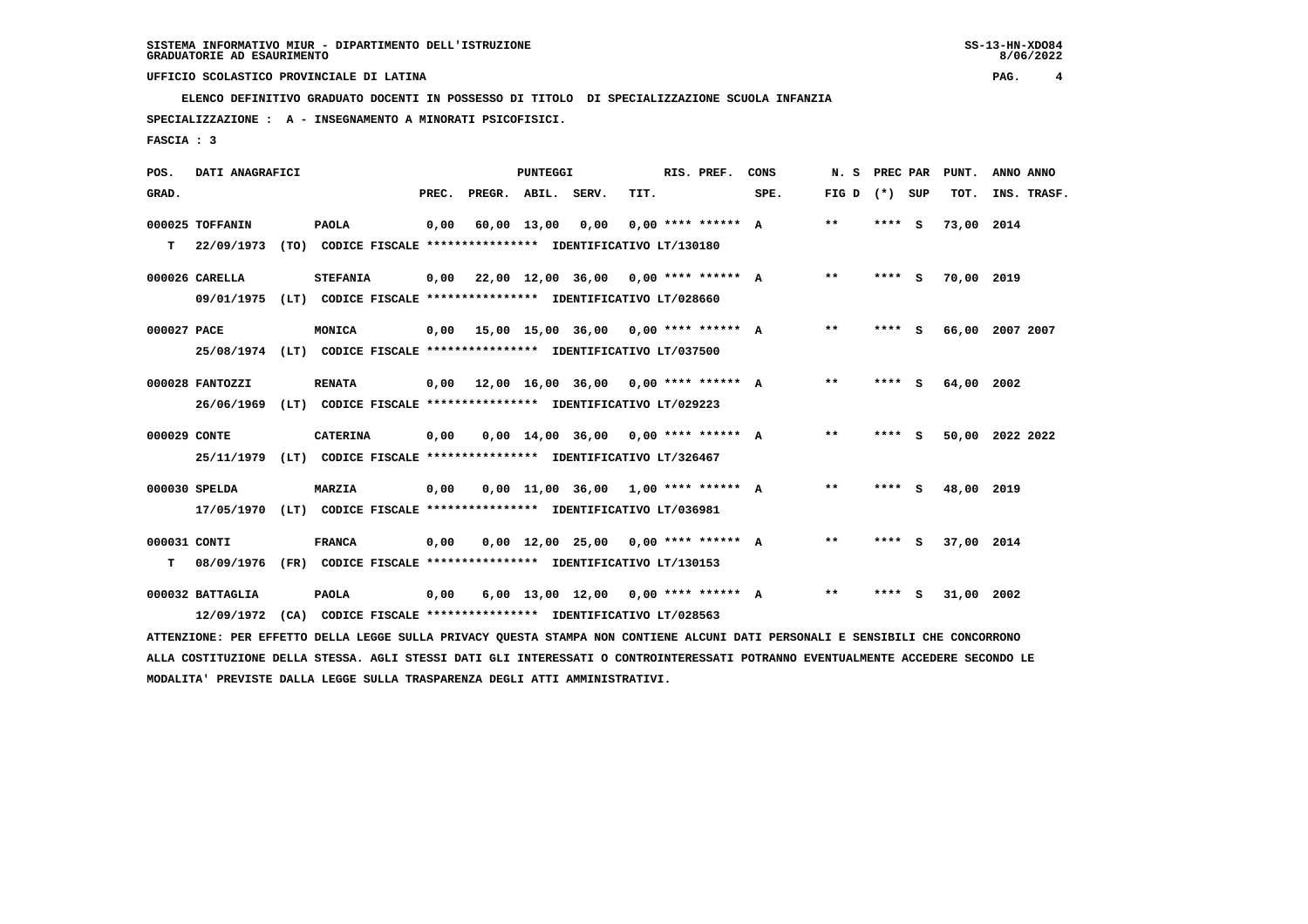SISTEMA INFORMATIVO MIUR - DIPARTIMENTO DELL'ISTRUZIONE
GRADUATORIE AD ESAURIMENTO

UFFICIO SCOLASTICO PROVINCIALE DI LATINA

ELENCO DEFINITIVO GRADUATO DOCENTI IN POSSESSO DI TITOLO DI SPECIALIZZAZIONE SCUOLA INFANZIA

SPECIALIZZAZIONE : A - INSEGNAMENTO A MINORATI PSICOFISICI.

FASCIA : 3

| POS. GRAD. | DATI ANAGRAFICI | | PREC. | PREGR. | ABIL. | SERV. | TIT. | RIS. PREF. | CONS SPE. | N. S FIG D | PREC PAR (*) SUP | PUNT. TOT. | ANNO INS. | ANNO TRASF. |
|---|---|---|---|---|---|---|---|---|---|---|---|---|---|---|
| 000025 | TOFFANIN | PAOLA | 0,00 | 60,00 | 13,00 | 0,00 | 0,00 | **** ****** | A | ** | **** S | 73,00 | 2014 | |
| T | 22/09/1973 (TO) CODICE FISCALE **************** IDENTIFICATIVO LT/130180 | | | | | | | | | | | | | |
| 000026 | CARELLA | STEFANIA | 0,00 | 22,00 | 12,00 | 36,00 | 0,00 | **** ****** | A | ** | **** S | 70,00 | 2019 | |
| | 09/01/1975 (LT) CODICE FISCALE **************** IDENTIFICATIVO LT/028660 | | | | | | | | | | | | | |
| 000027 | PACE | MONICA | 0,00 | 15,00 | 15,00 | 36,00 | 0,00 | **** ****** | A | ** | **** S | 66,00 | 2007 | 2007 |
| | 25/08/1974 (LT) CODICE FISCALE **************** IDENTIFICATIVO LT/037500 | | | | | | | | | | | | | |
| 000028 | FANTOZZI | RENATA | 0,00 | 12,00 | 16,00 | 36,00 | 0,00 | **** ****** | A | ** | **** S | 64,00 | 2002 | |
| | 26/06/1969 (LT) CODICE FISCALE **************** IDENTIFICATIVO LT/029223 | | | | | | | | | | | | | |
| 000029 | CONTE | CATERINA | 0,00 | 0,00 | 14,00 | 36,00 | 0,00 | **** ****** | A | ** | **** S | 50,00 | 2022 | 2022 |
| | 25/11/1979 (LT) CODICE FISCALE **************** IDENTIFICATIVO LT/326467 | | | | | | | | | | | | | |
| 000030 | SPELDA | MARZIA | 0,00 | 0,00 | 11,00 | 36,00 | 1,00 | **** ****** | A | ** | **** S | 48,00 | 2019 | |
| | 17/05/1970 (LT) CODICE FISCALE **************** IDENTIFICATIVO LT/036981 | | | | | | | | | | | | | |
| 000031 | CONTI | FRANCA | 0,00 | 0,00 | 12,00 | 25,00 | 0,00 | **** ****** | A | ** | **** S | 37,00 | 2014 | |
| T | 08/09/1976 (FR) CODICE FISCALE **************** IDENTIFICATIVO LT/130153 | | | | | | | | | | | | | |
| 000032 | BATTAGLIA | PAOLA | 0,00 | 6,00 | 13,00 | 12,00 | 0,00 | **** ****** | A | ** | **** S | 31,00 | 2002 | |
| | 12/09/1972 (CA) CODICE FISCALE **************** IDENTIFICATIVO LT/028563 | | | | | | | | | | | | | |

ATTENZIONE: PER EFFETTO DELLA LEGGE SULLA PRIVACY QUESTA STAMPA NON CONTIENE ALCUNI DATI PERSONALI E SENSIBILI CHE CONCORRONO ALLA COSTITUZIONE DELLA STESSA. AGLI STESSI DATI GLI INTERESSATI O CONTROINTERESSATI POTRANNO EVENTUALMENTE ACCEDERE SECONDO LE MODALITA' PREVISTE DALLA LEGGE SULLA TRASPARENZA DEGLI ATTI AMMINISTRATIVI.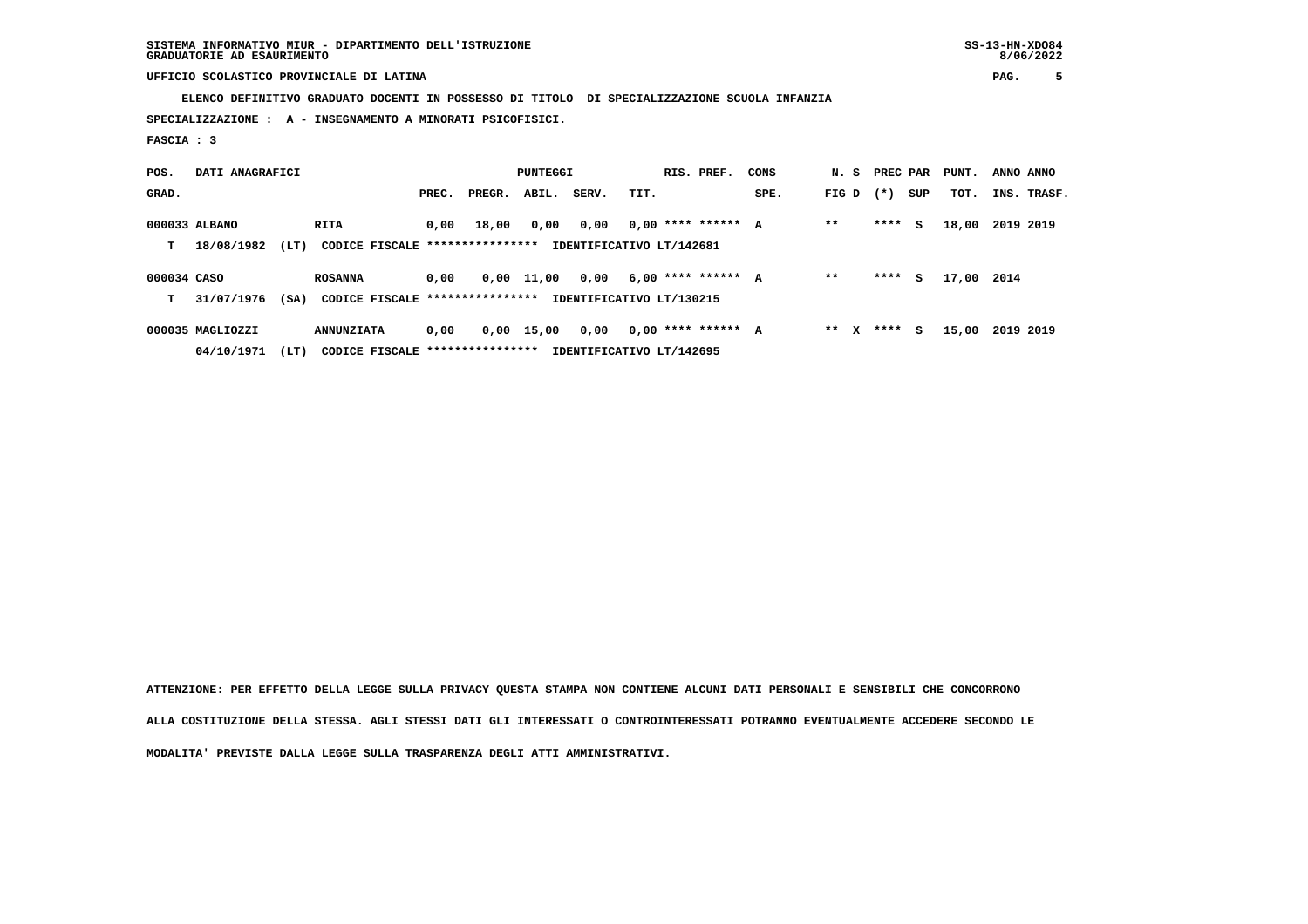SISTEMA INFORMATIVO MIUR - DIPARTIMENTO DELL'ISTRUZIONE
GRADUATORIE AD ESAURIMENTO

UFFICIO SCOLASTICO PROVINCIALE DI LATINA

**ELENCO DEFINITIVO GRADUATO DOCENTI IN POSSESSO DI TITOLO DI SPECIALIZZAZIONE SCUOLA INFANZIA**

**SPECIALIZZAZIONE : A - INSEGNAMENTO A MINORATI PSICOFISICI.**

**FASCIA : 3**

| POS. GRAD. | DATI ANAGRAFICI | | | PREC. | PREGR. | ABIL. | SERV. | TIT. | RIS. PREF. | CONS SPE. | N. S FIG D | PREC (*) | PAR SUP | PUNT. TOT. | ANNO INS. | ANNO TRASF. |
|---|---|---|---|---|---|---|---|---|---|---|---|---|---|---|---|---|
| 000033 | ALBANO | RITA | | 0,00 | 18,00 | 0,00 | 0,00 | 0,00 | **** ****** | A | ** | **** | S | 18,00 | 2019 | 2019 |
| T | 18/08/1982 (LT) | CODICE FISCALE **************** | IDENTIFICATIVO LT/142681 | | | | | | | | | | | | | |
| 000034 | CASO | ROSANNA | | 0,00 | 0,00 | 11,00 | 0,00 | 6,00 | **** ****** | A | ** | **** | S | 17,00 | 2014 | |
| T | 31/07/1976 (SA) | CODICE FISCALE **************** | IDENTIFICATIVO LT/130215 | | | | | | | | | | | | | |
| 000035 | MAGLIOZZI | ANNUNZIATA | | 0,00 | 0,00 | 15,00 | 0,00 | 0,00 | **** ****** | A | ** X | **** | S | 15,00 | 2019 | 2019 |
| | 04/10/1971 (LT) | CODICE FISCALE **************** | IDENTIFICATIVO LT/142695 | | | | | | | | | | | | | |

ATTENZIONE: PER EFFETTO DELLA LEGGE SULLA PRIVACY QUESTA STAMPA NON CONTIENE ALCUNI DATI PERSONALI E SENSIBILI CHE CONCORRONO ALLA COSTITUZIONE DELLA STESSA. AGLI STESSI DATI GLI INTERESSATI O CONTROINTERESSATI POTRANNO EVENTUALMENTE ACCEDERE SECONDO LE MODALITA' PREVISTE DALLA LEGGE SULLA TRASPARENZA DEGLI ATTI AMMINISTRATIVI.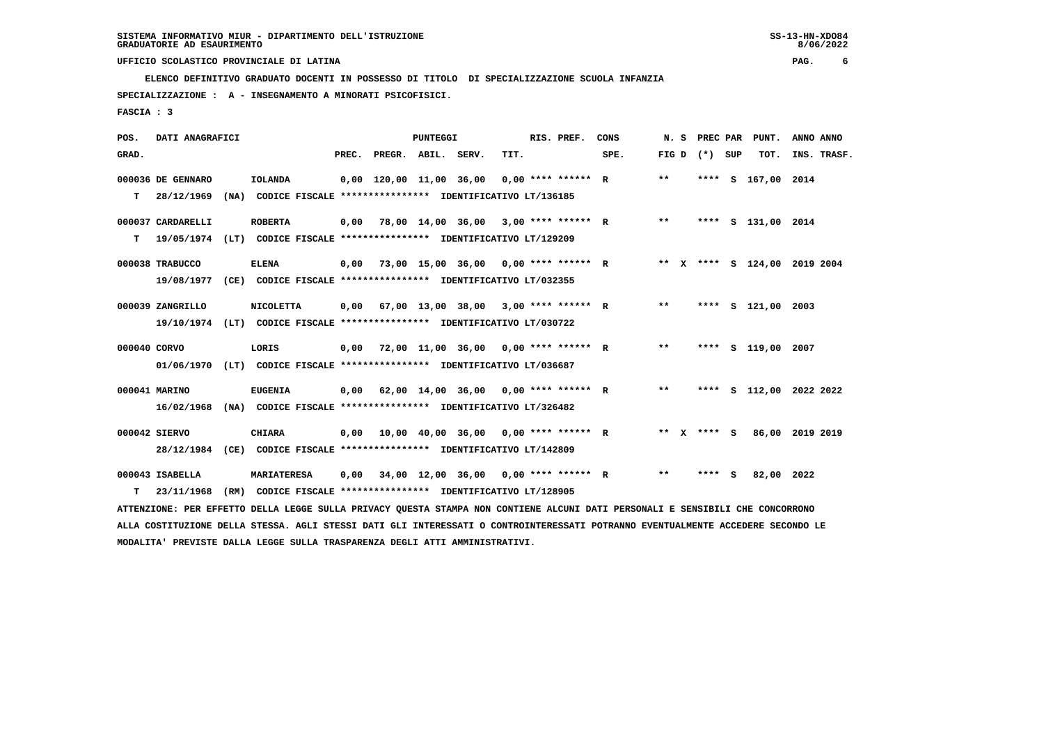SISTEMA INFORMATIVO MIUR - DIPARTIMENTO DELL'ISTRUZIONE
GRADUATORIE AD ESAURIMENTO

UFFICIO SCOLASTICO PROVINCIALE DI LATINA

ELENCO DEFINITIVO GRADUATO DOCENTI IN POSSESSO DI TITOLO DI SPECIALIZZAZIONE SCUOLA INFANZIA

SPECIALIZZAZIONE : A - INSEGNAMENTO A MINORATI PSICOFISICI.

FASCIA : 3

| POS. GRAD. | DATI ANAGRAFICI | | | PREC. | PREGR. | ABIL. | SERV. | TIT. | RIS. PREF. | CONS SPE. | N. S FIG D | PREC PAR (*) SUP | PUNT. TOT. | ANNO INS. | ANNO TRASF. |
|---|---|---|---|---|---|---|---|---|---|---|---|---|---|---|---|
| 000036 | DE GENNARO | IOLANDA | | 0,00 | 120,00 | 11,00 | 36,00 | 0,00 | **** ****** | R | ** | **** S | 167,00 | 2014 | |
| T | 28/12/1969 | (NA) | CODICE FISCALE **************** IDENTIFICATIVO LT/136185 | | | | | | | | | | | | |
| 000037 | CARDARELLI | ROBERTA | | 0,00 | 78,00 | 14,00 | 36,00 | 3,00 | **** ****** | R | ** | **** S | 131,00 | 2014 | |
| T | 19/05/1974 | (LT) | CODICE FISCALE **************** IDENTIFICATIVO LT/129209 | | | | | | | | | | | | |
| 000038 | TRABUCCO | ELENA | | 0,00 | 73,00 | 15,00 | 36,00 | 0,00 | **** ****** | R | ** X | **** S | 124,00 | 2019 | 2004 |
| | 19/08/1977 | (CE) | CODICE FISCALE **************** IDENTIFICATIVO LT/032355 | | | | | | | | | | | | |
| 000039 | ZANGRILLO | NICOLETTA | | 0,00 | 67,00 | 13,00 | 38,00 | 3,00 | **** ****** | R | ** | **** S | 121,00 | 2003 | |
| | 19/10/1974 | (LT) | CODICE FISCALE **************** IDENTIFICATIVO LT/030722 | | | | | | | | | | | | |
| 000040 | CORVO | LORIS | | 0,00 | 72,00 | 11,00 | 36,00 | 0,00 | **** ****** | R | ** | **** S | 119,00 | 2007 | |
| | 01/06/1970 | (LT) | CODICE FISCALE **************** IDENTIFICATIVO LT/036687 | | | | | | | | | | | | |
| 000041 | MARINO | EUGENIA | | 0,00 | 62,00 | 14,00 | 36,00 | 0,00 | **** ****** | R | ** | **** S | 112,00 | 2022 | 2022 |
| | 16/02/1968 | (NA) | CODICE FISCALE **************** IDENTIFICATIVO LT/326482 | | | | | | | | | | | | |
| 000042 | SIERVO | CHIARA | | 0,00 | 10,00 | 40,00 | 36,00 | 0,00 | **** ****** | R | ** X | **** S | 86,00 | 2019 | 2019 |
| | 28/12/1984 | (CE) | CODICE FISCALE **************** IDENTIFICATIVO LT/142809 | | | | | | | | | | | | |
| 000043 | ISABELLA | MARIATERESA | | 0,00 | 34,00 | 12,00 | 36,00 | 0,00 | **** ****** | R | ** | **** S | 82,00 | 2022 | |
| T | 23/11/1968 | (RM) | CODICE FISCALE **************** IDENTIFICATIVO LT/128905 | | | | | | | | | | | | |

ATTENZIONE: PER EFFETTO DELLA LEGGE SULLA PRIVACY QUESTA STAMPA NON CONTIENE ALCUNI DATI PERSONALI E SENSIBILI CHE CONCORRONO ALLA COSTITUZIONE DELLA STESSA. AGLI STESSI DATI GLI INTERESSATI O CONTROINTERESSATI POTRANNO EVENTUALMENTE ACCEDERE SECONDO LE MODALITA' PREVISTE DALLA LEGGE SULLA TRASPARENZA DEGLI ATTI AMMINISTRATIVI.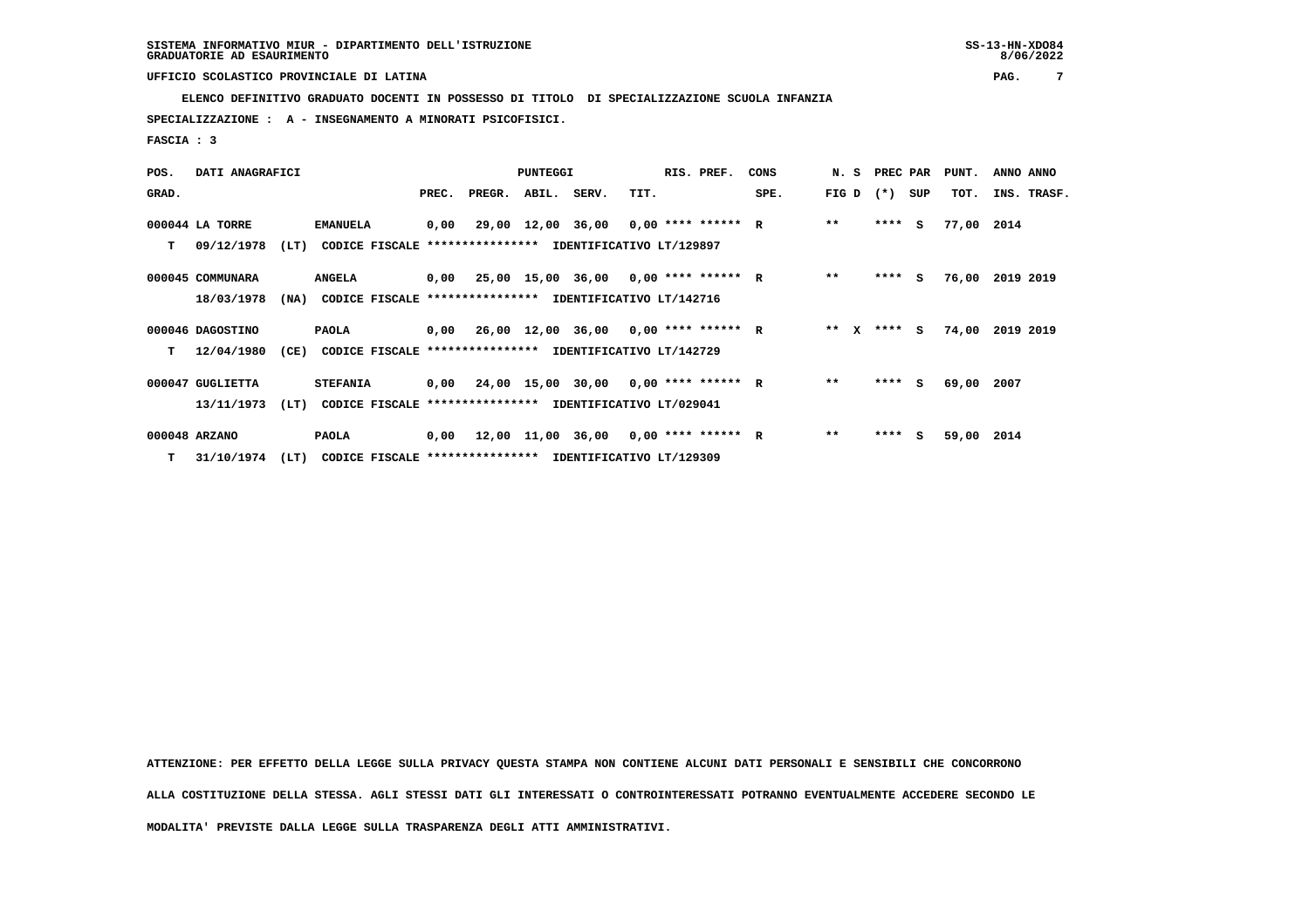SISTEMA INFORMATIVO MIUR - DIPARTIMENTO DELL'ISTRUZIONE
GRADUATORIE AD ESAURIMENTO

UFFICIO SCOLASTICO PROVINCIALE DI LATINA

**ELENCO DEFINITIVO GRADUATO DOCENTI IN POSSESSO DI TITOLO DI SPECIALIZZAZIONE SCUOLA INFANZIA**

**SPECIALIZZAZIONE : A - INSEGNAMENTO A MINORATI PSICOFISICI.**

**FASCIA : 3**

| POS. GRAD. | DATI ANAGRAFICI | | | PREC. | PREGR. | ABIL. | SERV. | TIT. | RIS. PREF. | CONS SPE. | N. S FIG D | PREC (*) | PAR SUP | PUNT. TOT. | ANNO INS. | ANNO TRASF. |
|---|---|---|---|---|---|---|---|---|---|---|---|---|---|---|---|---|
| 000044 | LA TORRE | EMANUELA | | 0,00 | 29,00 | 12,00 | 36,00 | 0,00 | **** ****** | R | ** | **** | S | 77,00 | 2014 | |
| T | 09/12/1978 (LT) | CODICE FISCALE **************** | IDENTIFICATIVO LT/129897 | | | | | | | | | | | | | |
| 000045 | COMMUNARA | ANGELA | | 0,00 | 25,00 | 15,00 | 36,00 | 0,00 | **** ****** | R | ** | **** | S | 76,00 | 2019 | 2019 |
| | 18/03/1978 (NA) | CODICE FISCALE **************** | IDENTIFICATIVO LT/142716 | | | | | | | | | | | | | |
| 000046 | DAGOSTINO | PAOLA | | 0,00 | 26,00 | 12,00 | 36,00 | 0,00 | **** ****** | R | ** X | **** | S | 74,00 | 2019 | 2019 |
| T | 12/04/1980 (CE) | CODICE FISCALE **************** | IDENTIFICATIVO LT/142729 | | | | | | | | | | | | | |
| 000047 | GUGLIETTA | STEFANIA | | 0,00 | 24,00 | 15,00 | 30,00 | 0,00 | **** ****** | R | ** | **** | S | 69,00 | 2007 | |
| | 13/11/1973 (LT) | CODICE FISCALE **************** | IDENTIFICATIVO LT/029041 | | | | | | | | | | | | | |
| 000048 | ARZANO | PAOLA | | 0,00 | 12,00 | 11,00 | 36,00 | 0,00 | **** ****** | R | ** | **** | S | 59,00 | 2014 | |
| T | 31/10/1974 (LT) | CODICE FISCALE **************** | IDENTIFICATIVO LT/129309 | | | | | | | | | | | | | |

ATTENZIONE: PER EFFETTO DELLA LEGGE SULLA PRIVACY QUESTA STAMPA NON CONTIENE ALCUNI DATI PERSONALI E SENSIBILI CHE CONCORRONO ALLA COSTITUZIONE DELLA STESSA. AGLI STESSI DATI GLI INTERESSATI O CONTROINTERESSATI POTRANNO EVENTUALMENTE ACCEDERE SECONDO LE MODALITA' PREVISTE DALLA LEGGE SULLA TRASPARENZA DEGLI ATTI AMMINISTRATIVI.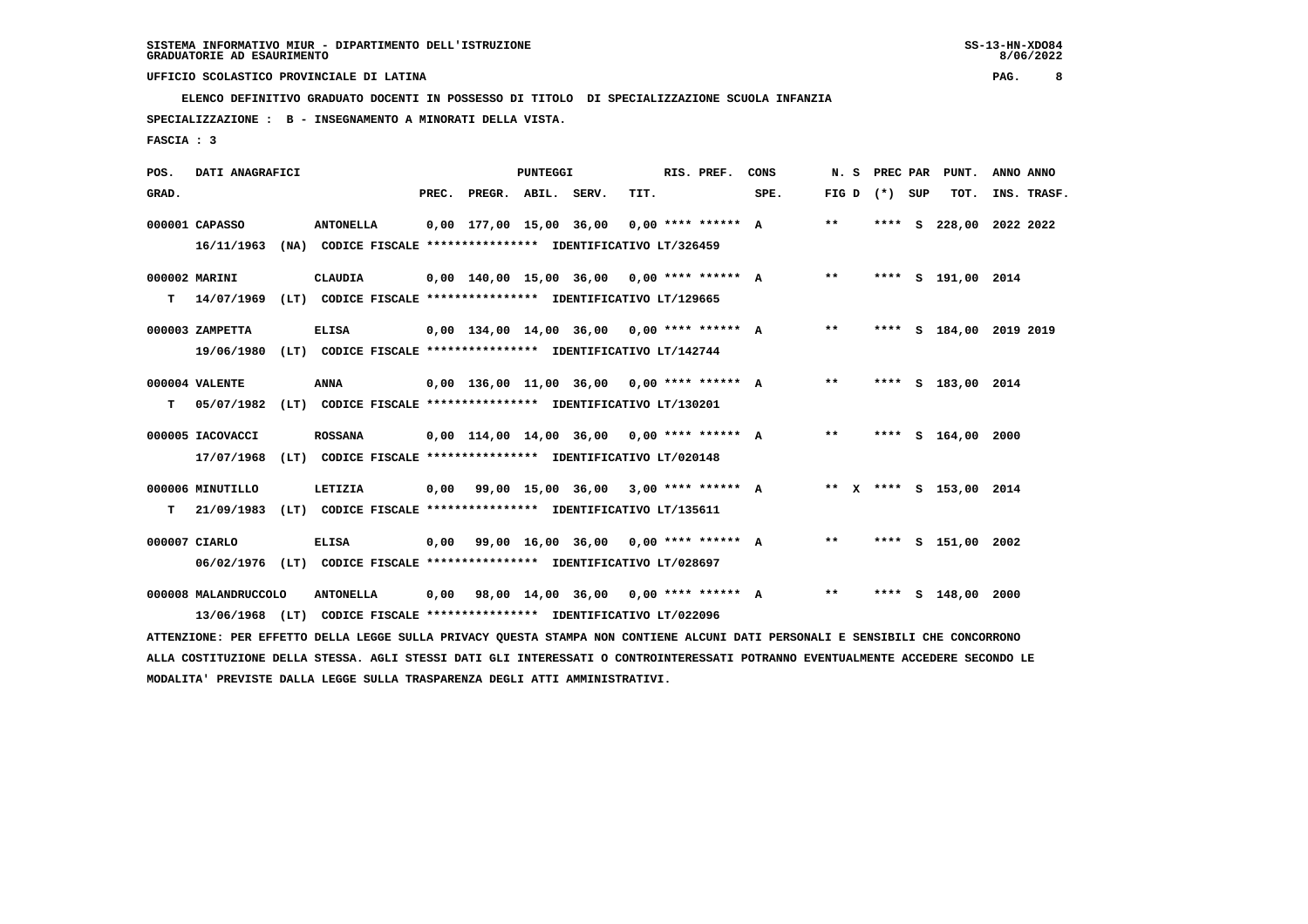SISTEMA INFORMATIVO MIUR - DIPARTIMENTO DELL'ISTRUZIONE
GRADUATORIE AD ESAURIMENTO

UFFICIO SCOLASTICO PROVINCIALE DI LATINA

ELENCO DEFINITIVO GRADUATO DOCENTI IN POSSESSO DI TITOLO DI SPECIALIZZAZIONE SCUOLA INFANZIA

SPECIALIZZAZIONE : B - INSEGNAMENTO A MINORATI DELLA VISTA.

FASCIA : 3

| POS. GRAD. | DATI ANAGRAFICI | | PREC. | PREGR. | ABIL. | SERV. | TIT. | RIS. PREF. | CONS SPE. | N. S FIG D | PREC PAR (*) | SUP | PUNT. TOT. | ANNO INS. | ANNO TRASF. |
|---|---|---|---|---|---|---|---|---|---|---|---|---|---|---|---|
| 000001 | CAPASSO | ANTONELLA | 0,00 | 177,00 | 15,00 | 36,00 | 0,00 | **** ****** | A | ** | **** | S | 228,00 | 2022 | 2022 |
| | 16/11/1963 (NA) CODICE FISCALE **************** IDENTIFICATIVO LT/326459 | | | | | | | | | | | | | | |
| 000002 | MARINI | CLAUDIA | 0,00 | 140,00 | 15,00 | 36,00 | 0,00 | **** ****** | A | ** | **** | S | 191,00 | 2014 | |
| T | 14/07/1969 (LT) CODICE FISCALE **************** IDENTIFICATIVO LT/129665 | | | | | | | | | | | | | | |
| 000003 | ZAMPETTA | ELISA | 0,00 | 134,00 | 14,00 | 36,00 | 0,00 | **** ****** | A | ** | **** | S | 184,00 | 2019 | 2019 |
| | 19/06/1980 (LT) CODICE FISCALE **************** IDENTIFICATIVO LT/142744 | | | | | | | | | | | | | | |
| 000004 | VALENTE | ANNA | 0,00 | 136,00 | 11,00 | 36,00 | 0,00 | **** ****** | A | ** | **** | S | 183,00 | 2014 | |
| T | 05/07/1982 (LT) CODICE FISCALE **************** IDENTIFICATIVO LT/130201 | | | | | | | | | | | | | | |
| 000005 | IACOVACCI | ROSSANA | 0,00 | 114,00 | 14,00 | 36,00 | 0,00 | **** ****** | A | ** | **** | S | 164,00 | 2000 | |
| | 17/07/1968 (LT) CODICE FISCALE **************** IDENTIFICATIVO LT/020148 | | | | | | | | | | | | | | |
| 000006 | MINUTILLO | LETIZIA | 0,00 | 99,00 | 15,00 | 36,00 | 3,00 | **** ****** | A | ** X | **** | S | 153,00 | 2014 | |
| T | 21/09/1983 (LT) CODICE FISCALE **************** IDENTIFICATIVO LT/135611 | | | | | | | | | | | | | | |
| 000007 | CIARLO | ELISA | 0,00 | 99,00 | 16,00 | 36,00 | 0,00 | **** ****** | A | ** | **** | S | 151,00 | 2002 | |
| | 06/02/1976 (LT) CODICE FISCALE **************** IDENTIFICATIVO LT/028697 | | | | | | | | | | | | | | |
| 000008 | MALANDRUCCOLO | ANTONELLA | 0,00 | 98,00 | 14,00 | 36,00 | 0,00 | **** ****** | A | ** | **** | S | 148,00 | 2000 | |
| | 13/06/1968 (LT) CODICE FISCALE **************** IDENTIFICATIVO LT/022096 | | | | | | | | | | | | | | |

ATTENZIONE: PER EFFETTO DELLA LEGGE SULLA PRIVACY QUESTA STAMPA NON CONTIENE ALCUNI DATI PERSONALI E SENSIBILI CHE CONCORRONO ALLA COSTITUZIONE DELLA STESSA. AGLI STESSI DATI GLI INTERESSATI O CONTROINTERESSATI POTRANNO EVENTUALMENTE ACCEDERE SECONDO LE MODALITA' PREVISTE DALLA LEGGE SULLA TRASPARENZA DEGLI ATTI AMMINISTRATIVI.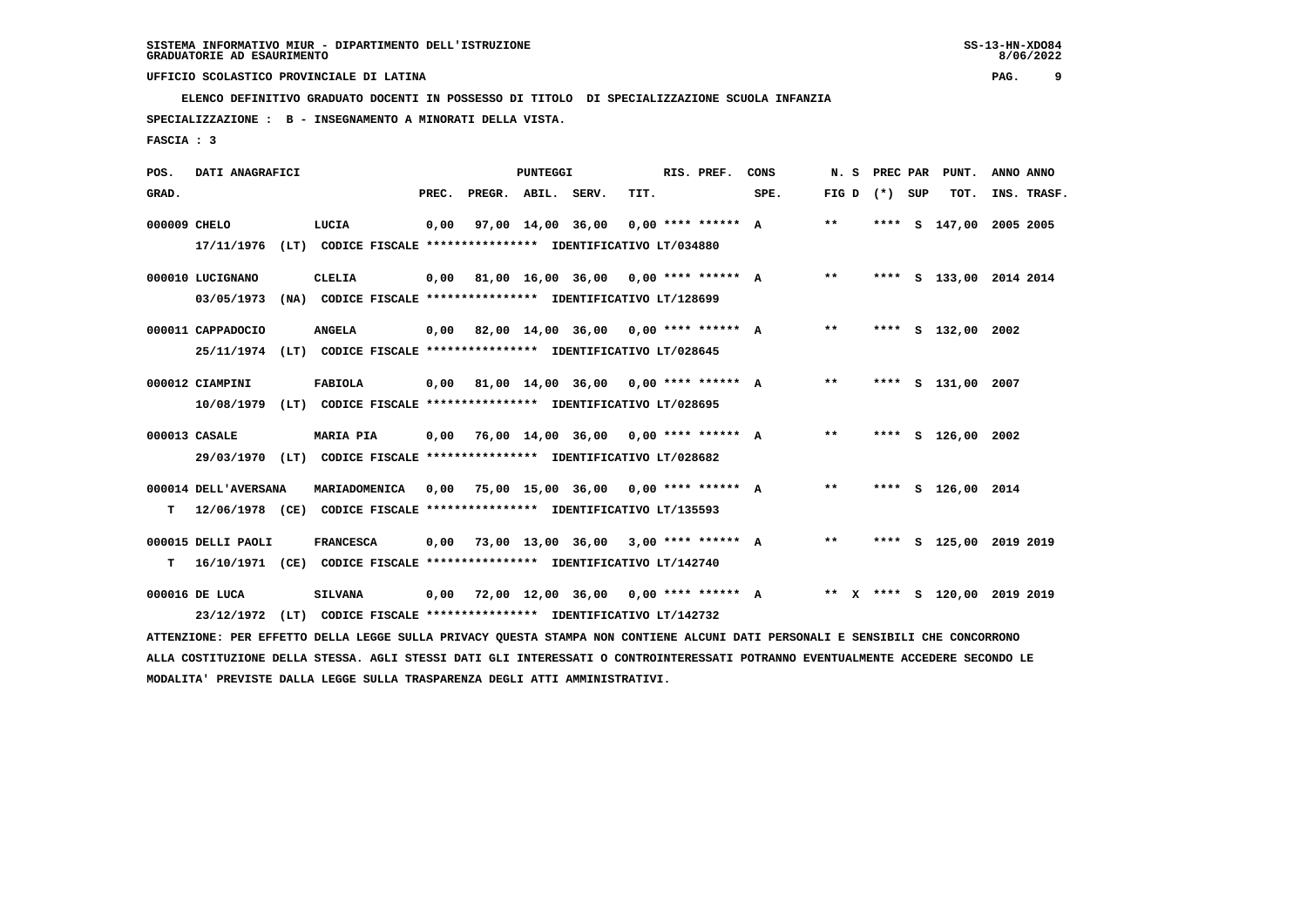SISTEMA INFORMATIVO MIUR - DIPARTIMENTO DELL'ISTRUZIONE
GRADUATORIE AD ESAURIMENTO

UFFICIO SCOLASTICO PROVINCIALE DI LATINA

ELENCO DEFINITIVO GRADUATO DOCENTI IN POSSESSO DI TITOLO DI SPECIALIZZAZIONE SCUOLA INFANZIA

SPECIALIZZAZIONE : B - INSEGNAMENTO A MINORATI DELLA VISTA.

FASCIA : 3

| POS. GRAD. | DATI ANAGRAFICI | | PREC. | PREGR. | ABIL. | SERV. | TIT. | RIS. PREF. | CONS SPE. | N. S FIG D | PREC PAR (*) | SUP | PUNT. TOT. | ANNO INS. | ANNO TRASF. |
|---|---|---|---|---|---|---|---|---|---|---|---|---|---|---|---|
| 000009 | CHELO | LUCIA | 0,00 | 97,00 | 14,00 | 36,00 | 0,00 | **** ****** | A | ** | **** | S | 147,00 | 2005 | 2005 |
| | 17/11/1976 (LT) CODICE FISCALE **************** IDENTIFICATIVO LT/034880 | | | | | | | | | | | | | | |
| 000010 | LUCIGNANO | CLELIA | 0,00 | 81,00 | 16,00 | 36,00 | 0,00 | **** ****** | A | ** | **** | S | 133,00 | 2014 | 2014 |
| | 03/05/1973 (NA) CODICE FISCALE **************** IDENTIFICATIVO LT/128699 | | | | | | | | | | | | | | |
| 000011 | CAPPADOCIO | ANGELA | 0,00 | 82,00 | 14,00 | 36,00 | 0,00 | **** ****** | A | ** | **** | S | 132,00 | 2002 | |
| | 25/11/1974 (LT) CODICE FISCALE **************** IDENTIFICATIVO LT/028645 | | | | | | | | | | | | | | |
| 000012 | CIAMPINI | FABIOLA | 0,00 | 81,00 | 14,00 | 36,00 | 0,00 | **** ****** | A | ** | **** | S | 131,00 | 2007 | |
| | 10/08/1979 (LT) CODICE FISCALE **************** IDENTIFICATIVO LT/028695 | | | | | | | | | | | | | | |
| 000013 | CASALE | MARIA PIA | 0,00 | 76,00 | 14,00 | 36,00 | 0,00 | **** ****** | A | ** | **** | S | 126,00 | 2002 | |
| | 29/03/1970 (LT) CODICE FISCALE **************** IDENTIFICATIVO LT/028682 | | | | | | | | | | | | | | |
| 000014 | DELL'AVERSANA | MARIADOMENICA | 0,00 | 75,00 | 15,00 | 36,00 | 0,00 | **** ****** | A | ** | **** | S | 126,00 | 2014 | |
| T | 12/06/1978 (CE) CODICE FISCALE **************** IDENTIFICATIVO LT/135593 | | | | | | | | | | | | | | |
| 000015 | DELLI PAOLI | FRANCESCA | 0,00 | 73,00 | 13,00 | 36,00 | 3,00 | **** ****** | A | ** | **** | S | 125,00 | 2019 | 2019 |
| T | 16/10/1971 (CE) CODICE FISCALE **************** IDENTIFICATIVO LT/142740 | | | | | | | | | | | | | | |
| 000016 | DE LUCA | SILVANA | 0,00 | 72,00 | 12,00 | 36,00 | 0,00 | **** ****** | A | ** X | **** | S | 120,00 | 2019 | 2019 |
| | 23/12/1972 (LT) CODICE FISCALE **************** IDENTIFICATIVO LT/142732 | | | | | | | | | | | | | | |

ATTENZIONE: PER EFFETTO DELLA LEGGE SULLA PRIVACY QUESTA STAMPA NON CONTIENE ALCUNI DATI PERSONALI E SENSIBILI CHE CONCORRONO ALLA COSTITUZIONE DELLA STESSA. AGLI STESSI DATI GLI INTERESSATI O CONTROINTERESSATI POTRANNO EVENTUALMENTE ACCEDERE SECONDO LE MODALITA' PREVISTE DALLA LEGGE SULLA TRASPARENZA DEGLI ATTI AMMINISTRATIVI.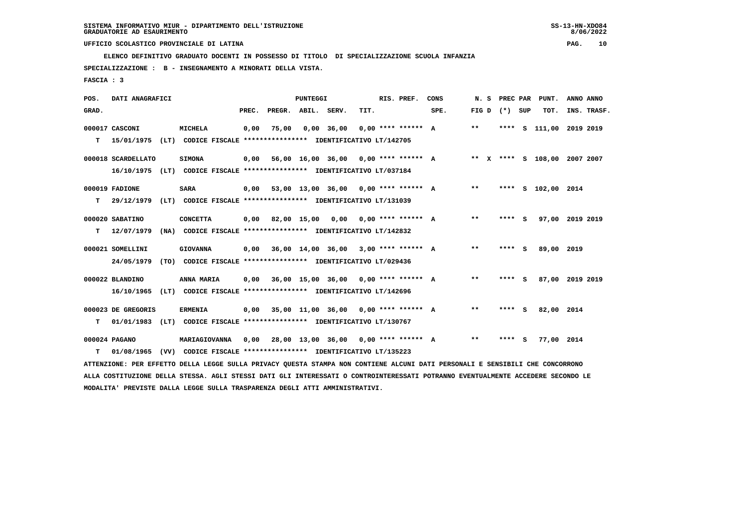UFFICIO SCOLASTICO PROVINCIALE DI LATINA

ELENCO DEFINITIVO GRADUATO DOCENTI IN POSSESSO DI TITOLO DI SPECIALIZZAZIONE SCUOLA INFANZIA

SPECIALIZZAZIONE : B - INSEGNAMENTO A MINORATI DELLA VISTA.

FASCIA : 3

| POS. GRAD. | DATI ANAGRAFICI | | PREC. | PREGR. | ABIL. | SERV. | TIT. | RIS. PREF. | CONS SPE. | N. S FIG D | PREC PAR (*) SUP | PUNT. TOT. | ANNO INS. | ANNO TRASF. |
|---|---|---|---|---|---|---|---|---|---|---|---|---|---|---|
| 000017 | CASCONI | MICHELA | 0,00 | 75,00 | 0,00 | 36,00 | 0,00 | **** ****** | A | ** | **** S | 111,00 | 2019 | 2019 |
| T | 15/01/1975 (LT) CODICE FISCALE **************** IDENTIFICATIVO LT/142705 | | | | | | | | | | | | | |
| 000018 | SCARDELLATO | SIMONA | 0,00 | 56,00 | 16,00 | 36,00 | 0,00 | **** ****** | A | ** X | **** S | 108,00 | 2007 | 2007 |
| | 16/10/1975 (LT) CODICE FISCALE **************** IDENTIFICATIVO LT/037184 | | | | | | | | | | | | | |
| 000019 | FADIONE | SARA | 0,00 | 53,00 | 13,00 | 36,00 | 0,00 | **** ****** | A | ** | **** S | 102,00 | 2014 | |
| T | 29/12/1979 (LT) CODICE FISCALE **************** IDENTIFICATIVO LT/131039 | | | | | | | | | | | | | |
| 000020 | SABATINO | CONCETTA | 0,00 | 82,00 | 15,00 | 0,00 | 0,00 | **** ****** | A | ** | **** S | 97,00 | 2019 | 2019 |
| T | 12/07/1979 (NA) CODICE FISCALE **************** IDENTIFICATIVO LT/142832 | | | | | | | | | | | | | |
| 000021 | SOMELLINI | GIOVANNA | 0,00 | 36,00 | 14,00 | 36,00 | 3,00 | **** ****** | A | ** | **** S | 89,00 | 2019 | |
| | 24/05/1979 (TO) CODICE FISCALE **************** IDENTIFICATIVO LT/029436 | | | | | | | | | | | | | |
| 000022 | BLANDINO | ANNA MARIA | 0,00 | 36,00 | 15,00 | 36,00 | 0,00 | **** ****** | A | ** | **** S | 87,00 | 2019 | 2019 |
| | 16/10/1965 (LT) CODICE FISCALE **************** IDENTIFICATIVO LT/142696 | | | | | | | | | | | | | |
| 000023 | DE GREGORIS | ERMENIA | 0,00 | 35,00 | 11,00 | 36,00 | 0,00 | **** ****** | A | ** | **** S | 82,00 | 2014 | |
| T | 01/01/1983 (LT) CODICE FISCALE **************** IDENTIFICATIVO LT/130767 | | | | | | | | | | | | | |
| 000024 | PAGANO | MARIAGIOVANNA | 0,00 | 28,00 | 13,00 | 36,00 | 0,00 | **** ****** | A | ** | **** S | 77,00 | 2014 | |
| T | 01/08/1965 (VV) CODICE FISCALE **************** IDENTIFICATIVO LT/135223 | | | | | | | | | | | | | |

ATTENZIONE: PER EFFETTO DELLA LEGGE SULLA PRIVACY QUESTA STAMPA NON CONTIENE ALCUNI DATI PERSONALI E SENSIBILI CHE CONCORRONO ALLA COSTITUZIONE DELLA STESSA. AGLI STESSI DATI GLI INTERESSATI O CONTROINTERESSATI POTRANNO EVENTUALMENTE ACCEDERE SECONDO LE MODALITA' PREVISTE DALLA LEGGE SULLA TRASPARENZA DEGLI ATTI AMMINISTRATIVI.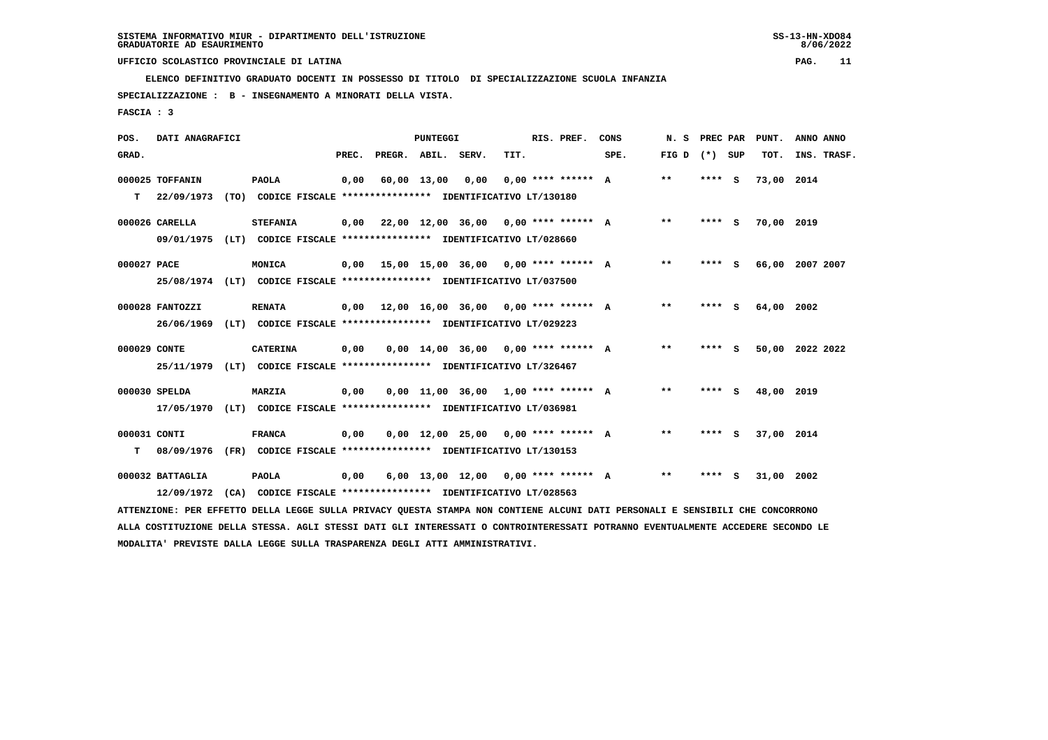SISTEMA INFORMATIVO MIUR - DIPARTIMENTO DELL'ISTRUZIONE
GRADUATORIE AD ESAURIMENTO

UFFICIO SCOLASTICO PROVINCIALE DI LATINA

ELENCO DEFINITIVO GRADUATO DOCENTI IN POSSESSO DI TITOLO DI SPECIALIZZAZIONE SCUOLA INFANZIA

SPECIALIZZAZIONE : B - INSEGNAMENTO A MINORATI DELLA VISTA.

FASCIA : 3

| POS. GRAD. | DATI ANAGRAFICI | | | PREC. | PREGR. | ABIL. | SERV. | TIT. | RIS. PREF. | CONS SPE. | N. S FIG D | PREC PAR (*) SUP | PUNT. TOT. | ANNO INS. | ANNO TRASF. |
|---|---|---|---|---|---|---|---|---|---|---|---|---|---|---|---|
| 000025 | TOFFANIN | PAOLA | | 0,00 | 60,00 | 13,00 | 0,00 | 0,00 | **** ****** | A | ** | **** S | 73,00 | 2014 | |
| T | 22/09/1973 (TO) | CODICE FISCALE **************** | IDENTIFICATIVO LT/130180 | | | | | | | | | | | | |
| 000026 | CARELLA | STEFANIA | | 0,00 | 22,00 | 12,00 | 36,00 | 0,00 | **** ****** | A | ** | **** S | 70,00 | 2019 | |
| | 09/01/1975 (LT) | CODICE FISCALE **************** | IDENTIFICATIVO LT/028660 | | | | | | | | | | | | |
| 000027 | PACE | MONICA | | 0,00 | 15,00 | 15,00 | 36,00 | 0,00 | **** ****** | A | ** | **** S | 66,00 | 2007 | 2007 |
| | 25/08/1974 (LT) | CODICE FISCALE **************** | IDENTIFICATIVO LT/037500 | | | | | | | | | | | | |
| 000028 | FANTOZZI | RENATA | | 0,00 | 12,00 | 16,00 | 36,00 | 0,00 | **** ****** | A | ** | **** S | 64,00 | 2002 | |
| | 26/06/1969 (LT) | CODICE FISCALE **************** | IDENTIFICATIVO LT/029223 | | | | | | | | | | | | |
| 000029 | CONTE | CATERINA | | 0,00 | 0,00 | 14,00 | 36,00 | 0,00 | **** ****** | A | ** | **** S | 50,00 | 2022 | 2022 |
| | 25/11/1979 (LT) | CODICE FISCALE **************** | IDENTIFICATIVO LT/326467 | | | | | | | | | | | | |
| 000030 | SPELDA | MARZIA | | 0,00 | 0,00 | 11,00 | 36,00 | 1,00 | **** ****** | A | ** | **** S | 48,00 | 2019 | |
| | 17/05/1970 (LT) | CODICE FISCALE **************** | IDENTIFICATIVO LT/036981 | | | | | | | | | | | | |
| 000031 | CONTI | FRANCA | | 0,00 | 0,00 | 12,00 | 25,00 | 0,00 | **** ****** | A | ** | **** S | 37,00 | 2014 | |
| T | 08/09/1976 (FR) | CODICE FISCALE **************** | IDENTIFICATIVO LT/130153 | | | | | | | | | | | | |
| 000032 | BATTAGLIA | PAOLA | | 0,00 | 6,00 | 13,00 | 12,00 | 0,00 | **** ****** | A | ** | **** S | 31,00 | 2002 | |
| | 12/09/1972 (CA) | CODICE FISCALE **************** | IDENTIFICATIVO LT/028563 | | | | | | | | | | | | |

ATTENZIONE: PER EFFETTO DELLA LEGGE SULLA PRIVACY QUESTA STAMPA NON CONTIENE ALCUNI DATI PERSONALI E SENSIBILI CHE CONCORRONO ALLA COSTITUZIONE DELLA STESSA. AGLI STESSI DATI GLI INTERESSATI O CONTROINTERESSATI POTRANNO EVENTUALMENTE ACCEDERE SECONDO LE MODALITA' PREVISTE DALLA LEGGE SULLA TRASPARENZA DEGLI ATTI AMMINISTRATIVI.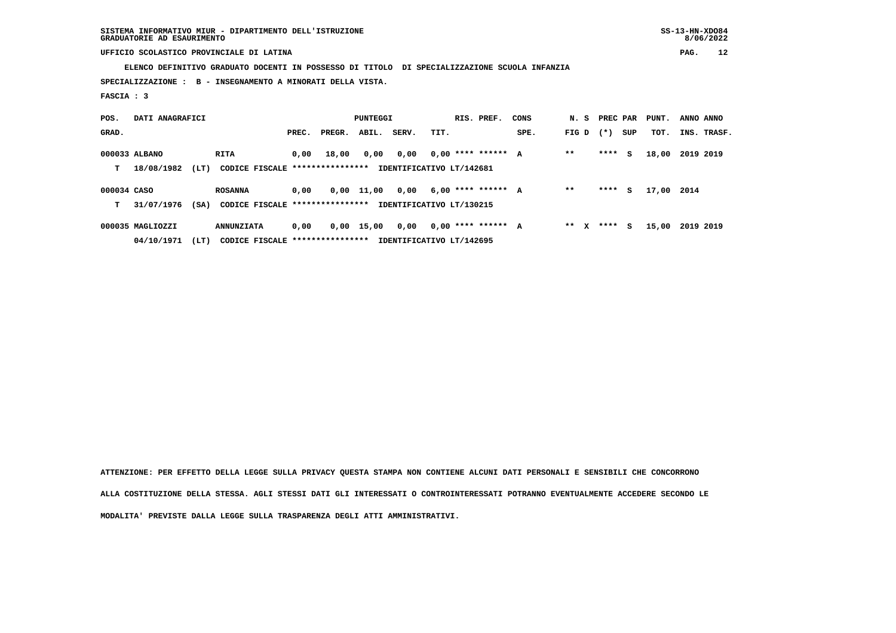SISTEMA INFORMATIVO MIUR - DIPARTIMENTO DELL'ISTRUZIONE
GRADUATORIE AD ESAURIMENTO

UFFICIO SCOLASTICO PROVINCIALE DI LATINA

ELENCO DEFINITIVO GRADUATO DOCENTI IN POSSESSO DI TITOLO DI SPECIALIZZAZIONE SCUOLA INFANZIA

SPECIALIZZAZIONE : B - INSEGNAMENTO A MINORATI DELLA VISTA.

FASCIA : 3

| POS. GRAD. | DATI ANAGRAFICI | | | PREC. | PREGR. | ABIL. | SERV. | TIT. | RIS. PREF. | CONS SPE. | N. S FIG D | PREC PAR (*) SUP | PUNT. TOT. | ANNO INS. | ANNO TRASF. |
|---|---|---|---|---|---|---|---|---|---|---|---|---|---|---|---|
| 000033 | ALBANO | | RITA | 0,00 | 18,00 | 0,00 | 0,00 | 0,00 | **** ****** | A | ** | **** S | 18,00 | 2019 | 2019 |
| T | 18/08/1982 | (LT) | CODICE FISCALE **************** | IDENTIFICATIVO LT/142681 | | | | | | | | | | | |
| 000034 | CASO | | ROSANNA | 0,00 | 0,00 | 11,00 | 0,00 | 6,00 | **** ****** | A | ** | **** S | 17,00 | 2014 | |
| T | 31/07/1976 | (SA) | CODICE FISCALE **************** | IDENTIFICATIVO LT/130215 | | | | | | | | | | | |
| 000035 | MAGLIOZZI | | ANNUNZIATA | 0,00 | 0,00 | 15,00 | 0,00 | 0,00 | **** ****** | A | ** X | **** S | 15,00 | 2019 | 2019 |
| | 04/10/1971 | (LT) | CODICE FISCALE **************** | IDENTIFICATIVO LT/142695 | | | | | | | | | | | |

ATTENZIONE: PER EFFETTO DELLA LEGGE SULLA PRIVACY QUESTA STAMPA NON CONTIENE ALCUNI DATI PERSONALI E SENSIBILI CHE CONCORRONO ALLA COSTITUZIONE DELLA STESSA. AGLI STESSI DATI GLI INTERESSATI O CONTROINTERESSATI POTRANNO EVENTUALMENTE ACCEDERE SECONDO LE MODALITA' PREVISTE DALLA LEGGE SULLA TRASPARENZA DEGLI ATTI AMMINISTRATIVI.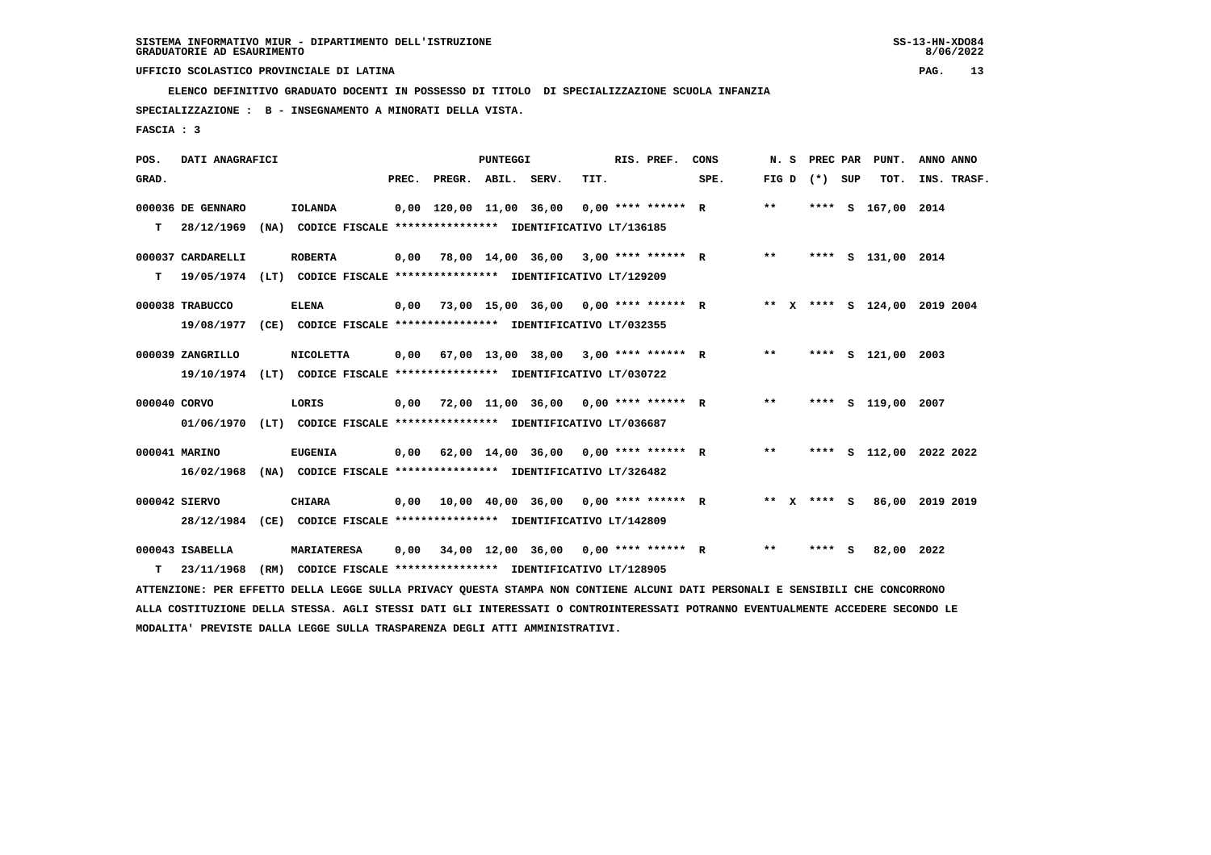SISTEMA INFORMATIVO MIUR - DIPARTIMENTO DELL'ISTRUZIONE
GRADUATORIE AD ESAURIMENTO

UFFICIO SCOLASTICO PROVINCIALE DI LATINA

ELENCO DEFINITIVO GRADUATO DOCENTI IN POSSESSO DI TITOLO DI SPECIALIZZAZIONE SCUOLA INFANZIA

SPECIALIZZAZIONE : B - INSEGNAMENTO A MINORATI DELLA VISTA.

FASCIA : 3

| POS. GRAD. | DATI ANAGRAFICI | | PREC. | PREGR. | ABIL. | SERV. | TIT. | RIS. PREF. | CONS SPE. | N. S FIG D | PREC PAR (*) | SUP | PUNT. TOT. | ANNO INS. | ANNO TRASF. |
|---|---|---|---|---|---|---|---|---|---|---|---|---|---|---|---|
| 000036 | DE GENNARO | IOLANDA | 0,00 | 120,00 | 11,00 | 36,00 | 0,00 | **** ****** | R | ** | **** | S | 167,00 | 2014 | |
| T | 28/12/1969 (NA) | CODICE FISCALE **************** IDENTIFICATIVO LT/136185 | | | | | | | | | | | | | |
| 000037 | CARDARELLI | ROBERTA | 0,00 | 78,00 | 14,00 | 36,00 | 3,00 | **** ****** | R | ** | **** | S | 131,00 | 2014 | |
| T | 19/05/1974 (LT) | CODICE FISCALE **************** IDENTIFICATIVO LT/129209 | | | | | | | | | | | | | |
| 000038 | TRABUCCO | ELENA | 0,00 | 73,00 | 15,00 | 36,00 | 0,00 | **** ****** | R | ** X | **** | S | 124,00 | 2019 | 2004 |
| | 19/08/1977 (CE) | CODICE FISCALE **************** IDENTIFICATIVO LT/032355 | | | | | | | | | | | | | |
| 000039 | ZANGRILLO | NICOLETTA | 0,00 | 67,00 | 13,00 | 38,00 | 3,00 | **** ****** | R | ** | **** | S | 121,00 | 2003 | |
| | 19/10/1974 (LT) | CODICE FISCALE **************** IDENTIFICATIVO LT/030722 | | | | | | | | | | | | | |
| 000040 | CORVO | LORIS | 0,00 | 72,00 | 11,00 | 36,00 | 0,00 | **** ****** | R | ** | **** | S | 119,00 | 2007 | |
| | 01/06/1970 (LT) | CODICE FISCALE **************** IDENTIFICATIVO LT/036687 | | | | | | | | | | | | | |
| 000041 | MARINO | EUGENIA | 0,00 | 62,00 | 14,00 | 36,00 | 0,00 | **** ****** | R | ** | **** | S | 112,00 | 2022 | 2022 |
| | 16/02/1968 (NA) | CODICE FISCALE **************** IDENTIFICATIVO LT/326482 | | | | | | | | | | | | | |
| 000042 | SIERVO | CHIARA | 0,00 | 10,00 | 40,00 | 36,00 | 0,00 | **** ****** | R | ** X | **** | S | 86,00 | 2019 | 2019 |
| | 28/12/1984 (CE) | CODICE FISCALE **************** IDENTIFICATIVO LT/142809 | | | | | | | | | | | | | |
| 000043 | ISABELLA | MARIATERESA | 0,00 | 34,00 | 12,00 | 36,00 | 0,00 | **** ****** | R | ** | **** | S | 82,00 | 2022 | |
| T | 23/11/1968 (RM) | CODICE FISCALE **************** IDENTIFICATIVO LT/128905 | | | | | | | | | | | | | |

ATTENZIONE: PER EFFETTO DELLA LEGGE SULLA PRIVACY QUESTA STAMPA NON CONTIENE ALCUNI DATI PERSONALI E SENSIBILI CHE CONCORRONO ALLA COSTITUZIONE DELLA STESSA. AGLI STESSI DATI GLI INTERESSATI O CONTROINTERESSATI POTRANNO EVENTUALMENTE ACCEDERE SECONDO LE MODALITA' PREVISTE DALLA LEGGE SULLA TRASPARENZA DEGLI ATTI AMMINISTRATIVI.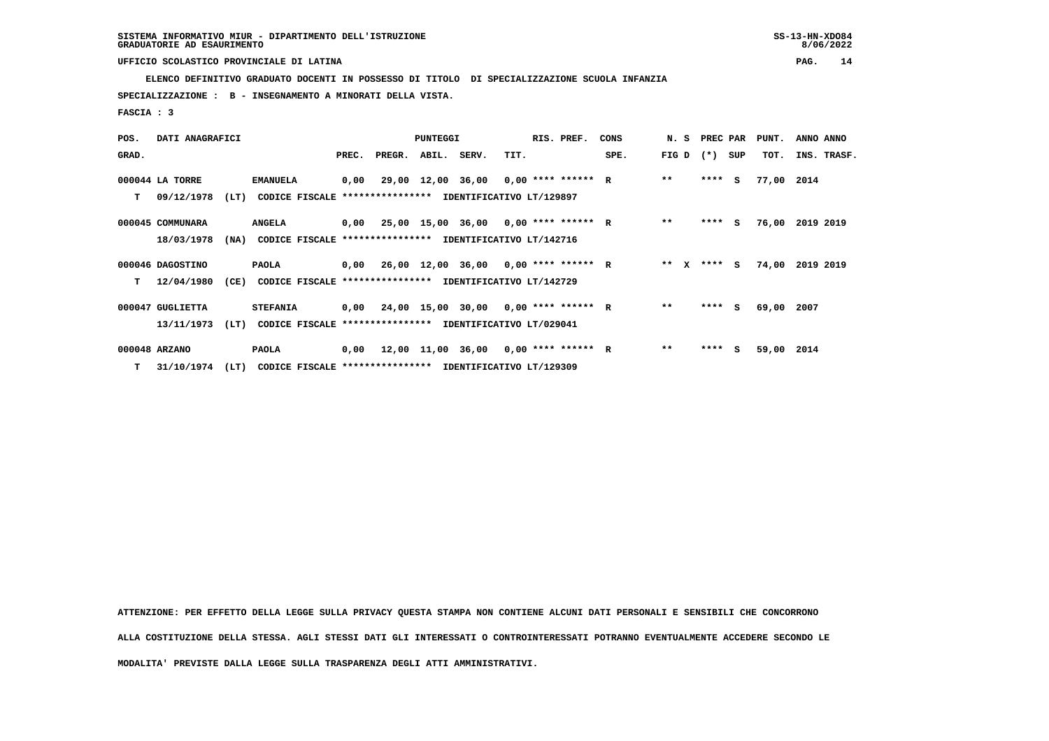SISTEMA INFORMATIVO MIUR - DIPARTIMENTO DELL'ISTRUZIONE
GRADUATORIE AD ESAURIMENTO

UFFICIO SCOLASTICO PROVINCIALE DI LATINA

**ELENCO DEFINITIVO GRADUATO DOCENTI IN POSSESSO DI TITOLO DI SPECIALIZZAZIONE SCUOLA INFANZIA**

**SPECIALIZZAZIONE : B - INSEGNAMENTO A MINORATI DELLA VISTA.**

**FASCIA : 3**

| POS. GRAD. | DATI ANAGRAFICI | | | PREC. | PREGR. | ABIL. | SERV. | TIT. | RIS. PREF. | CONS SPE. | N. S FIG D | PREC (*) | PAR SUP | PUNT. TOT. | ANNO INS. | ANNO TRASF. |
|---|---|---|---|---|---|---|---|---|---|---|---|---|---|---|---|---|
| 000044 | LA TORRE | EMANUELA | | 0,00 | 29,00 | 12,00 | 36,00 | 0,00 | **** ****** | R | ** | **** | S | 77,00 | 2014 | |
| T | 09/12/1978 (LT) | CODICE FISCALE **************** | IDENTIFICATIVO LT/129897 | | | | | | | | | | | | | |
| 000045 | COMMUNARA | ANGELA | | 0,00 | 25,00 | 15,00 | 36,00 | 0,00 | **** ****** | R | ** | **** | S | 76,00 | 2019 | 2019 |
| | 18/03/1978 (NA) | CODICE FISCALE **************** | IDENTIFICATIVO LT/142716 | | | | | | | | | | | | | |
| 000046 | DAGOSTINO | PAOLA | | 0,00 | 26,00 | 12,00 | 36,00 | 0,00 | **** ****** | R | ** X | **** | S | 74,00 | 2019 | 2019 |
| T | 12/04/1980 (CE) | CODICE FISCALE **************** | IDENTIFICATIVO LT/142729 | | | | | | | | | | | | | |
| 000047 | GUGLIETTA | STEFANIA | | 0,00 | 24,00 | 15,00 | 30,00 | 0,00 | **** ****** | R | ** | **** | S | 69,00 | 2007 | |
| | 13/11/1973 (LT) | CODICE FISCALE **************** | IDENTIFICATIVO LT/029041 | | | | | | | | | | | | | |
| 000048 | ARZANO | PAOLA | | 0,00 | 12,00 | 11,00 | 36,00 | 0,00 | **** ****** | R | ** | **** | S | 59,00 | 2014 | |
| T | 31/10/1974 (LT) | CODICE FISCALE **************** | IDENTIFICATIVO LT/129309 | | | | | | | | | | | | | |

ATTENZIONE: PER EFFETTO DELLA LEGGE SULLA PRIVACY QUESTA STAMPA NON CONTIENE ALCUNI DATI PERSONALI E SENSIBILI CHE CONCORRONO ALLA COSTITUZIONE DELLA STESSA. AGLI STESSI DATI GLI INTERESSATI O CONTROINTERESSATI POTRANNO EVENTUALMENTE ACCEDERE SECONDO LE MODALITA' PREVISTE DALLA LEGGE SULLA TRASPARENZA DEGLI ATTI AMMINISTRATIVI.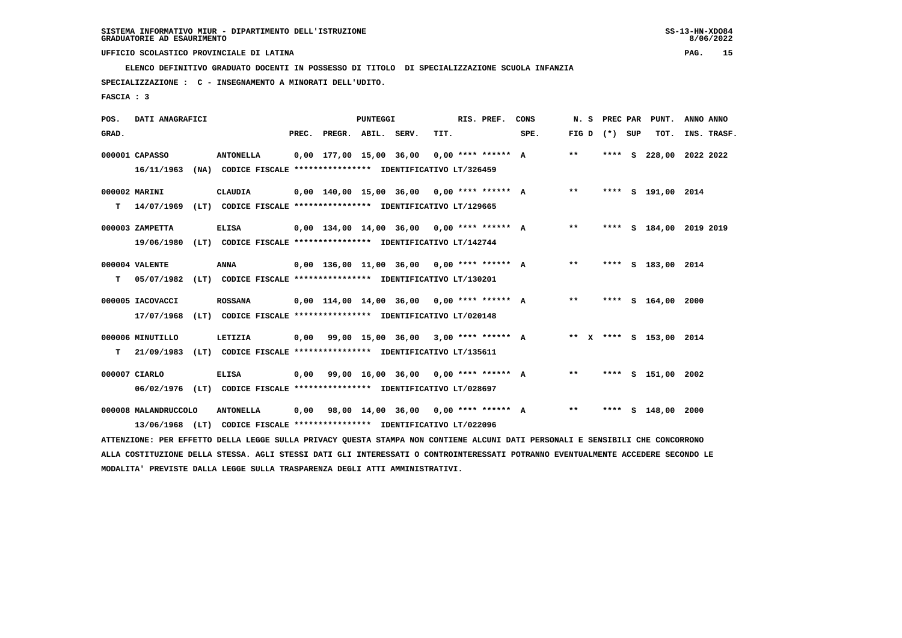SISTEMA INFORMATIVO MIUR - DIPARTIMENTO DELL'ISTRUZIONE
GRADUATORIE AD ESAURIMENTO

UFFICIO SCOLASTICO PROVINCIALE DI LATINA

ELENCO DEFINITIVO GRADUATO DOCENTI IN POSSESSO DI TITOLO DI SPECIALIZZAZIONE SCUOLA INFANZIA

SPECIALIZZAZIONE : C - INSEGNAMENTO A MINORATI DELL'UDITO.

FASCIA : 3

| POS. GRAD. | DATI ANAGRAFICI | | PREC. | PREGR. | ABIL. | SERV. | TIT. | RIS. PREF. | CONS SPE. | N. S FIG D | PREC PAR (*) | SUP | PUNT. TOT. | ANNO INS. | ANNO TRASF. |
|---|---|---|---|---|---|---|---|---|---|---|---|---|---|---|---|
| 000001 | CAPASSO | ANTONELLA | 0,00 | 177,00 | 15,00 | 36,00 | 0,00 | **** ****** | A | ** | **** | S | 228,00 | 2022 | 2022 |
| | 16/11/1963 (NA) CODICE FISCALE **************** IDENTIFICATIVO LT/326459 | | | | | | | | | | | | | | |
| 000002 | MARINI | CLAUDIA | 0,00 | 140,00 | 15,00 | 36,00 | 0,00 | **** ****** | A | ** | **** | S | 191,00 | 2014 | |
| T | 14/07/1969 (LT) CODICE FISCALE **************** IDENTIFICATIVO LT/129665 | | | | | | | | | | | | | | |
| 000003 | ZAMPETTA | ELISA | 0,00 | 134,00 | 14,00 | 36,00 | 0,00 | **** ****** | A | ** | **** | S | 184,00 | 2019 | 2019 |
| | 19/06/1980 (LT) CODICE FISCALE **************** IDENTIFICATIVO LT/142744 | | | | | | | | | | | | | | |
| 000004 | VALENTE | ANNA | 0,00 | 136,00 | 11,00 | 36,00 | 0,00 | **** ****** | A | ** | **** | S | 183,00 | 2014 | |
| T | 05/07/1982 (LT) CODICE FISCALE **************** IDENTIFICATIVO LT/130201 | | | | | | | | | | | | | | |
| 000005 | IACOVACCI | ROSSANA | 0,00 | 114,00 | 14,00 | 36,00 | 0,00 | **** ****** | A | ** | **** | S | 164,00 | 2000 | |
| | 17/07/1968 (LT) CODICE FISCALE **************** IDENTIFICATIVO LT/020148 | | | | | | | | | | | | | | |
| 000006 | MINUTILLO | LETIZIA | 0,00 | 99,00 | 15,00 | 36,00 | 3,00 | **** ****** | A | ** X | **** | S | 153,00 | 2014 | |
| T | 21/09/1983 (LT) CODICE FISCALE **************** IDENTIFICATIVO LT/135611 | | | | | | | | | | | | | | |
| 000007 | CIARLO | ELISA | 0,00 | 99,00 | 16,00 | 36,00 | 0,00 | **** ****** | A | ** | **** | S | 151,00 | 2002 | |
| | 06/02/1976 (LT) CODICE FISCALE **************** IDENTIFICATIVO LT/028697 | | | | | | | | | | | | | | |
| 000008 | MALANDRUCCOLO | ANTONELLA | 0,00 | 98,00 | 14,00 | 36,00 | 0,00 | **** ****** | A | ** | **** | S | 148,00 | 2000 | |
| | 13/06/1968 (LT) CODICE FISCALE **************** IDENTIFICATIVO LT/022096 | | | | | | | | | | | | | | |

ATTENZIONE: PER EFFETTO DELLA LEGGE SULLA PRIVACY QUESTA STAMPA NON CONTIENE ALCUNI DATI PERSONALI E SENSIBILI CHE CONCORRONO ALLA COSTITUZIONE DELLA STESSA. AGLI STESSI DATI GLI INTERESSATI O CONTROINTERESSATI POTRANNO EVENTUALMENTE ACCEDERE SECONDO LE MODALITA' PREVISTE DALLA LEGGE SULLA TRASPARENZA DEGLI ATTI AMMINISTRATIVI.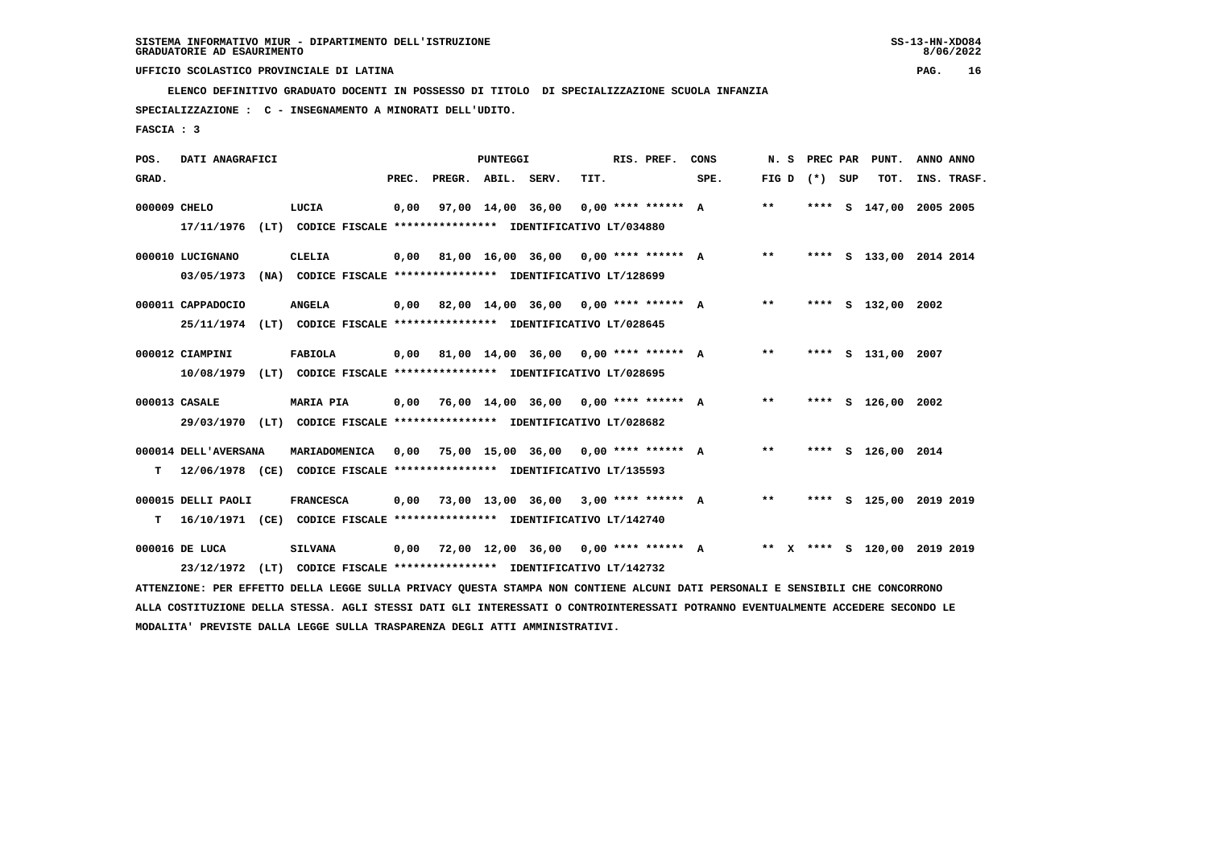SISTEMA INFORMATIVO MIUR - DIPARTIMENTO DELL'ISTRUZIONE
GRADUATORIE AD ESAURIMENTO

UFFICIO SCOLASTICO PROVINCIALE DI LATINA

ELENCO DEFINITIVO GRADUATO DOCENTI IN POSSESSO DI TITOLO DI SPECIALIZZAZIONE SCUOLA INFANZIA

SPECIALIZZAZIONE : C - INSEGNAMENTO A MINORATI DELL'UDITO.

FASCIA : 3

| POS. GRAD. | DATI ANAGRAFICI | | PREC. | PREGR. | ABIL. | SERV. | TIT. | RIS. PREF. | CONS SPE. | N. S FIG D | PREC PAR (*) SUP | PUNT. TOT. | ANNO INS. | ANNO TRASF. |
|---|---|---|---|---|---|---|---|---|---|---|---|---|---|---|
| 000009 | CHELO | LUCIA | 0,00 | 97,00 | 14,00 | 36,00 | 0,00 | **** ****** | A | ** | **** S | 147,00 | 2005 | 2005 |
| | 17/11/1976 (LT) CODICE FISCALE **************** IDENTIFICATIVO LT/034880 | | | | | | | | | | | | | |
| 000010 | LUCIGNANO | CLELIA | 0,00 | 81,00 | 16,00 | 36,00 | 0,00 | **** ****** | A | ** | **** S | 133,00 | 2014 | 2014 |
| | 03/05/1973 (NA) CODICE FISCALE **************** IDENTIFICATIVO LT/128699 | | | | | | | | | | | | | |
| 000011 | CAPPADOCIO | ANGELA | 0,00 | 82,00 | 14,00 | 36,00 | 0,00 | **** ****** | A | ** | **** S | 132,00 | 2002 | |
| | 25/11/1974 (LT) CODICE FISCALE **************** IDENTIFICATIVO LT/028645 | | | | | | | | | | | | | |
| 000012 | CIAMPINI | FABIOLA | 0,00 | 81,00 | 14,00 | 36,00 | 0,00 | **** ****** | A | ** | **** S | 131,00 | 2007 | |
| | 10/08/1979 (LT) CODICE FISCALE **************** IDENTIFICATIVO LT/028695 | | | | | | | | | | | | | |
| 000013 | CASALE | MARIA PIA | 0,00 | 76,00 | 14,00 | 36,00 | 0,00 | **** ****** | A | ** | **** S | 126,00 | 2002 | |
| | 29/03/1970 (LT) CODICE FISCALE **************** IDENTIFICATIVO LT/028682 | | | | | | | | | | | | | |
| 000014 | DELL'AVERSANA | MARIADOMENICA | 0,00 | 75,00 | 15,00 | 36,00 | 0,00 | **** ****** | A | ** | **** S | 126,00 | 2014 | |
| T | 12/06/1978 (CE) CODICE FISCALE **************** IDENTIFICATIVO LT/135593 | | | | | | | | | | | | | |
| 000015 | DELLI PAOLI | FRANCESCA | 0,00 | 73,00 | 13,00 | 36,00 | 3,00 | **** ****** | A | ** | **** S | 125,00 | 2019 | 2019 |
| T | 16/10/1971 (CE) CODICE FISCALE **************** IDENTIFICATIVO LT/142740 | | | | | | | | | | | | | |
| 000016 | DE LUCA | SILVANA | 0,00 | 72,00 | 12,00 | 36,00 | 0,00 | **** ****** | A | ** X | **** S | 120,00 | 2019 | 2019 |
| | 23/12/1972 (LT) CODICE FISCALE **************** IDENTIFICATIVO LT/142732 | | | | | | | | | | | | | |

ATTENZIONE: PER EFFETTO DELLA LEGGE SULLA PRIVACY QUESTA STAMPA NON CONTIENE ALCUNI DATI PERSONALI E SENSIBILI CHE CONCORRONO ALLA COSTITUZIONE DELLA STESSA. AGLI STESSI DATI GLI INTERESSATI O CONTROINTERESSATI POTRANNO EVENTUALMENTE ACCEDERE SECONDO LE MODALITA' PREVISTE DALLA LEGGE SULLA TRASPARENZA DEGLI ATTI AMMINISTRATIVI.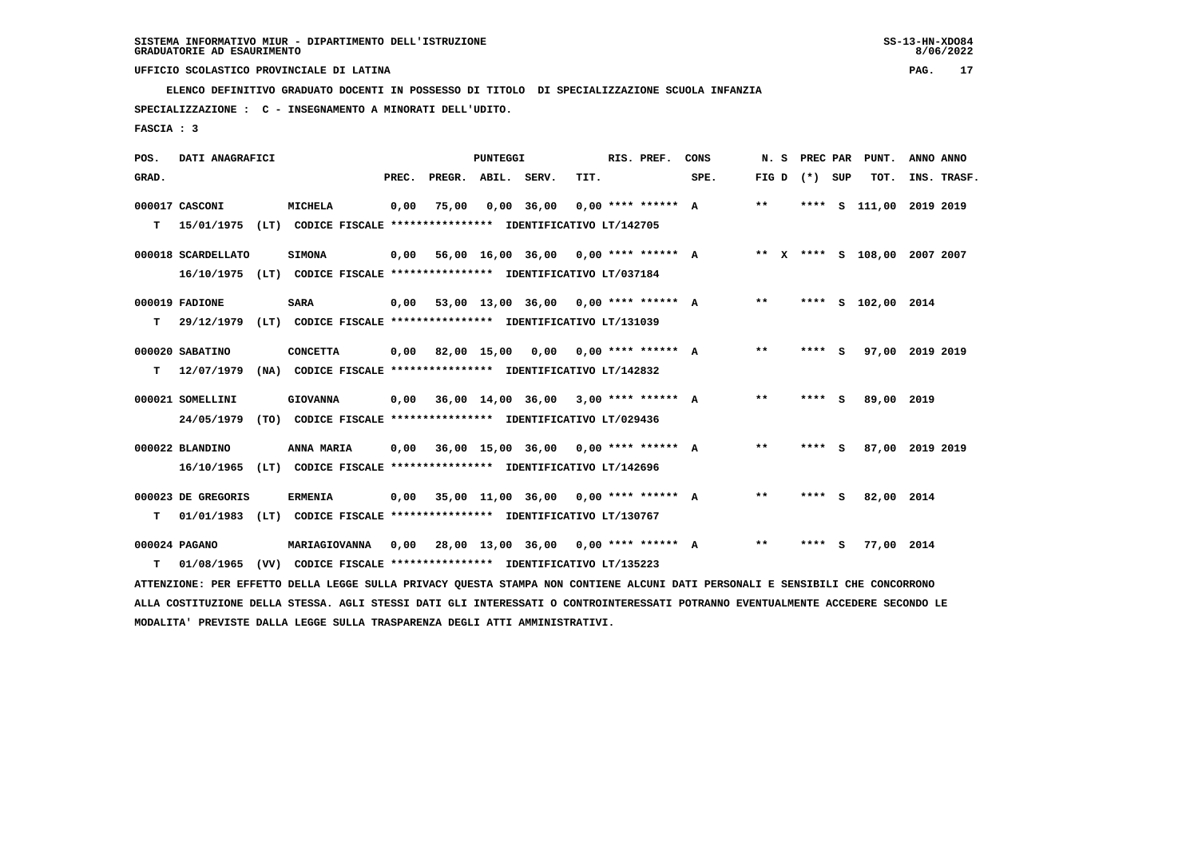SISTEMA INFORMATIVO MIUR - DIPARTIMENTO DELL'ISTRUZIONE
GRADUATORIE AD ESAURIMENTO

UFFICIO SCOLASTICO PROVINCIALE DI LATINA

ELENCO DEFINITIVO GRADUATO DOCENTI IN POSSESSO DI TITOLO DI SPECIALIZZAZIONE SCUOLA INFANZIA

SPECIALIZZAZIONE : C - INSEGNAMENTO A MINORATI DELL'UDITO.

FASCIA : 3

| POS. GRAD. | DATI ANAGRAFICI | | PREC. | PREGR. | ABIL. | SERV. | TIT. | RIS. PREF. | CONS SPE. | N. S FIG D | PREC PAR (*) | SUP | PUNT. TOT. | ANNO INS. | ANNO TRASF. |
|---|---|---|---|---|---|---|---|---|---|---|---|---|---|---|---|
| 000017 | CASCONI | MICHELA | 0,00 | 75,00 | 0,00 | 36,00 | 0,00 | **** ****** | A | ** | **** | S | 111,00 | 2019 | 2019 |
| T | 15/01/1975 (LT) CODICE FISCALE **************** IDENTIFICATIVO LT/142705 | | | | | | | | | | | | | | |
| 000018 | SCARDELLATO | SIMONA | 0,00 | 56,00 | 16,00 | 36,00 | 0,00 | **** ****** | A | ** X | **** | S | 108,00 | 2007 | 2007 |
| | 16/10/1975 (LT) CODICE FISCALE **************** IDENTIFICATIVO LT/037184 | | | | | | | | | | | | | | |
| 000019 | FADIONE | SARA | 0,00 | 53,00 | 13,00 | 36,00 | 0,00 | **** ****** | A | ** | **** | S | 102,00 | 2014 | |
| T | 29/12/1979 (LT) CODICE FISCALE **************** IDENTIFICATIVO LT/131039 | | | | | | | | | | | | | | |
| 000020 | SABATINO | CONCETTA | 0,00 | 82,00 | 15,00 | 0,00 | 0,00 | **** ****** | A | ** | **** | S | 97,00 | 2019 | 2019 |
| T | 12/07/1979 (NA) CODICE FISCALE **************** IDENTIFICATIVO LT/142832 | | | | | | | | | | | | | | |
| 000021 | SOMELLINI | GIOVANNA | 0,00 | 36,00 | 14,00 | 36,00 | 3,00 | **** ****** | A | ** | **** | S | 89,00 | 2019 | |
| | 24/05/1979 (TO) CODICE FISCALE **************** IDENTIFICATIVO LT/029436 | | | | | | | | | | | | | | |
| 000022 | BLANDINO | ANNA MARIA | 0,00 | 36,00 | 15,00 | 36,00 | 0,00 | **** ****** | A | ** | **** | S | 87,00 | 2019 | 2019 |
| | 16/10/1965 (LT) CODICE FISCALE **************** IDENTIFICATIVO LT/142696 | | | | | | | | | | | | | | |
| 000023 | DE GREGORIS | ERMENIA | 0,00 | 35,00 | 11,00 | 36,00 | 0,00 | **** ****** | A | ** | **** | S | 82,00 | 2014 | |
| T | 01/01/1983 (LT) CODICE FISCALE **************** IDENTIFICATIVO LT/130767 | | | | | | | | | | | | | | |
| 000024 | PAGANO | MARIAGIOVANNA | 0,00 | 28,00 | 13,00 | 36,00 | 0,00 | **** ****** | A | ** | **** | S | 77,00 | 2014 | |
| T | 01/08/1965 (VV) CODICE FISCALE **************** IDENTIFICATIVO LT/135223 | | | | | | | | | | | | | | |

ATTENZIONE: PER EFFETTO DELLA LEGGE SULLA PRIVACY QUESTA STAMPA NON CONTIENE ALCUNI DATI PERSONALI E SENSIBILI CHE CONCORRONO ALLA COSTITUZIONE DELLA STESSA. AGLI STESSI DATI GLI INTERESSATI O CONTROINTERESSATI POTRANNO EVENTUALMENTE ACCEDERE SECONDO LE MODALITA' PREVISTE DALLA LEGGE SULLA TRASPARENZA DEGLI ATTI AMMINISTRATIVI.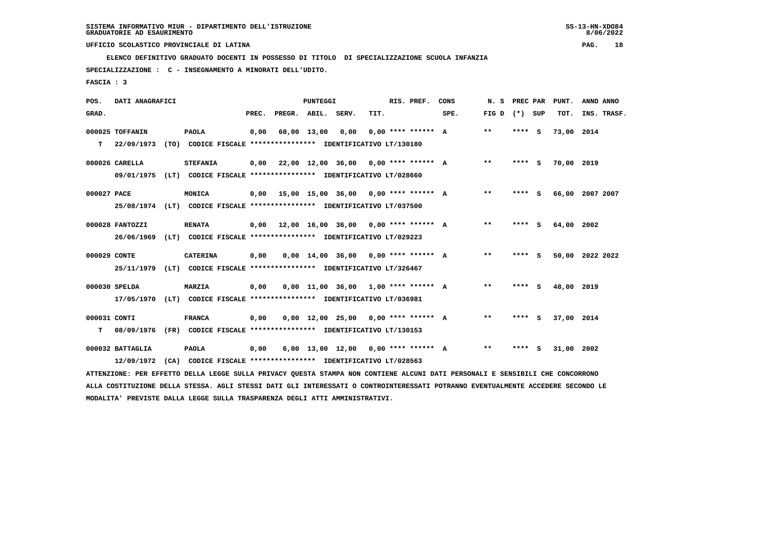SISTEMA INFORMATIVO MIUR - DIPARTIMENTO DELL'ISTRUZIONE
GRADUATORIE AD ESAURIMENTO

UFFICIO SCOLASTICO PROVINCIALE DI LATINA

ELENCO DEFINITIVO GRADUATO DOCENTI IN POSSESSO DI TITOLO DI SPECIALIZZAZIONE SCUOLA INFANZIA

SPECIALIZZAZIONE : C - INSEGNAMENTO A MINORATI DELL'UDITO.

FASCIA : 3

| POS. GRAD. | DATI ANAGRAFICI | | PREC. | PREGR. | ABIL. | SERV. | TIT. | RIS. PREF. | CONS SPE. | N. S FIG D | PREC PAR (*) SUP | PUNT. TOT. | ANNO INS. | ANNO TRASF. |
|---|---|---|---|---|---|---|---|---|---|---|---|---|---|---|
| 000025 | TOFFANIN | PAOLA | 0,00 | 60,00 | 13,00 | 0,00 | 0,00 | **** ****** | A | ** | **** S | 73,00 | 2014 | |
| T | 22/09/1973 (TO) CODICE FISCALE **************** IDENTIFICATIVO LT/130180 | | | | | | | | | | | | | |
| 000026 | CARELLA | STEFANIA | 0,00 | 22,00 | 12,00 | 36,00 | 0,00 | **** ****** | A | ** | **** S | 70,00 | 2019 | |
| | 09/01/1975 (LT) CODICE FISCALE **************** IDENTIFICATIVO LT/028660 | | | | | | | | | | | | | |
| 000027 | PACE | MONICA | 0,00 | 15,00 | 15,00 | 36,00 | 0,00 | **** ****** | A | ** | **** S | 66,00 | 2007 | 2007 |
| | 25/08/1974 (LT) CODICE FISCALE **************** IDENTIFICATIVO LT/037500 | | | | | | | | | | | | | |
| 000028 | FANTOZZI | RENATA | 0,00 | 12,00 | 16,00 | 36,00 | 0,00 | **** ****** | A | ** | **** S | 64,00 | 2002 | |
| | 26/06/1969 (LT) CODICE FISCALE **************** IDENTIFICATIVO LT/029223 | | | | | | | | | | | | | |
| 000029 | CONTE | CATERINA | 0,00 | 0,00 | 14,00 | 36,00 | 0,00 | **** ****** | A | ** | **** S | 50,00 | 2022 | 2022 |
| | 25/11/1979 (LT) CODICE FISCALE **************** IDENTIFICATIVO LT/326467 | | | | | | | | | | | | | |
| 000030 | SPELDA | MARZIA | 0,00 | 0,00 | 11,00 | 36,00 | 1,00 | **** ****** | A | ** | **** S | 48,00 | 2019 | |
| | 17/05/1970 (LT) CODICE FISCALE **************** IDENTIFICATIVO LT/036981 | | | | | | | | | | | | | |
| 000031 | CONTI | FRANCA | 0,00 | 0,00 | 12,00 | 25,00 | 0,00 | **** ****** | A | ** | **** S | 37,00 | 2014 | |
| T | 08/09/1976 (FR) CODICE FISCALE **************** IDENTIFICATIVO LT/130153 | | | | | | | | | | | | | |
| 000032 | BATTAGLIA | PAOLA | 0,00 | 6,00 | 13,00 | 12,00 | 0,00 | **** ****** | A | ** | **** S | 31,00 | 2002 | |
| | 12/09/1972 (CA) CODICE FISCALE **************** IDENTIFICATIVO LT/028563 | | | | | | | | | | | | | |

ATTENZIONE: PER EFFETTO DELLA LEGGE SULLA PRIVACY QUESTA STAMPA NON CONTIENE ALCUNI DATI PERSONALI E SENSIBILI CHE CONCORRONO ALLA COSTITUZIONE DELLA STESSA. AGLI STESSI DATI GLI INTERESSATI O CONTROINTERESSATI POTRANNO EVENTUALMENTE ACCEDERE SECONDO LE MODALITA' PREVISTE DALLA LEGGE SULLA TRASPARENZA DEGLI ATTI AMMINISTRATIVI.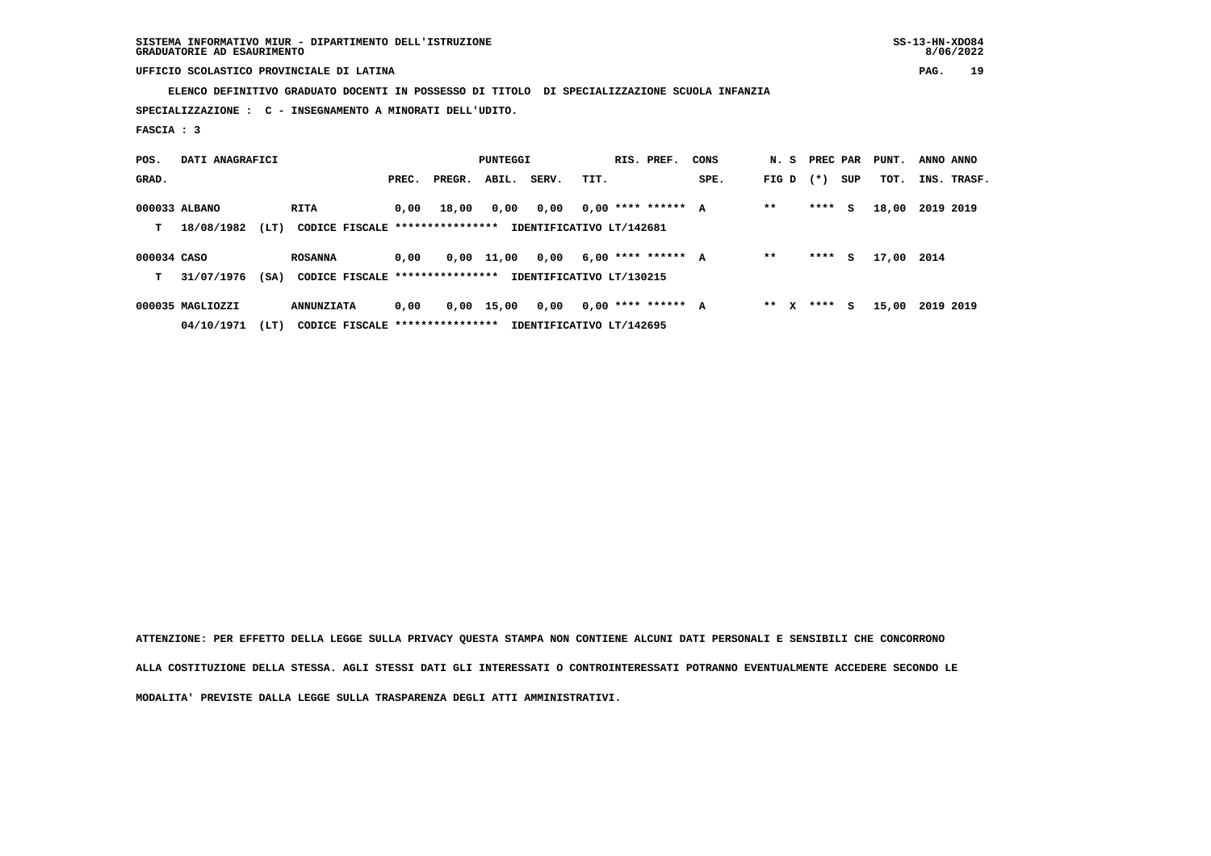SISTEMA INFORMATIVO MIUR - DIPARTIMENTO DELL'ISTRUZIONE
GRADUATORIE AD ESAURIMENTO

UFFICIO SCOLASTICO PROVINCIALE DI LATINA

**ELENCO DEFINITIVO GRADUATO DOCENTI IN POSSESSO DI TITOLO DI SPECIALIZZAZIONE SCUOLA INFANZIA**

**SPECIALIZZAZIONE : C - INSEGNAMENTO A MINORATI DELL'UDITO.**

**FASCIA : 3**

| POS. GRAD. | DATI ANAGRAFICI | | PUNTEGGI PREC. | PREGR. | ABIL. | SERV. | TIT. | RIS. PREF. | CONS SPE. | N. S FIG D | PREC (*) | PAR SUP | PUNT. TOT. | ANNO INS. | ANNO TRASF. |
|---|---|---|---|---|---|---|---|---|---|---|---|---|---|---|---|
| 000033 | ALBANO | RITA | 0,00 | 18,00 | 0,00 | 0,00 | 0,00 | **** ****** | A | ** | **** | S | 18,00 | 2019 | 2019 |
| T | 18/08/1982 (LT) | CODICE FISCALE **************** IDENTIFICATIVO LT/142681 | | | | | | | | | | | | | |
| 000034 | CASO | ROSANNA | 0,00 | 0,00 | 11,00 | 0,00 | 6,00 | **** ****** | A | ** | **** | S | 17,00 | 2014 | |
| T | 31/07/1976 (SA) | CODICE FISCALE **************** IDENTIFICATIVO LT/130215 | | | | | | | | | | | | | |
| 000035 | MAGLIOZZI | ANNUNZIATA | 0,00 | 0,00 | 15,00 | 0,00 | 0,00 | **** ****** | A | ** X | **** | S | 15,00 | 2019 | 2019 |
| | 04/10/1971 (LT) | CODICE FISCALE **************** IDENTIFICATIVO LT/142695 | | | | | | | | | | | | | |

ATTENZIONE: PER EFFETTO DELLA LEGGE SULLA PRIVACY QUESTA STAMPA NON CONTIENE ALCUNI DATI PERSONALI E SENSIBILI CHE CONCORRONO ALLA COSTITUZIONE DELLA STESSA. AGLI STESSI DATI GLI INTERESSATI O CONTROINTERESSATI POTRANNO EVENTUALMENTE ACCEDERE SECONDO LE MODALITA' PREVISTE DALLA LEGGE SULLA TRASPARENZA DEGLI ATTI AMMINISTRATIVI.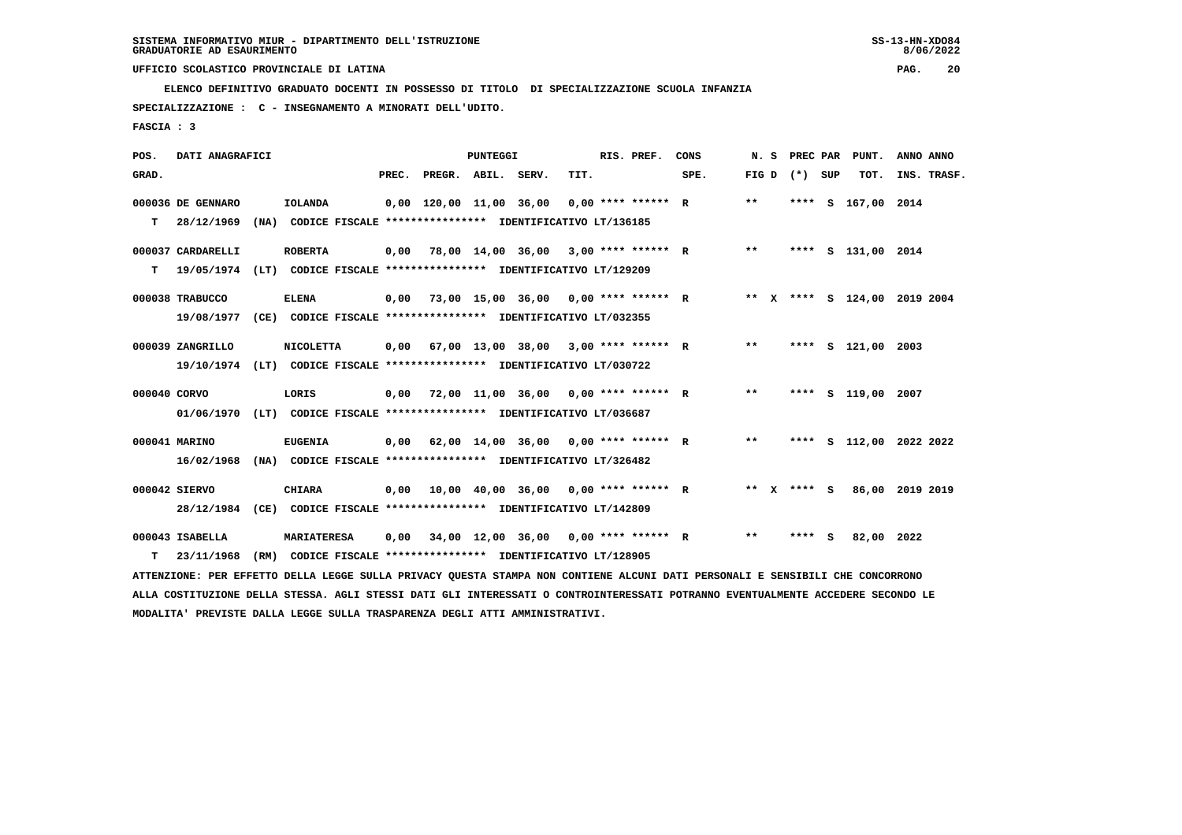SISTEMA INFORMATIVO MIUR - DIPARTIMENTO DELL'ISTRUZIONE
GRADUATORIE AD ESAURIMENTO

UFFICIO SCOLASTICO PROVINCIALE DI LATINA

ELENCO DEFINITIVO GRADUATO DOCENTI IN POSSESSO DI TITOLO DI SPECIALIZZAZIONE SCUOLA INFANZIA

SPECIALIZZAZIONE : C - INSEGNAMENTO A MINORATI DELL'UDITO.

FASCIA : 3

| POS. GRAD. | DATI ANAGRAFICI | | PREC. | PREGR. | ABIL. | SERV. | TIT. | RIS. PREF. | CONS SPE. | N. S FIG D | PREC PAR (*) SUP | PUNT. TOT. | ANNO INS. | ANNO TRASF. |
|---|---|---|---|---|---|---|---|---|---|---|---|---|---|---|
| 000036 | DE GENNARO | IOLANDA | 0,00 | 120,00 | 11,00 | 36,00 | 0,00 | **** ****** | R | ** | **** S | 167,00 | 2014 | |
| T | 28/12/1969 (NA) | CODICE FISCALE **************** IDENTIFICATIVO LT/136185 | | | | | | | | | | | | |
| 000037 | CARDARELLI | ROBERTA | 0,00 | 78,00 | 14,00 | 36,00 | 3,00 | **** ****** | R | ** | **** S | 131,00 | 2014 | |
| T | 19/05/1974 (LT) | CODICE FISCALE **************** IDENTIFICATIVO LT/129209 | | | | | | | | | | | | |
| 000038 | TRABUCCO | ELENA | 0,00 | 73,00 | 15,00 | 36,00 | 0,00 | **** ****** | R | ** X | **** S | 124,00 | 2019 | 2004 |
| | 19/08/1977 (CE) | CODICE FISCALE **************** IDENTIFICATIVO LT/032355 | | | | | | | | | | | | |
| 000039 | ZANGRILLO | NICOLETTA | 0,00 | 67,00 | 13,00 | 38,00 | 3,00 | **** ****** | R | ** | **** S | 121,00 | 2003 | |
| | 19/10/1974 (LT) | CODICE FISCALE **************** IDENTIFICATIVO LT/030722 | | | | | | | | | | | | |
| 000040 | CORVO | LORIS | 0,00 | 72,00 | 11,00 | 36,00 | 0,00 | **** ****** | R | ** | **** S | 119,00 | 2007 | |
| | 01/06/1970 (LT) | CODICE FISCALE **************** IDENTIFICATIVO LT/036687 | | | | | | | | | | | | |
| 000041 | MARINO | EUGENIA | 0,00 | 62,00 | 14,00 | 36,00 | 0,00 | **** ****** | R | ** | **** S | 112,00 | 2022 | 2022 |
| | 16/02/1968 (NA) | CODICE FISCALE **************** IDENTIFICATIVO LT/326482 | | | | | | | | | | | | |
| 000042 | SIERVO | CHIARA | 0,00 | 10,00 | 40,00 | 36,00 | 0,00 | **** ****** | R | ** X | **** S | 86,00 | 2019 | 2019 |
| | 28/12/1984 (CE) | CODICE FISCALE **************** IDENTIFICATIVO LT/142809 | | | | | | | | | | | | |
| 000043 | ISABELLA | MARIATERESA | 0,00 | 34,00 | 12,00 | 36,00 | 0,00 | **** ****** | R | ** | **** S | 82,00 | 2022 | |
| T | 23/11/1968 (RM) | CODICE FISCALE **************** IDENTIFICATIVO LT/128905 | | | | | | | | | | | | |

ATTENZIONE: PER EFFETTO DELLA LEGGE SULLA PRIVACY QUESTA STAMPA NON CONTIENE ALCUNI DATI PERSONALI E SENSIBILI CHE CONCORRONO ALLA COSTITUZIONE DELLA STESSA. AGLI STESSI DATI GLI INTERESSATI O CONTROINTERESSATI POTRANNO EVENTUALMENTE ACCEDERE SECONDO LE MODALITA' PREVISTE DALLA LEGGE SULLA TRASPARENZA DEGLI ATTI AMMINISTRATIVI.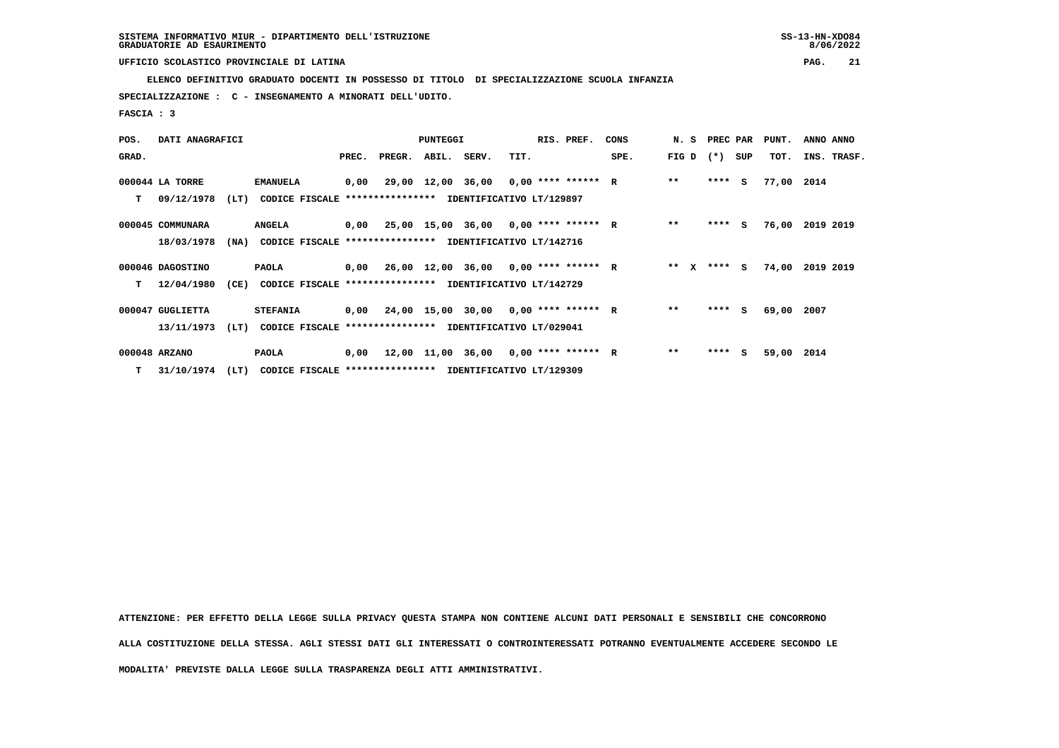SISTEMA INFORMATIVO MIUR - DIPARTIMENTO DELL'ISTRUZIONE
GRADUATORIE AD ESAURIMENTO

UFFICIO SCOLASTICO PROVINCIALE DI LATINA

ELENCO DEFINITIVO GRADUATO DOCENTI IN POSSESSO DI TITOLO DI SPECIALIZZAZIONE SCUOLA INFANZIA

SPECIALIZZAZIONE : C - INSEGNAMENTO A MINORATI DELL'UDITO.

FASCIA : 3

| POS. GRAD. | DATI ANAGRAFICI | | | PREC. | PREGR. | ABIL. | SERV. | TIT. | RIS. PREF. | CONS SPE. | N. S FIG D | PREC PAR (*) SUP | PUNT. TOT. | ANNO INS. | ANNO TRASF. |
|---|---|---|---|---|---|---|---|---|---|---|---|---|---|---|---|
| 000044 | LA TORRE | EMANUELA | | 0,00 | 29,00 | 12,00 | 36,00 | 0,00 | **** ****** | R | ** | **** S | 77,00 | 2014 | |
| T | 09/12/1978 (LT) | CODICE FISCALE **************** | IDENTIFICATIVO LT/129897 | | | | | | | | | | | | |
| 000045 | COMMUNARA | ANGELA | | 0,00 | 25,00 | 15,00 | 36,00 | 0,00 | **** ****** | R | ** | **** S | 76,00 | 2019 | 2019 |
| | 18/03/1978 (NA) | CODICE FISCALE **************** | IDENTIFICATIVO LT/142716 | | | | | | | | | | | | |
| 000046 | DAGOSTINO | PAOLA | | 0,00 | 26,00 | 12,00 | 36,00 | 0,00 | **** ****** | R | ** X | **** S | 74,00 | 2019 | 2019 |
| T | 12/04/1980 (CE) | CODICE FISCALE **************** | IDENTIFICATIVO LT/142729 | | | | | | | | | | | | |
| 000047 | GUGLIETTA | STEFANIA | | 0,00 | 24,00 | 15,00 | 30,00 | 0,00 | **** ****** | R | ** | **** S | 69,00 | 2007 | |
| | 13/11/1973 (LT) | CODICE FISCALE **************** | IDENTIFICATIVO LT/029041 | | | | | | | | | | | | |
| 000048 | ARZANO | PAOLA | | 0,00 | 12,00 | 11,00 | 36,00 | 0,00 | **** ****** | R | ** | **** S | 59,00 | 2014 | |
| T | 31/10/1974 (LT) | CODICE FISCALE **************** | IDENTIFICATIVO LT/129309 | | | | | | | | | | | | |

ATTENZIONE: PER EFFETTO DELLA LEGGE SULLA PRIVACY QUESTA STAMPA NON CONTIENE ALCUNI DATI PERSONALI E SENSIBILI CHE CONCORRONO ALLA COSTITUZIONE DELLA STESSA. AGLI STESSI DATI GLI INTERESSATI O CONTROINTERESSATI POTRANNO EVENTUALMENTE ACCEDERE SECONDO LE MODALITA' PREVISTE DALLA LEGGE SULLA TRASPARENZA DEGLI ATTI AMMINISTRATIVI.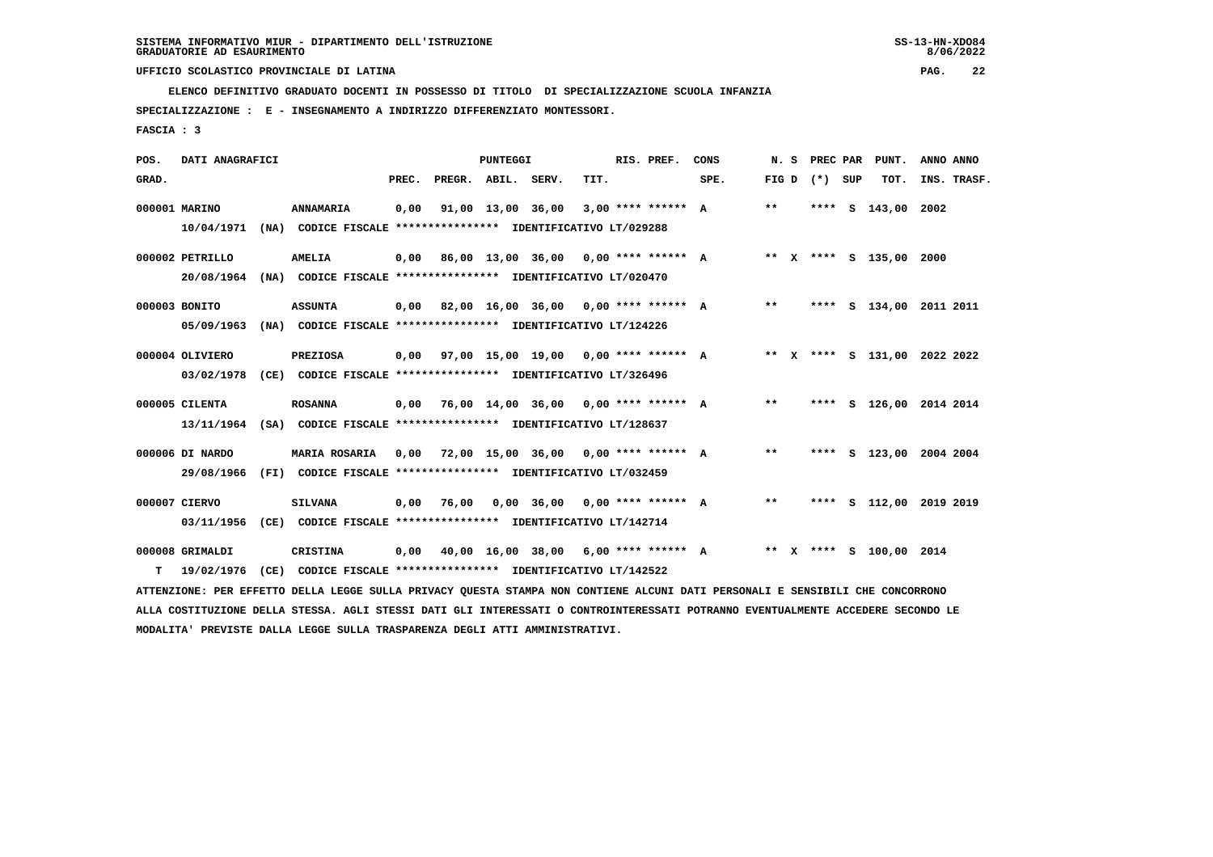SISTEMA INFORMATIVO MIUR - DIPARTIMENTO DELL'ISTRUZIONE
GRADUATORIE AD ESAURIMENTO

UFFICIO SCOLASTICO PROVINCIALE DI LATINA

ELENCO DEFINITIVO GRADUATO DOCENTI IN POSSESSO DI TITOLO DI SPECIALIZZAZIONE SCUOLA INFANZIA

SPECIALIZZAZIONE : E - INSEGNAMENTO A INDIRIZZO DIFFERENZIATO MONTESSORI.

FASCIA : 3

| POS. GRAD. | DATI ANAGRAFICI | | PREC. | PREGR. | ABIL. | SERV. | TIT. | RIS. PREF. | CONS SPE. | N. S FIG D | PREC PAR (*) | SUP | PUNT. TOT. | ANNO INS. | ANNO TRASF. |
|---|---|---|---|---|---|---|---|---|---|---|---|---|---|---|---|
| 000001 | MARINO | ANNAMARIA | 0,00 | 91,00 | 13,00 | 36,00 | 3,00 | **** ****** | A | ** | **** | S | 143,00 | 2002 | |
| | 10/04/1971 (NA) CODICE FISCALE **************** IDENTIFICATIVO LT/029288 | | | | | | | | | | | | | | |
| 000002 | PETRILLO | AMELIA | 0,00 | 86,00 | 13,00 | 36,00 | 0,00 | **** ****** | A | ** X | **** | S | 135,00 | 2000 | |
| | 20/08/1964 (NA) CODICE FISCALE **************** IDENTIFICATIVO LT/020470 | | | | | | | | | | | | | | |
| 000003 | BONITO | ASSUNTA | 0,00 | 82,00 | 16,00 | 36,00 | 0,00 | **** ****** | A | ** | **** | S | 134,00 | 2011 | 2011 |
| | 05/09/1963 (NA) CODICE FISCALE **************** IDENTIFICATIVO LT/124226 | | | | | | | | | | | | | | |
| 000004 | OLIVIERO | PREZIOSA | 0,00 | 97,00 | 15,00 | 19,00 | 0,00 | **** ****** | A | ** X | **** | S | 131,00 | 2022 | 2022 |
| | 03/02/1978 (CE) CODICE FISCALE **************** IDENTIFICATIVO LT/326496 | | | | | | | | | | | | | | |
| 000005 | CILENTA | ROSANNA | 0,00 | 76,00 | 14,00 | 36,00 | 0,00 | **** ****** | A | ** | **** | S | 126,00 | 2014 | 2014 |
| | 13/11/1964 (SA) CODICE FISCALE **************** IDENTIFICATIVO LT/128637 | | | | | | | | | | | | | | |
| 000006 | DI NARDO | MARIA ROSARIA | 0,00 | 72,00 | 15,00 | 36,00 | 0,00 | **** ****** | A | ** | **** | S | 123,00 | 2004 | 2004 |
| | 29/08/1966 (FI) CODICE FISCALE **************** IDENTIFICATIVO LT/032459 | | | | | | | | | | | | | | |
| 000007 | CIERVO | SILVANA | 0,00 | 76,00 | 0,00 | 36,00 | 0,00 | **** ****** | A | ** | **** | S | 112,00 | 2019 | 2019 |
| | 03/11/1956 (CE) CODICE FISCALE **************** IDENTIFICATIVO LT/142714 | | | | | | | | | | | | | | |
| 000008 | GRIMALDI | CRISTINA | 0,00 | 40,00 | 16,00 | 38,00 | 6,00 | **** ****** | A | ** X | **** | S | 100,00 | 2014 | |
| T | 19/02/1976 (CE) CODICE FISCALE **************** IDENTIFICATIVO LT/142522 | | | | | | | | | | | | | | |

ATTENZIONE: PER EFFETTO DELLA LEGGE SULLA PRIVACY QUESTA STAMPA NON CONTIENE ALCUNI DATI PERSONALI E SENSIBILI CHE CONCORRONO ALLA COSTITUZIONE DELLA STESSA. AGLI STESSI DATI GLI INTERESSATI O CONTROINTERESSATI POTRANNO EVENTUALMENTE ACCEDERE SECONDO LE MODALITA' PREVISTE DALLA LEGGE SULLA TRASPARENZA DEGLI ATTI AMMINISTRATIVI.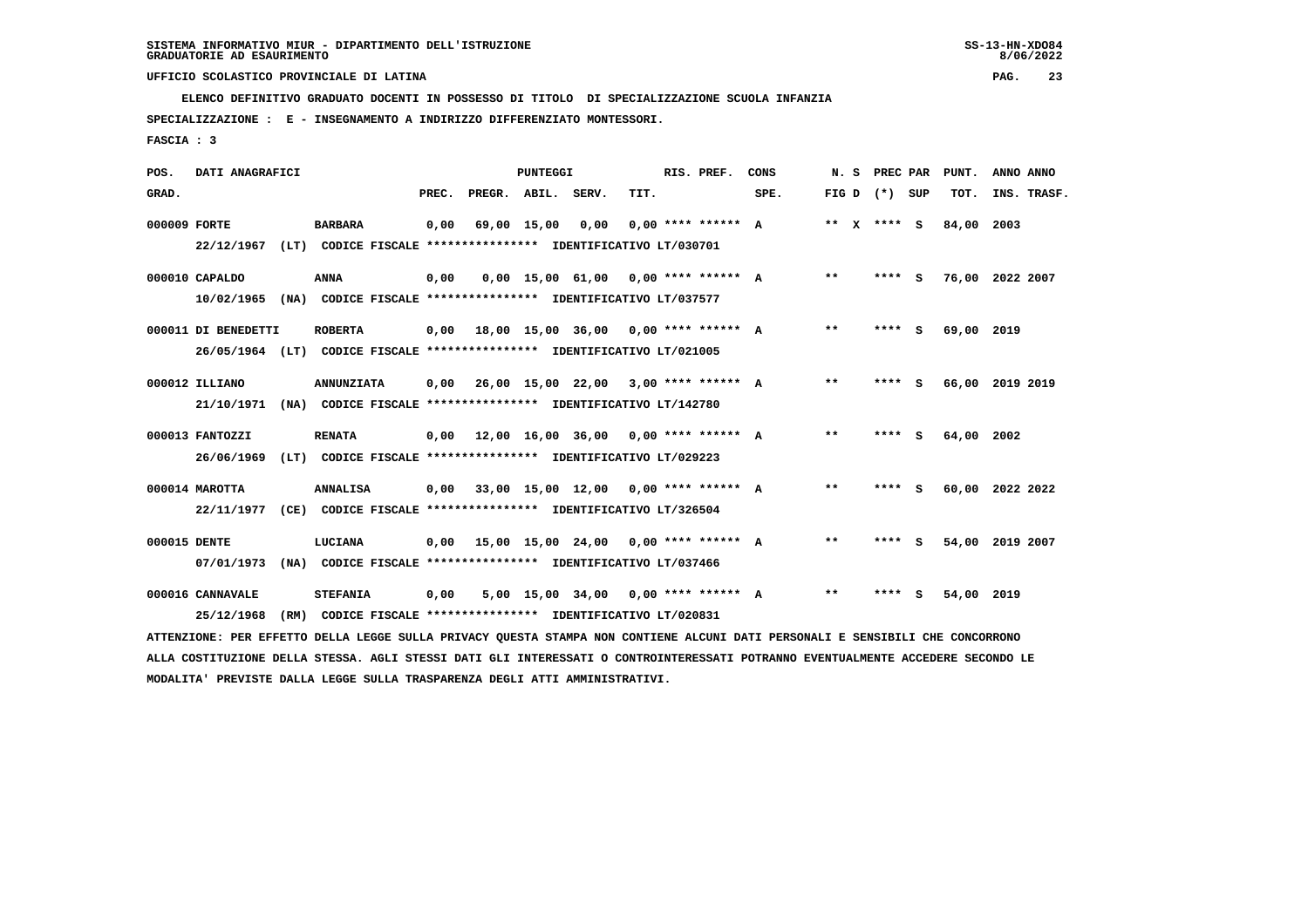SISTEMA INFORMATIVO MIUR - DIPARTIMENTO DELL'ISTRUZIONE
GRADUATORIE AD ESAURIMENTO

UFFICIO SCOLASTICO PROVINCIALE DI LATINA

**ELENCO DEFINITIVO GRADUATO DOCENTI IN POSSESSO DI TITOLO DI SPECIALIZZAZIONE SCUOLA INFANZIA**

**SPECIALIZZAZIONE : E - INSEGNAMENTO A INDIRIZZO DIFFERENZIATO MONTESSORI.**

**FASCIA : 3**

| POS. GRAD. | DATI ANAGRAFICI | | PREC. | PREGR. | ABIL. | SERV. | TIT. | RIS. PREF. | CONS SPE. | N. S FIG D | PREC PAR (*) | SUP | PUNT. TOT. | ANNO INS. | ANNO TRASF. |
|---|---|---|---|---|---|---|---|---|---|---|---|---|---|---|---|
| 000009 | FORTE | BARBARA | 0,00 | 69,00 | 15,00 | 0,00 | 0,00 | **** ****** | A | ** X | **** | S | 84,00 | 2003 | |
| | 22/12/1967 (LT) CODICE FISCALE **************** IDENTIFICATIVO LT/030701 | | | | | | | | | | | | | | |
| 000010 | CAPALDO | ANNA | 0,00 | 0,00 | 15,00 | 61,00 | 0,00 | **** ****** | A | ** | **** | S | 76,00 | 2022 | 2007 |
| | 10/02/1965 (NA) CODICE FISCALE **************** IDENTIFICATIVO LT/037577 | | | | | | | | | | | | | | |
| 000011 | DI BENEDETTI | ROBERTA | 0,00 | 18,00 | 15,00 | 36,00 | 0,00 | **** ****** | A | ** | **** | S | 69,00 | 2019 | |
| | 26/05/1964 (LT) CODICE FISCALE **************** IDENTIFICATIVO LT/021005 | | | | | | | | | | | | | | |
| 000012 | ILLIANO | ANNUNZIATA | 0,00 | 26,00 | 15,00 | 22,00 | 3,00 | **** ****** | A | ** | **** | S | 66,00 | 2019 | 2019 |
| | 21/10/1971 (NA) CODICE FISCALE **************** IDENTIFICATIVO LT/142780 | | | | | | | | | | | | | | |
| 000013 | FANTOZZI | RENATA | 0,00 | 12,00 | 16,00 | 36,00 | 0,00 | **** ****** | A | ** | **** | S | 64,00 | 2002 | |
| | 26/06/1969 (LT) CODICE FISCALE **************** IDENTIFICATIVO LT/029223 | | | | | | | | | | | | | | |
| 000014 | MAROTTA | ANNALISA | 0,00 | 33,00 | 15,00 | 12,00 | 0,00 | **** ****** | A | ** | **** | S | 60,00 | 2022 | 2022 |
| | 22/11/1977 (CE) CODICE FISCALE **************** IDENTIFICATIVO LT/326504 | | | | | | | | | | | | | | |
| 000015 | DENTE | LUCIANA | 0,00 | 15,00 | 15,00 | 24,00 | 0,00 | **** ****** | A | ** | **** | S | 54,00 | 2019 | 2007 |
| | 07/01/1973 (NA) CODICE FISCALE **************** IDENTIFICATIVO LT/037466 | | | | | | | | | | | | | | |
| 000016 | CANNAVALE | STEFANIA | 0,00 | 5,00 | 15,00 | 34,00 | 0,00 | **** ****** | A | ** | **** | S | 54,00 | 2019 | |
| | 25/12/1968 (RM) CODICE FISCALE **************** IDENTIFICATIVO LT/020831 | | | | | | | | | | | | | | |

ATTENZIONE: PER EFFETTO DELLA LEGGE SULLA PRIVACY QUESTA STAMPA NON CONTIENE ALCUNI DATI PERSONALI E SENSIBILI CHE CONCORRONO ALLA COSTITUZIONE DELLA STESSA. AGLI STESSI DATI GLI INTERESSATI O CONTROINTERESSATI POTRANNO EVENTUALMENTE ACCEDERE SECONDO LE MODALITA' PREVISTE DALLA LEGGE SULLA TRASPARENZA DEGLI ATTI AMMINISTRATIVI.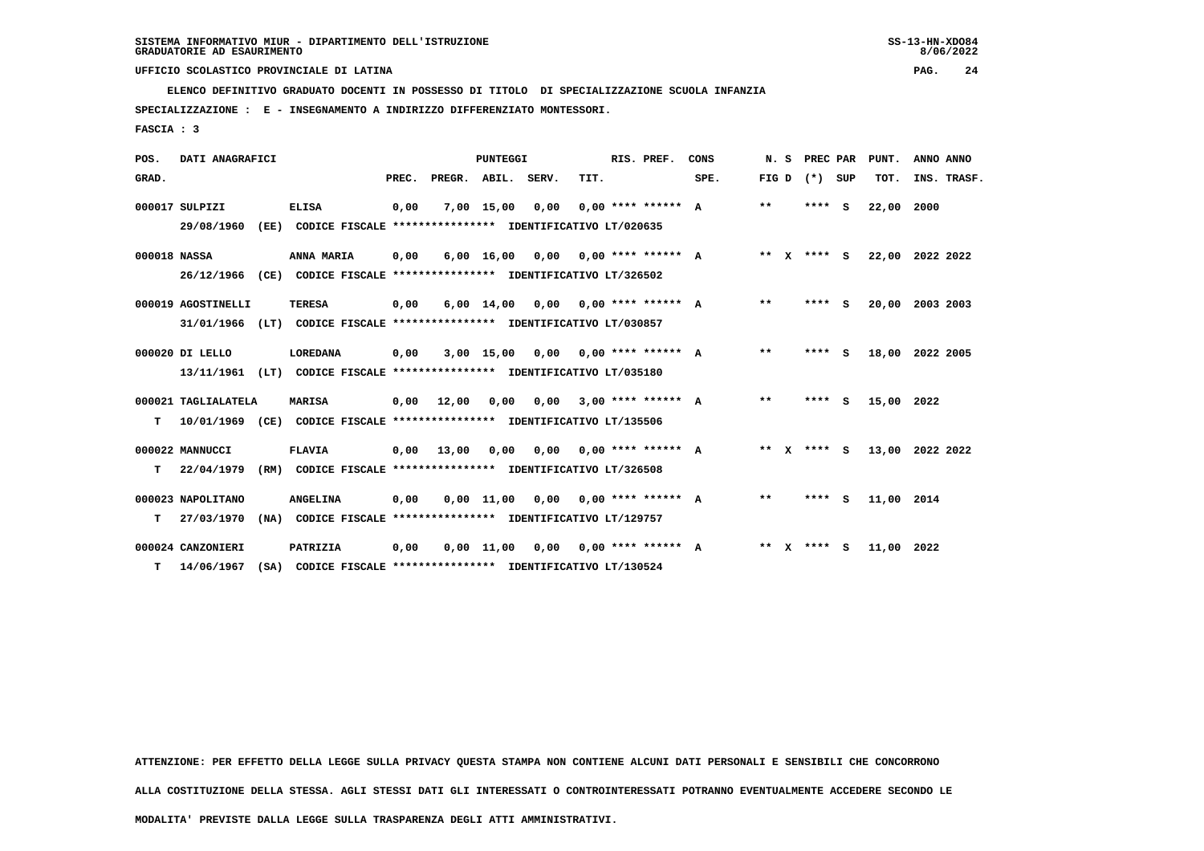SISTEMA INFORMATIVO MIUR - DIPARTIMENTO DELL'ISTRUZIONE
GRADUATORIE AD ESAURIMENTO

UFFICIO SCOLASTICO PROVINCIALE DI LATINA

ELENCO DEFINITIVO GRADUATO DOCENTI IN POSSESSO DI TITOLO DI SPECIALIZZAZIONE SCUOLA INFANZIA

SPECIALIZZAZIONE : E - INSEGNAMENTO A INDIRIZZO DIFFERENZIATO MONTESSORI.

FASCIA : 3

| POS. GRAD. | DATI ANAGRAFICI | | PREC. | PREGR. | ABIL. | SERV. | TIT. | RIS. PREF. | CONS SPE. | N. S FIG D | PREC PAR (*) SUP | PUNT. TOT. | ANNO INS. | ANNO TRASF. |
|---|---|---|---|---|---|---|---|---|---|---|---|---|---|---|
| 000017 | SULPIZZI | ELISA | 0,00 | 7,00 | 15,00 | 0,00 | 0,00 | **** ****** | A | ** | **** S | 22,00 | 2000 | |
| | 29/08/1960 (EE) CODICE FISCALE **************** IDENTIFICATIVO LT/020635 | | | | | | | | | | | | | |
| 000018 | NASSA | ANNA MARIA | 0,00 | 6,00 | 16,00 | 0,00 | 0,00 | **** ****** | A | ** X | **** S | 22,00 | 2022 | 2022 |
| | 26/12/1966 (CE) CODICE FISCALE **************** IDENTIFICATIVO LT/326502 | | | | | | | | | | | | | |
| 000019 | AGOSTINELLI | TERESA | 0,00 | 6,00 | 14,00 | 0,00 | 0,00 | **** ****** | A | ** | **** S | 20,00 | 2003 | 2003 |
| | 31/01/1966 (LT) CODICE FISCALE **************** IDENTIFICATIVO LT/030857 | | | | | | | | | | | | | |
| 000020 | DI LELLO | LOREDANA | 0,00 | 3,00 | 15,00 | 0,00 | 0,00 | **** ****** | A | ** | **** S | 18,00 | 2022 | 2005 |
| | 13/11/1961 (LT) CODICE FISCALE **************** IDENTIFICATIVO LT/035180 | | | | | | | | | | | | | |
| 000021 | TAGLIALATELA | MARISA | 0,00 | 12,00 | 0,00 | 0,00 | 3,00 | **** ****** | A | ** | **** S | 15,00 | 2022 | |
| T | 10/01/1969 (CE) CODICE FISCALE **************** IDENTIFICATIVO LT/135506 | | | | | | | | | | | | | |
| 000022 | MANNUCCI | FLAVIA | 0,00 | 13,00 | 0,00 | 0,00 | 0,00 | **** ****** | A | ** X | **** S | 13,00 | 2022 | 2022 |
| T | 22/04/1979 (RM) CODICE FISCALE **************** IDENTIFICATIVO LT/326508 | | | | | | | | | | | | | |
| 000023 | NAPOLITANO | ANGELINA | 0,00 | 0,00 | 11,00 | 0,00 | 0,00 | **** ****** | A | ** | **** S | 11,00 | 2014 | |
| T | 27/03/1970 (NA) CODICE FISCALE **************** IDENTIFICATIVO LT/129757 | | | | | | | | | | | | | |
| 000024 | CANZONIERI | PATRIZIA | 0,00 | 0,00 | 11,00 | 0,00 | 0,00 | **** ****** | A | ** X | **** S | 11,00 | 2022 | |
| T | 14/06/1967 (SA) CODICE FISCALE **************** IDENTIFICATIVO LT/130524 | | | | | | | | | | | | | |

ATTENZIONE: PER EFFETTO DELLA LEGGE SULLA PRIVACY QUESTA STAMPA NON CONTIENE ALCUNI DATI PERSONALI E SENSIBILI CHE CONCORRONO ALLA COSTITUZIONE DELLA STESSA. AGLI STESSI DATI GLI INTERESSATI O CONTROINTERESSATI POTRANNO EVENTUALMENTE ACCEDERE SECONDO LE MODALITA' PREVISTE DALLA LEGGE SULLA TRASPARENZA DEGLI ATTI AMMINISTRATIVI.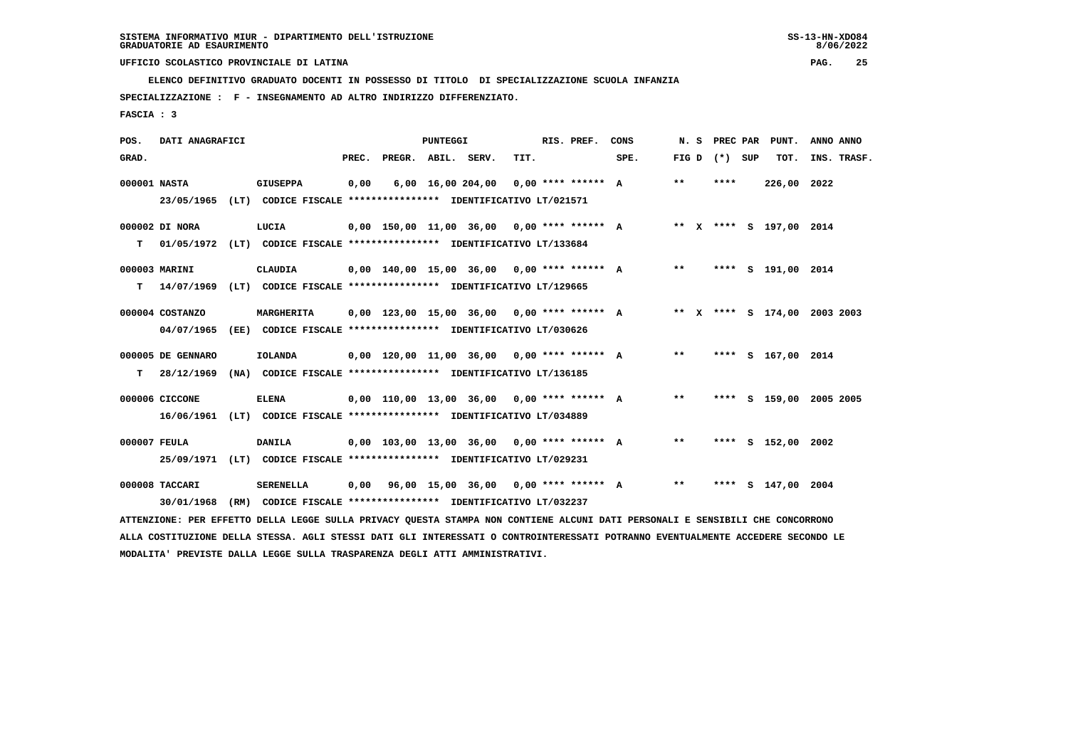UFFICIO SCOLASTICO PROVINCIALE DI LATINA

ELENCO DEFINITIVO GRADUATO DOCENTI IN POSSESSO DI TITOLO DI SPECIALIZZAZIONE SCUOLA INFANZIA

SPECIALIZZAZIONE : F - INSEGNAMENTO AD ALTRO INDIRIZZO DIFFERENZIATO.

FASCIA : 3

| POS. GRAD. | DATI ANAGRAFICI | | PREC. | PREGR. | ABIL. | SERV. | TIT. | RIS. PREF. | CONS SPE. | N. S FIG D | PREC PAR (*) | SUP | PUNT. TOT. | ANNO INS. | ANNO TRASF. |
|---|---|---|---|---|---|---|---|---|---|---|---|---|---|---|---|
| 000001 | NASTA | GIUSEPPA | 0,00 | 6,00 | 16,00 | 204,00 | 0,00 | **** ****** | A | ** | **** | | 226,00 | 2022 | |
| | 23/05/1965 (LT) CODICE FISCALE **************** IDENTIFICATIVO LT/021571 | | | | | | | | | | | | | | |
| 000002 | DI NORA | LUCIA | 0,00 | 150,00 | 11,00 | 36,00 | 0,00 | **** ****** | A | ** X | **** | S | 197,00 | 2014 | |
| T | 01/05/1972 (LT) CODICE FISCALE **************** IDENTIFICATIVO LT/133684 | | | | | | | | | | | | | | |
| 000003 | MARINI | CLAUDIA | 0,00 | 140,00 | 15,00 | 36,00 | 0,00 | **** ****** | A | ** | **** | S | 191,00 | 2014 | |
| T | 14/07/1969 (LT) CODICE FISCALE **************** IDENTIFICATIVO LT/129665 | | | | | | | | | | | | | | |
| 000004 | COSTANZO | MARGHERITA | 0,00 | 123,00 | 15,00 | 36,00 | 0,00 | **** ****** | A | ** X | **** | S | 174,00 | 2003 | 2003 |
| | 04/07/1965 (EE) CODICE FISCALE **************** IDENTIFICATIVO LT/030626 | | | | | | | | | | | | | | |
| 000005 | DE GENNARO | IOLANDA | 0,00 | 120,00 | 11,00 | 36,00 | 0,00 | **** ****** | A | ** | **** | S | 167,00 | 2014 | |
| T | 28/12/1969 (NA) CODICE FISCALE **************** IDENTIFICATIVO LT/136185 | | | | | | | | | | | | | | |
| 000006 | CICCONE | ELENA | 0,00 | 110,00 | 13,00 | 36,00 | 0,00 | **** ****** | A | ** | **** | S | 159,00 | 2005 | 2005 |
| | 16/06/1961 (LT) CODICE FISCALE **************** IDENTIFICATIVO LT/034889 | | | | | | | | | | | | | | |
| 000007 | FEULA | DANILA | 0,00 | 103,00 | 13,00 | 36,00 | 0,00 | **** ****** | A | ** | **** | S | 152,00 | 2002 | |
| | 25/09/1971 (LT) CODICE FISCALE **************** IDENTIFICATIVO LT/029231 | | | | | | | | | | | | | | |
| 000008 | TACCARI | SERENELLA | 0,00 | 96,00 | 15,00 | 36,00 | 0,00 | **** ****** | A | ** | **** | S | 147,00 | 2004 | |
| | 30/01/1968 (RM) CODICE FISCALE **************** IDENTIFICATIVO LT/032237 | | | | | | | | | | | | | | |

ATTENZIONE: PER EFFETTO DELLA LEGGE SULLA PRIVACY QUESTA STAMPA NON CONTIENE ALCUNI DATI PERSONALI E SENSIBILI CHE CONCORRONO ALLA COSTITUZIONE DELLA STESSA. AGLI STESSI DATI GLI INTERESSATI O CONTROINTERESSATI POTRANNO EVENTUALMENTE ACCEDERE SECONDO LE MODALITA' PREVISTE DALLA LEGGE SULLA TRASPARENZA DEGLI ATTI AMMINISTRATIVI.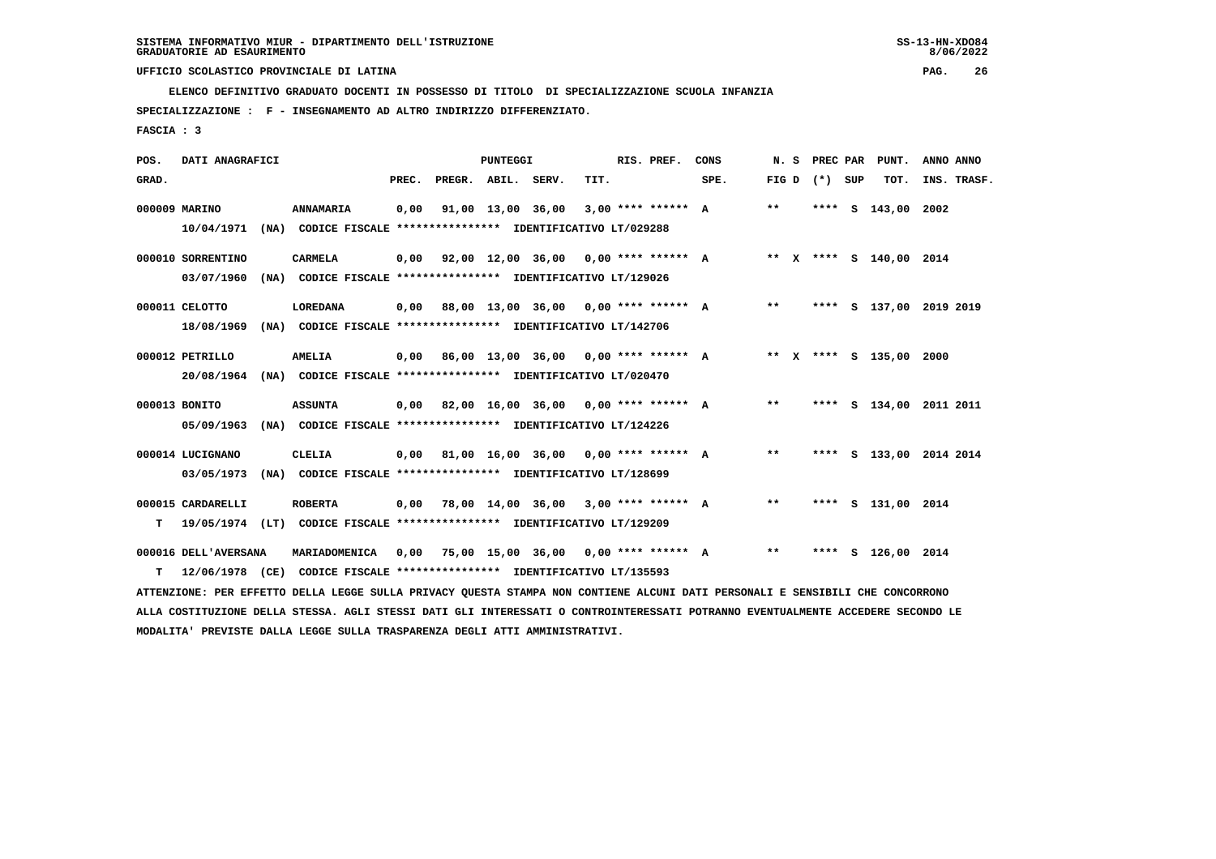SISTEMA INFORMATIVO MIUR - DIPARTIMENTO DELL'ISTRUZIONE
GRADUATORIE AD ESAURIMENTO

UFFICIO SCOLASTICO PROVINCIALE DI LATINA

**ELENCO DEFINITIVO GRADUATO DOCENTI IN POSSESSO DI TITOLO DI SPECIALIZZAZIONE SCUOLA INFANZIA**

**SPECIALIZZAZIONE : F - INSEGNAMENTO AD ALTRO INDIRIZZO DIFFERENZIATO.**

**FASCIA : 3**

| POS. GRAD. | DATI ANAGRAFICI | | PREC. | PREGR. | ABIL. | SERV. | TIT. | RIS. PREF. | CONS SPE. | FIG D | N. S (*) | PREC PAR SUP | PUNT. TOT. | ANNO INS. | ANNO TRASF. |
|---|---|---|---|---|---|---|---|---|---|---|---|---|---|---|---|
| 000009 | MARINO | ANNAMARIA | 0,00 | 91,00 | 13,00 | 36,00 | 3,00 | **** ****** | A | ** | | **** S | 143,00 | 2002 | |
| | 10/04/1971 (NA) CODICE FISCALE **************** IDENTIFICATIVO LT/029288 | | | | | | | | | | | | | | |
| 000010 | SORRENTINO | CARMELA | 0,00 | 92,00 | 12,00 | 36,00 | 0,00 | **** ****** | A | ** | X | **** S | 140,00 | 2014 | |
| | 03/07/1960 (NA) CODICE FISCALE **************** IDENTIFICATIVO LT/129026 | | | | | | | | | | | | | | |
| 000011 | CELOTTO | LOREDANA | 0,00 | 88,00 | 13,00 | 36,00 | 0,00 | **** ****** | A | ** | | **** S | 137,00 | 2019 | 2019 |
| | 18/08/1969 (NA) CODICE FISCALE **************** IDENTIFICATIVO LT/142706 | | | | | | | | | | | | | | |
| 000012 | PETRILLO | AMELIA | 0,00 | 86,00 | 13,00 | 36,00 | 0,00 | **** ****** | A | ** | X | **** S | 135,00 | 2000 | |
| | 20/08/1964 (NA) CODICE FISCALE **************** IDENTIFICATIVO LT/020470 | | | | | | | | | | | | | | |
| 000013 | BONITO | ASSUNTA | 0,00 | 82,00 | 16,00 | 36,00 | 0,00 | **** ****** | A | ** | | **** S | 134,00 | 2011 | 2011 |
| | 05/09/1963 (NA) CODICE FISCALE **************** IDENTIFICATIVO LT/124226 | | | | | | | | | | | | | | |
| 000014 | LUCIGNANO | CLELIA | 0,00 | 81,00 | 16,00 | 36,00 | 0,00 | **** ****** | A | ** | | **** S | 133,00 | 2014 | 2014 |
| | 03/05/1973 (NA) CODICE FISCALE **************** IDENTIFICATIVO LT/128699 | | | | | | | | | | | | | | |
| 000015 | CARDARELLI | ROBERTA | 0,00 | 78,00 | 14,00 | 36,00 | 3,00 | **** ****** | A | ** | | **** S | 131,00 | 2014 | |
| T | 19/05/1974 (LT) CODICE FISCALE **************** IDENTIFICATIVO LT/129209 | | | | | | | | | | | | | | |
| 000016 | DELL'AVERSANA | MARIADOMENICA | 0,00 | 75,00 | 15,00 | 36,00 | 0,00 | **** ****** | A | ** | | **** S | 126,00 | 2014 | |
| T | 12/06/1978 (CE) CODICE FISCALE **************** IDENTIFICATIVO LT/135593 | | | | | | | | | | | | | | |

ATTENZIONE: PER EFFETTO DELLA LEGGE SULLA PRIVACY QUESTA STAMPA NON CONTIENE ALCUNI DATI PERSONALI E SENSIBILI CHE CONCORRONO ALLA COSTITUZIONE DELLA STESSA. AGLI STESSI DATI GLI INTERESSATI O CONTROINTERESSATI POTRANNO EVENTUALMENTE ACCEDERE SECONDO LE MODALITA' PREVISTE DALLA LEGGE SULLA TRASPARENZA DEGLI ATTI AMMINISTRATIVI.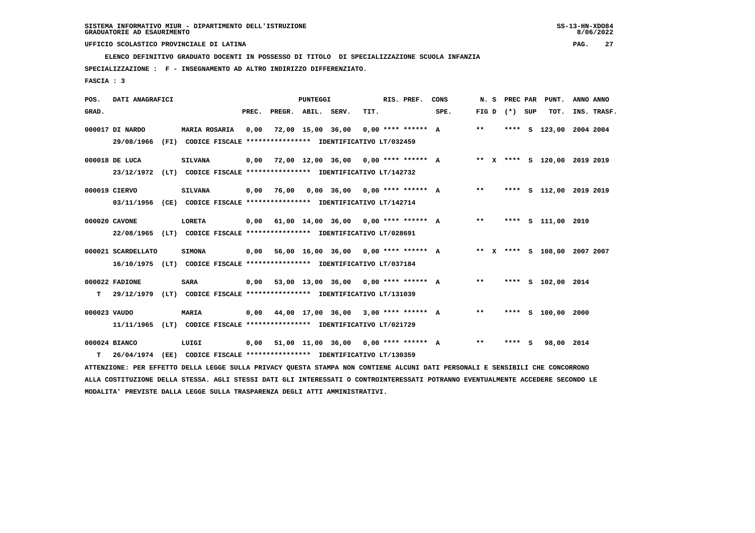SISTEMA INFORMATIVO MIUR - DIPARTIMENTO DELL'ISTRUZIONE
GRADUATORIE AD ESAURIMENTO

UFFICIO SCOLASTICO PROVINCIALE DI LATINA

ELENCO DEFINITIVO GRADUATO DOCENTI IN POSSESSO DI TITOLO DI SPECIALIZZAZIONE SCUOLA INFANZIA

SPECIALIZZAZIONE : F - INSEGNAMENTO AD ALTRO INDIRIZZO DIFFERENZIATO.

FASCIA : 3

| POS. GRAD. | DATI ANAGRAFICI | | PREC. | PREGR. | ABIL. | SERV. | TIT. | RIS. PREF. | CONS SPE. | N. S FIG D | PREC PAR (*) | SUP | PUNT. TOT. | ANNO INS. | ANNO TRASF. |
|---|---|---|---|---|---|---|---|---|---|---|---|---|---|---|---|
| 000017 | DI NARDO | MARIA ROSARIA | 0,00 | 72,00 | 15,00 | 36,00 | 0,00 | **** ****** | A | ** | **** | S | 123,00 | 2004 | 2004 |
| | 29/08/1966 (FI) CODICE FISCALE **************** IDENTIFICATIVO LT/032459 | | | | | | | | | | | | | | |
| 000018 | DE LUCA | SILVANA | 0,00 | 72,00 | 12,00 | 36,00 | 0,00 | **** ****** | A | ** X | **** | S | 120,00 | 2019 | 2019 |
| | 23/12/1972 (LT) CODICE FISCALE **************** IDENTIFICATIVO LT/142732 | | | | | | | | | | | | | | |
| 000019 | CIERVO | SILVANA | 0,00 | 76,00 | 0,00 | 36,00 | 0,00 | **** ****** | A | ** | **** | S | 112,00 | 2019 | 2019 |
| | 03/11/1956 (CE) CODICE FISCALE **************** IDENTIFICATIVO LT/142714 | | | | | | | | | | | | | | |
| 000020 | CAVONE | LORETA | 0,00 | 61,00 | 14,00 | 36,00 | 0,00 | **** ****** | A | ** | **** | S | 111,00 | 2019 | |
| | 22/08/1965 (LT) CODICE FISCALE **************** IDENTIFICATIVO LT/028691 | | | | | | | | | | | | | | |
| 000021 | SCARDELLATO | SIMONA | 0,00 | 56,00 | 16,00 | 36,00 | 0,00 | **** ****** | A | ** X | **** | S | 108,00 | 2007 | 2007 |
| | 16/10/1975 (LT) CODICE FISCALE **************** IDENTIFICATIVO LT/037184 | | | | | | | | | | | | | | |
| 000022 | FADIONE | SARA | 0,00 | 53,00 | 13,00 | 36,00 | 0,00 | **** ****** | A | ** | **** | S | 102,00 | 2014 | |
| T | 29/12/1979 (LT) CODICE FISCALE **************** IDENTIFICATIVO LT/131039 | | | | | | | | | | | | | | |
| 000023 | VAUDO | MARIA | 0,00 | 44,00 | 17,00 | 36,00 | 3,00 | **** ****** | A | ** | **** | S | 100,00 | 2000 | |
| | 11/11/1965 (LT) CODICE FISCALE **************** IDENTIFICATIVO LT/021729 | | | | | | | | | | | | | | |
| 000024 | BIANCO | LUIGI | 0,00 | 51,00 | 11,00 | 36,00 | 0,00 | **** ****** | A | ** | **** | S | 98,00 | 2014 | |
| T | 26/04/1974 (EE) CODICE FISCALE **************** IDENTIFICATIVO LT/130359 | | | | | | | | | | | | | | |

ATTENZIONE: PER EFFETTO DELLA LEGGE SULLA PRIVACY QUESTA STAMPA NON CONTIENE ALCUNI DATI PERSONALI E SENSIBILI CHE CONCORRONO ALLA COSTITUZIONE DELLA STESSA. AGLI STESSI DATI GLI INTERESSATI O CONTROINTERESSATI POTRANNO EVENTUALMENTE ACCEDERE SECONDO LE MODALITA' PREVISTE DALLA LEGGE SULLA TRASPARENZA DEGLI ATTI AMMINISTRATIVI.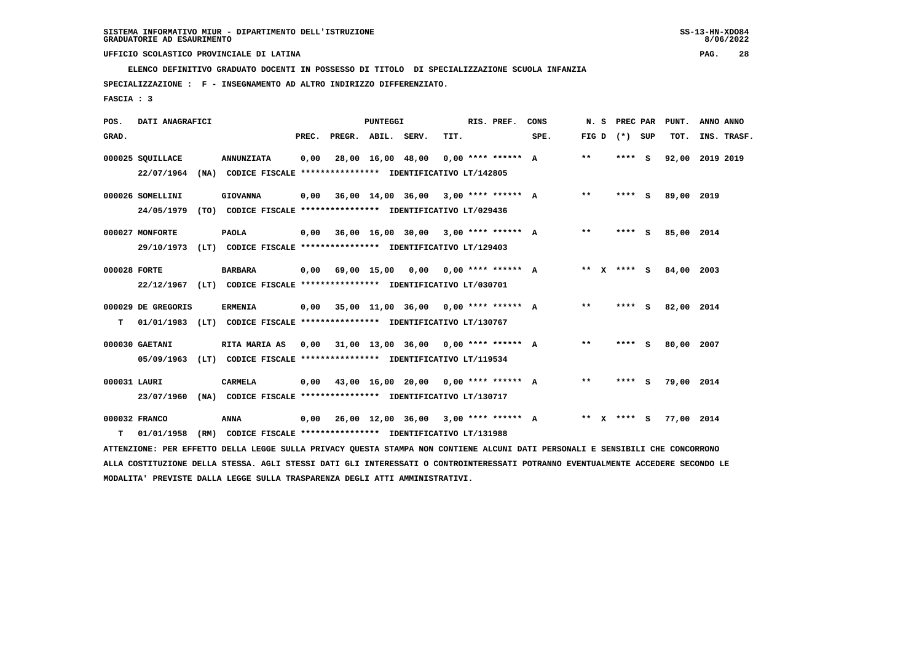SISTEMA INFORMATIVO MIUR - DIPARTIMENTO DELL'ISTRUZIONE
GRADUATORIE AD ESAURIMENTO

UFFICIO SCOLASTICO PROVINCIALE DI LATINA

**ELENCO DEFINITIVO GRADUATO DOCENTI IN POSSESSO DI TITOLO DI SPECIALIZZAZIONE SCUOLA INFANZIA**

**SPECIALIZZAZIONE : F - INSEGNAMENTO AD ALTRO INDIRIZZO DIFFERENZIATO.**

**FASCIA : 3**

| POS. GRAD. | DATI ANAGRAFICI | | PREC. | PREGR. | ABIL. | SERV. | TIT. | RIS. PREF. | CONS SPE. | N. S FIG D | PREC PAR (*) | SUP | PUNT. TOT. | ANNO INS. | ANNO TRASF. |
|---|---|---|---|---|---|---|---|---|---|---|---|---|---|---|---|
| 000025 | SQUILLACE | ANNUNZIATA | 0,00 | 28,00 | 16,00 | 48,00 | 0,00 | **** ****** | A | ** | **** | S | 92,00 | 2019 | 2019 |
| | 22/07/1964 (NA) CODICE FISCALE **************** IDENTIFICATIVO LT/142805 | | | | | | | | | | | | | | |
| 000026 | SOMELLINI | GIOVANNA | 0,00 | 36,00 | 14,00 | 36,00 | 3,00 | **** ****** | A | ** | **** | S | 89,00 | 2019 | |
| | 24/05/1979 (TO) CODICE FISCALE **************** IDENTIFICATIVO LT/029436 | | | | | | | | | | | | | | |
| 000027 | MONFORTE | PAOLA | 0,00 | 36,00 | 16,00 | 30,00 | 3,00 | **** ****** | A | ** | **** | S | 85,00 | 2014 | |
| | 29/10/1973 (LT) CODICE FISCALE **************** IDENTIFICATIVO LT/129403 | | | | | | | | | | | | | | |
| 000028 | FORTE | BARBARA | 0,00 | 69,00 | 15,00 | 0,00 | 0,00 | **** ****** | A | ** X | **** | S | 84,00 | 2003 | |
| | 22/12/1967 (LT) CODICE FISCALE **************** IDENTIFICATIVO LT/030701 | | | | | | | | | | | | | | |
| 000029 | DE GREGORIS | ERMENIA | 0,00 | 35,00 | 11,00 | 36,00 | 0,00 | **** ****** | A | ** | **** | S | 82,00 | 2014 | |
| T | 01/01/1983 (LT) CODICE FISCALE **************** IDENTIFICATIVO LT/130767 | | | | | | | | | | | | | | |
| 000030 | GAETANI | RITA MARIA AS | 0,00 | 31,00 | 13,00 | 36,00 | 0,00 | **** ****** | A | ** | **** | S | 80,00 | 2007 | |
| | 05/09/1963 (LT) CODICE FISCALE **************** IDENTIFICATIVO LT/119534 | | | | | | | | | | | | | | |
| 000031 | LAURI | CARMELA | 0,00 | 43,00 | 16,00 | 20,00 | 0,00 | **** ****** | A | ** | **** | S | 79,00 | 2014 | |
| | 23/07/1960 (NA) CODICE FISCALE **************** IDENTIFICATIVO LT/130717 | | | | | | | | | | | | | | |
| 000032 | FRANCO | ANNA | 0,00 | 26,00 | 12,00 | 36,00 | 3,00 | **** ****** | A | ** X | **** | S | 77,00 | 2014 | |
| T | 01/01/1958 (RM) CODICE FISCALE **************** IDENTIFICATIVO LT/131988 | | | | | | | | | | | | | | |

ATTENZIONE: PER EFFETTO DELLA LEGGE SULLA PRIVACY QUESTA STAMPA NON CONTIENE ALCUNI DATI PERSONALI E SENSIBILI CHE CONCORRONO ALLA COSTITUZIONE DELLA STESSA. AGLI STESSI DATI GLI INTERESSATI O CONTROINTERESSATI POTRANNO EVENTUALMENTE ACCEDERE SECONDO LE MODALITA' PREVISTE DALLA LEGGE SULLA TRASPARENZA DEGLI ATTI AMMINISTRATIVI.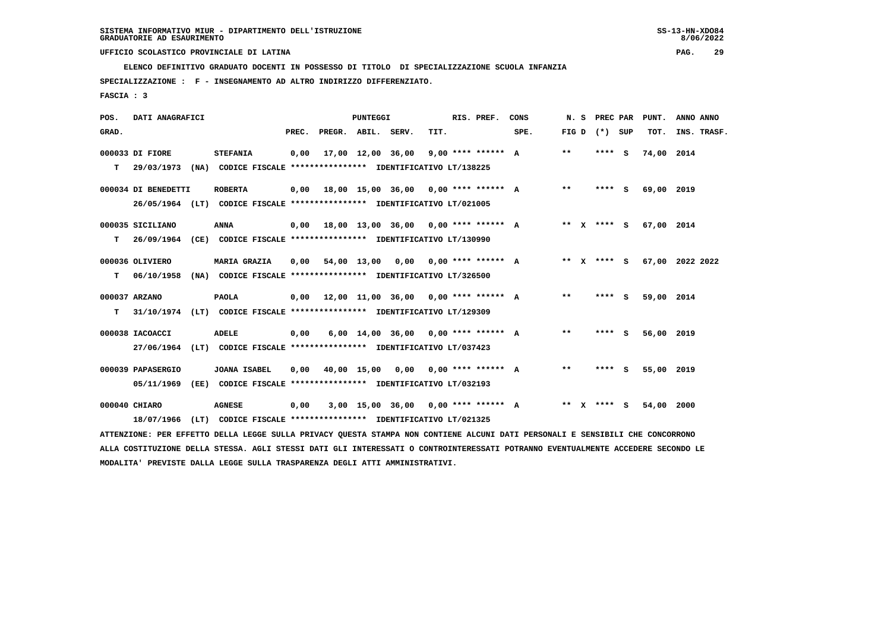SISTEMA INFORMATIVO MIUR - DIPARTIMENTO DELL'ISTRUZIONE
GRADUATORIE AD ESAURIMENTO

UFFICIO SCOLASTICO PROVINCIALE DI LATINA

ELENCO DEFINITIVO GRADUATO DOCENTI IN POSSESSO DI TITOLO DI SPECIALIZZAZIONE SCUOLA INFANZIA

SPECIALIZZAZIONE : F - INSEGNAMENTO AD ALTRO INDIRIZZO DIFFERENZIATO.

FASCIA : 3

| POS. GRAD. | DATI ANAGRAFICI | | PREC. | PREGR. | ABIL. | SERV. | TIT. | RIS. PREF. | CONS SPE. | N. S FIG D | PREC PAR (*) SUP | PUNT. TOT. | ANNO INS. | ANNO TRASF. |
|---|---|---|---|---|---|---|---|---|---|---|---|---|---|---|
| 000033 | DI FIORE | STEFANIA | 0,00 | 17,00 | 12,00 | 36,00 | 9,00 | **** ****** | A | ** | **** S | 74,00 | 2014 | |
| T | 29/03/1973 (NA) | CODICE FISCALE **************** IDENTIFICATIVO LT/138225 | | | | | | | | | | | | |
| 000034 | DI BENEDETTI | ROBERTA | 0,00 | 18,00 | 15,00 | 36,00 | 0,00 | **** ****** | A | ** | **** S | 69,00 | 2019 | |
| | 26/05/1964 (LT) | CODICE FISCALE **************** IDENTIFICATIVO LT/021005 | | | | | | | | | | | | |
| 000035 | SICILIANO | ANNA | 0,00 | 18,00 | 13,00 | 36,00 | 0,00 | **** ****** | A | ** X | **** S | 67,00 | 2014 | |
| T | 26/09/1964 (CE) | CODICE FISCALE **************** IDENTIFICATIVO LT/130990 | | | | | | | | | | | | |
| 000036 | OLIVIERO | MARIA GRAZIA | 0,00 | 54,00 | 13,00 | 0,00 | 0,00 | **** ****** | A | ** X | **** S | 67,00 | 2022 | 2022 |
| T | 06/10/1958 (NA) | CODICE FISCALE **************** IDENTIFICATIVO LT/326500 | | | | | | | | | | | | |
| 000037 | ARZANO | PAOLA | 0,00 | 12,00 | 11,00 | 36,00 | 0,00 | **** ****** | A | ** | **** S | 59,00 | 2014 | |
| T | 31/10/1974 (LT) | CODICE FISCALE **************** IDENTIFICATIVO LT/129309 | | | | | | | | | | | | |
| 000038 | IACOACCI | ADELE | 0,00 | 6,00 | 14,00 | 36,00 | 0,00 | **** ****** | A | ** | **** S | 56,00 | 2019 | |
| | 27/06/1964 (LT) | CODICE FISCALE **************** IDENTIFICATIVO LT/037423 | | | | | | | | | | | | |
| 000039 | PAPASERGIO | JOANA ISABEL | 0,00 | 40,00 | 15,00 | 0,00 | 0,00 | **** ****** | A | ** | **** S | 55,00 | 2019 | |
| | 05/11/1969 (EE) | CODICE FISCALE **************** IDENTIFICATIVO LT/032193 | | | | | | | | | | | | |
| 000040 | CHIARO | AGNESE | 0,00 | 3,00 | 15,00 | 36,00 | 0,00 | **** ****** | A | ** X | **** S | 54,00 | 2000 | |
| | 18/07/1966 (LT) | CODICE FISCALE **************** IDENTIFICATIVO LT/021325 | | | | | | | | | | | | |

ATTENZIONE: PER EFFETTO DELLA LEGGE SULLA PRIVACY QUESTA STAMPA NON CONTIENE ALCUNI DATI PERSONALI E SENSIBILI CHE CONCORRONO ALLA COSTITUZIONE DELLA STESSA. AGLI STESSI DATI GLI INTERESSATI O CONTROINTERESSATI POTRANNO EVENTUALMENTE ACCEDERE SECONDO LE MODALITA' PREVISTE DALLA LEGGE SULLA TRASPARENZA DEGLI ATTI AMMINISTRATIVI.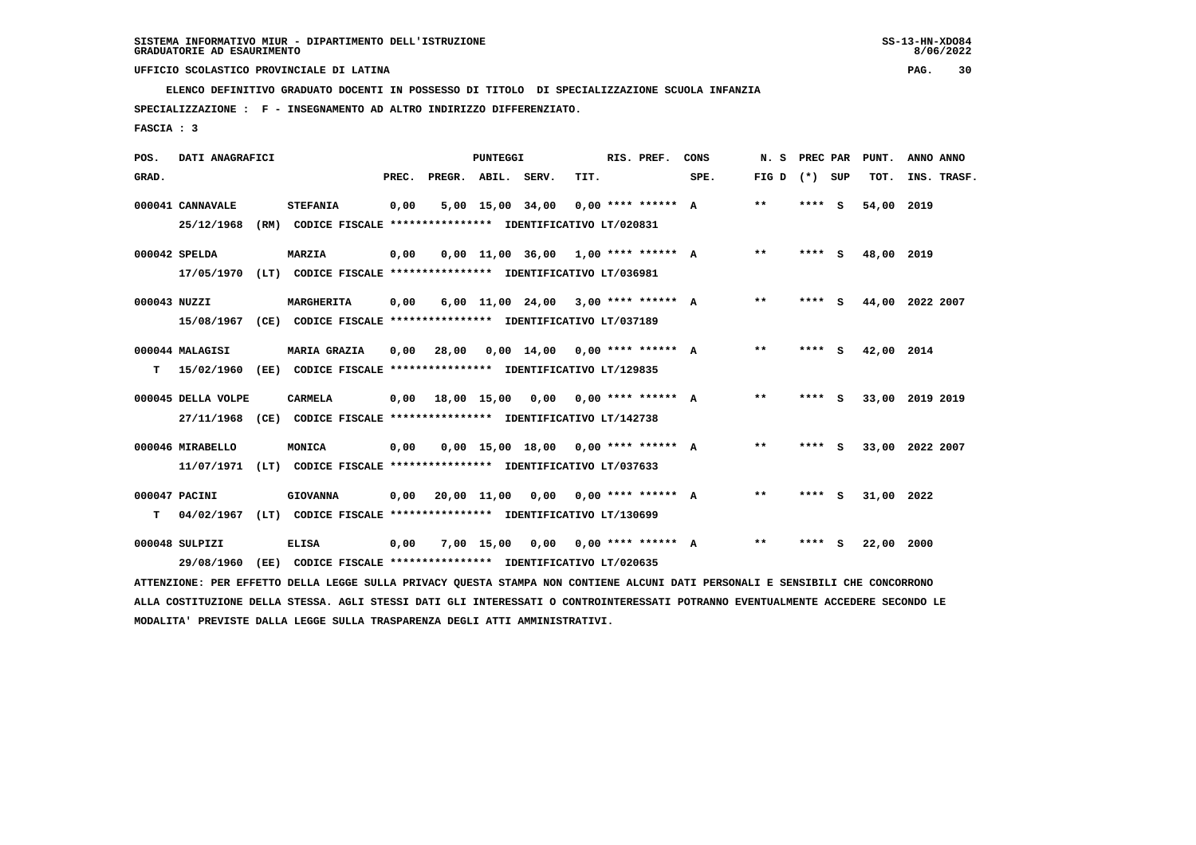SISTEMA INFORMATIVO MIUR - DIPARTIMENTO DELL'ISTRUZIONE
GRADUATORIE AD ESAURIMENTO

UFFICIO SCOLASTICO PROVINCIALE DI LATINA

ELENCO DEFINITIVO GRADUATO DOCENTI IN POSSESSO DI TITOLO DI SPECIALIZZAZIONE SCUOLA INFANZIA

SPECIALIZZAZIONE : F - INSEGNAMENTO AD ALTRO INDIRIZZO DIFFERENZIATO.

FASCIA : 3

| POS. GRAD. | DATI ANAGRAFICI | | PREC. | PREGR. | ABIL. | SERV. | TIT. | RIS. PREF. | CONS SPE. | N. S FIG D | PREC PAR (*) | SUP | PUNT. TOT. | ANNO INS. | ANNO TRASF. |
|---|---|---|---|---|---|---|---|---|---|---|---|---|---|---|---|
| 000041 | CANNAVALE | STEFANIA | 0,00 | 5,00 | 15,00 | 34,00 | 0,00 | **** ****** | A | ** | **** | S | 54,00 | 2019 | |
| | 25/12/1968 (RM) CODICE FISCALE **************** IDENTIFICATIVO LT/020831 | | | | | | | | | | | | | | |
| 000042 | SPELDA | MARZIA | 0,00 | 0,00 | 11,00 | 36,00 | 1,00 | **** ****** | A | ** | **** | S | 48,00 | 2019 | |
| | 17/05/1970 (LT) CODICE FISCALE **************** IDENTIFICATIVO LT/036981 | | | | | | | | | | | | | | |
| 000043 | NUZZI | MARGHERITA | 0,00 | 6,00 | 11,00 | 24,00 | 3,00 | **** ****** | A | ** | **** | S | 44,00 | 2022 | 2007 |
| | 15/08/1967 (CE) CODICE FISCALE **************** IDENTIFICATIVO LT/037189 | | | | | | | | | | | | | | |
| 000044 | MALAGISI | MARIA GRAZIA | 0,00 | 28,00 | 0,00 | 14,00 | 0,00 | **** ****** | A | ** | **** | S | 42,00 | 2014 | |
| T | 15/02/1960 (EE) CODICE FISCALE **************** IDENTIFICATIVO LT/129835 | | | | | | | | | | | | | | |
| 000045 | DELLA VOLPE | CARMELA | 0,00 | 18,00 | 15,00 | 0,00 | 0,00 | **** ****** | A | ** | **** | S | 33,00 | 2019 | 2019 |
| | 27/11/1968 (CE) CODICE FISCALE **************** IDENTIFICATIVO LT/142738 | | | | | | | | | | | | | | |
| 000046 | MIRABELLO | MONICA | 0,00 | 0,00 | 15,00 | 18,00 | 0,00 | **** ****** | A | ** | **** | S | 33,00 | 2022 | 2007 |
| | 11/07/1971 (LT) CODICE FISCALE **************** IDENTIFICATIVO LT/037633 | | | | | | | | | | | | | | |
| 000047 | PACINI | GIOVANNA | 0,00 | 20,00 | 11,00 | 0,00 | 0,00 | **** ****** | A | ** | **** | S | 31,00 | 2022 | |
| T | 04/02/1967 (LT) CODICE FISCALE **************** IDENTIFICATIVO LT/130699 | | | | | | | | | | | | | | |
| 000048 | SULPIZI | ELISA | 0,00 | 7,00 | 15,00 | 0,00 | 0,00 | **** ****** | A | ** | **** | S | 22,00 | 2000 | |
| | 29/08/1960 (EE) CODICE FISCALE **************** IDENTIFICATIVO LT/020635 | | | | | | | | | | | | | | |

ATTENZIONE: PER EFFETTO DELLA LEGGE SULLA PRIVACY QUESTA STAMPA NON CONTIENE ALCUNI DATI PERSONALI E SENSIBILI CHE CONCORRONO ALLA COSTITUZIONE DELLA STESSA. AGLI STESSI DATI GLI INTERESSATI O CONTROINTERESSATI POTRANNO EVENTUALMENTE ACCEDERE SECONDO LE MODALITA' PREVISTE DALLA LEGGE SULLA TRASPARENZA DEGLI ATTI AMMINISTRATIVI.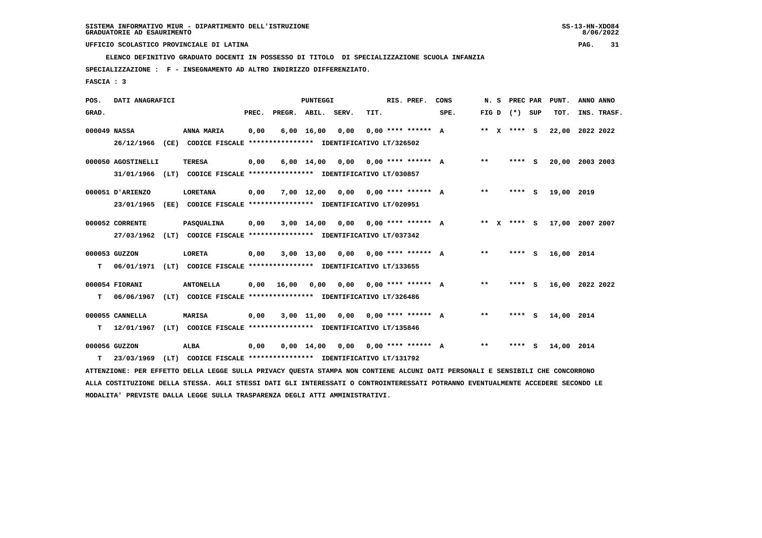SISTEMA INFORMATIVO MIUR - DIPARTIMENTO DELL'ISTRUZIONE
GRADUATORIE AD ESAURIMENTO

UFFICIO SCOLASTICO PROVINCIALE DI LATINA

ELENCO DEFINITIVO GRADUATO DOCENTI IN POSSESSO DI TITOLO DI SPECIALIZZAZIONE SCUOLA INFANZIA

SPECIALIZZAZIONE : F - INSEGNAMENTO AD ALTRO INDIRIZZO DIFFERENZIATO.

FASCIA : 3

| POS. GRAD. | DATI ANAGRAFICI | | PREC. | PREGR. | ABIL. | SERV. | TIT. | RIS. PREF. | CONS SPE. | N. S FIG D | PREC PAR (*) | SUP | PUNT. TOT. | ANNO INS. | ANNO TRASF. |
|---|---|---|---|---|---|---|---|---|---|---|---|---|---|---|---|
| 000049 NASSA | ANNA MARIA | | 0,00 | 6,00 | 16,00 | 0,00 | 0,00 | **** ****** | A | ** X | **** | S | 22,00 | 2022 | 2022 |
| | 26/12/1966 (CE) CODICE FISCALE **************** IDENTIFICATIVO LT/326502 | | | | | | | | | | | | | | |
| 000050 AGOSTINELLI | TERESA | | 0,00 | 6,00 | 14,00 | 0,00 | 0,00 | **** ****** | A | ** | **** | S | 20,00 | 2003 | 2003 |
| | 31/01/1966 (LT) CODICE FISCALE **************** IDENTIFICATIVO LT/030857 | | | | | | | | | | | | | | |
| 000051 D'ARIENZO | LORETANA | | 0,00 | 7,00 | 12,00 | 0,00 | 0,00 | **** ****** | A | ** | **** | S | 19,00 | 2019 | |
| | 23/01/1965 (EE) CODICE FISCALE **************** IDENTIFICATIVO LT/020951 | | | | | | | | | | | | | | |
| 000052 CORRENTE | PASQUALINA | | 0,00 | 3,00 | 14,00 | 0,00 | 0,00 | **** ****** | A | ** X | **** | S | 17,00 | 2007 | 2007 |
| | 27/03/1962 (LT) CODICE FISCALE **************** IDENTIFICATIVO LT/037342 | | | | | | | | | | | | | | |
| 000053 GUZZON | LORETA | | 0,00 | 3,00 | 13,00 | 0,00 | 0,00 | **** ****** | A | ** | **** | S | 16,00 | 2014 | |
| T | 06/01/1971 (LT) CODICE FISCALE **************** IDENTIFICATIVO LT/133655 | | | | | | | | | | | | | | |
| 000054 FIORANI | ANTONELLA | | 0,00 | 16,00 | 0,00 | 0,00 | 0,00 | **** ****** | A | ** | **** | S | 16,00 | 2022 | 2022 |
| T | 06/06/1967 (LT) CODICE FISCALE **************** IDENTIFICATIVO LT/326486 | | | | | | | | | | | | | | |
| 000055 CANNELLA | MARISA | | 0,00 | 3,00 | 11,00 | 0,00 | 0,00 | **** ****** | A | ** | **** | S | 14,00 | 2014 | |
| T | 12/01/1967 (LT) CODICE FISCALE **************** IDENTIFICATIVO LT/135846 | | | | | | | | | | | | | | |
| 000056 GUZZON | ALBA | | 0,00 | 0,00 | 14,00 | 0,00 | 0,00 | **** ****** | A | ** | **** | S | 14,00 | 2014 | |
| T | 23/03/1969 (LT) CODICE FISCALE **************** IDENTIFICATIVO LT/131792 | | | | | | | | | | | | | | |

ATTENZIONE: PER EFFETTO DELLA LEGGE SULLA PRIVACY QUESTA STAMPA NON CONTIENE ALCUNI DATI PERSONALI E SENSIBILI CHE CONCORRONO ALLA COSTITUZIONE DELLA STESSA. AGLI STESSI DATI GLI INTERESSATI O CONTROINTERESSATI POTRANNO EVENTUALMENTE ACCEDERE SECONDO LE MODALITA' PREVISTE DALLA LEGGE SULLA TRASPARENZA DEGLI ATTI AMMINISTRATIVI.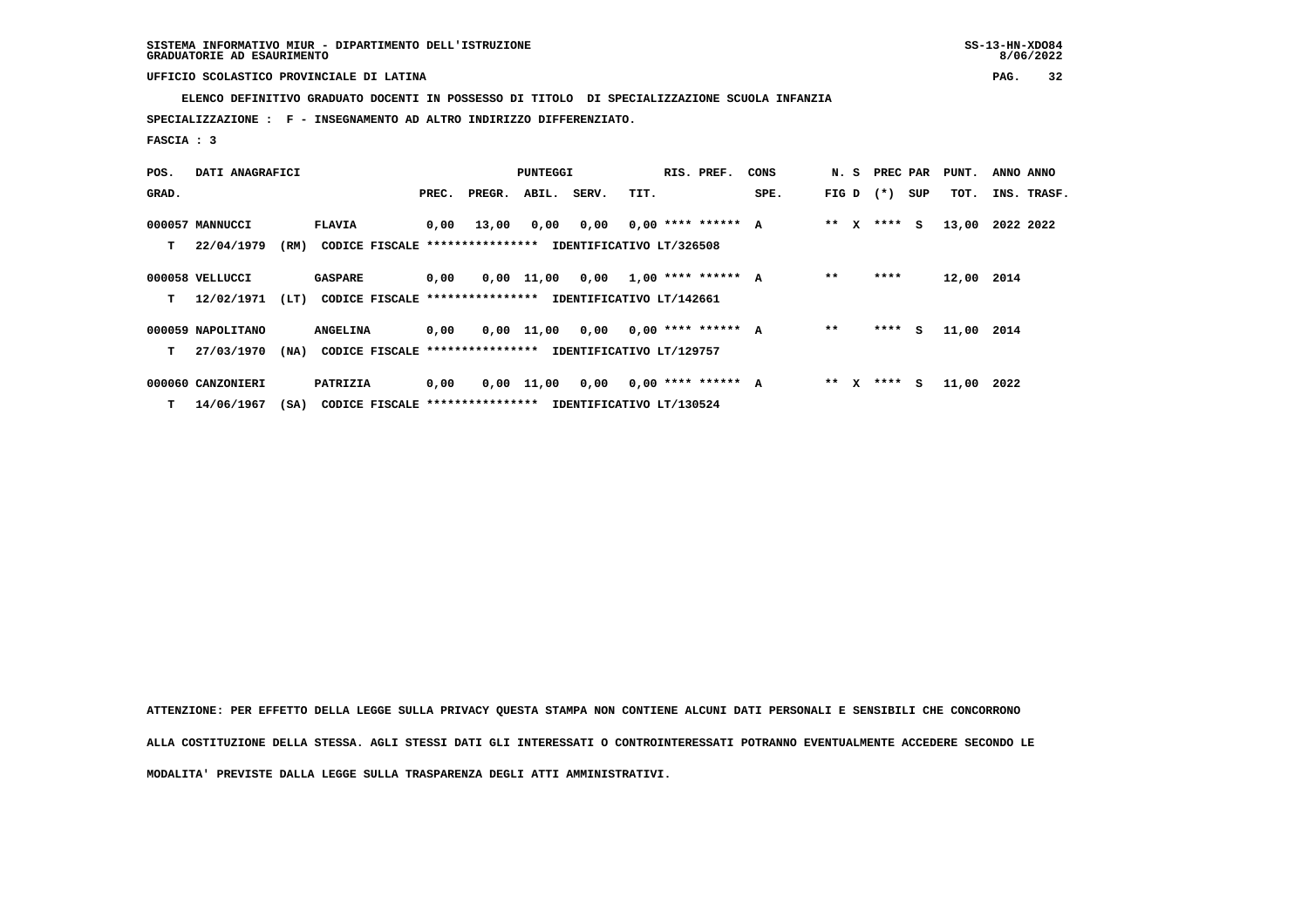SISTEMA INFORMATIVO MIUR - DIPARTIMENTO DELL'ISTRUZIONE
GRADUATORIE AD ESAURIMENTO

UFFICIO SCOLASTICO PROVINCIALE DI LATINA

**ELENCO DEFINITIVO GRADUATO DOCENTI IN POSSESSO DI TITOLO DI SPECIALIZZAZIONE SCUOLA INFANZIA**

**SPECIALIZZAZIONE : F - INSEGNAMENTO AD ALTRO INDIRIZZO DIFFERENZIATO.**

**FASCIA : 3**

| POS. GRAD. | DATI ANAGRAFICI | | PUNTEGGI PREC. | PREGR. | ABIL. | SERV. | TIT. | RIS. PREF. | CONS SPE. | N. S FIG D | PREC PAR (*) SUP | PUNT. TOT. | ANNO INS. | ANNO TRASF. |
|---|---|---|---|---|---|---|---|---|---|---|---|---|---|---|
| 000057 | MANNUCCI | FLAVIA | 0,00 | 13,00 | 0,00 | 0,00 | 0,00 | **** ****** | A | ** X | **** S | 13,00 | 2022 | 2022 |
| T | 22/04/1979 (RM) | CODICE FISCALE **************** IDENTIFICATIVO LT/326508 | | | | | | | | | | | | |
| 000058 | VELLUCCI | GASPARE | 0,00 | 0,00 | 11,00 | 0,00 | 1,00 | **** ****** | A | ** | **** | 12,00 | 2014 | |
| T | 12/02/1971 (LT) | CODICE FISCALE **************** IDENTIFICATIVO LT/142661 | | | | | | | | | | | | |
| 000059 | NAPOLITANO | ANGELINA | 0,00 | 0,00 | 11,00 | 0,00 | 0,00 | **** ****** | A | ** | **** S | 11,00 | 2014 | |
| T | 27/03/1970 (NA) | CODICE FISCALE **************** IDENTIFICATIVO LT/129757 | | | | | | | | | | | | |
| 000060 | CANZONIERI | PATRIZIA | 0,00 | 0,00 | 11,00 | 0,00 | 0,00 | **** ****** | A | ** X | **** S | 11,00 | 2022 | |
| T | 14/06/1967 (SA) | CODICE FISCALE **************** IDENTIFICATIVO LT/130524 | | | | | | | | | | | | |

**ATTENZIONE: PER EFFETTO DELLA LEGGE SULLA PRIVACY QUESTA STAMPA NON CONTIENE ALCUNI DATI PERSONALI E SENSIBILI CHE CONCORRONO ALLA COSTITUZIONE DELLA STESSA. AGLI STESSI DATI GLI INTERESSATI O CONTROINTERESSATI POTRANNO EVENTUALMENTE ACCEDERE SECONDO LE MODALITA' PREVISTE DALLA LEGGE SULLA TRASPARENZA DEGLI ATTI AMMINISTRATIVI.**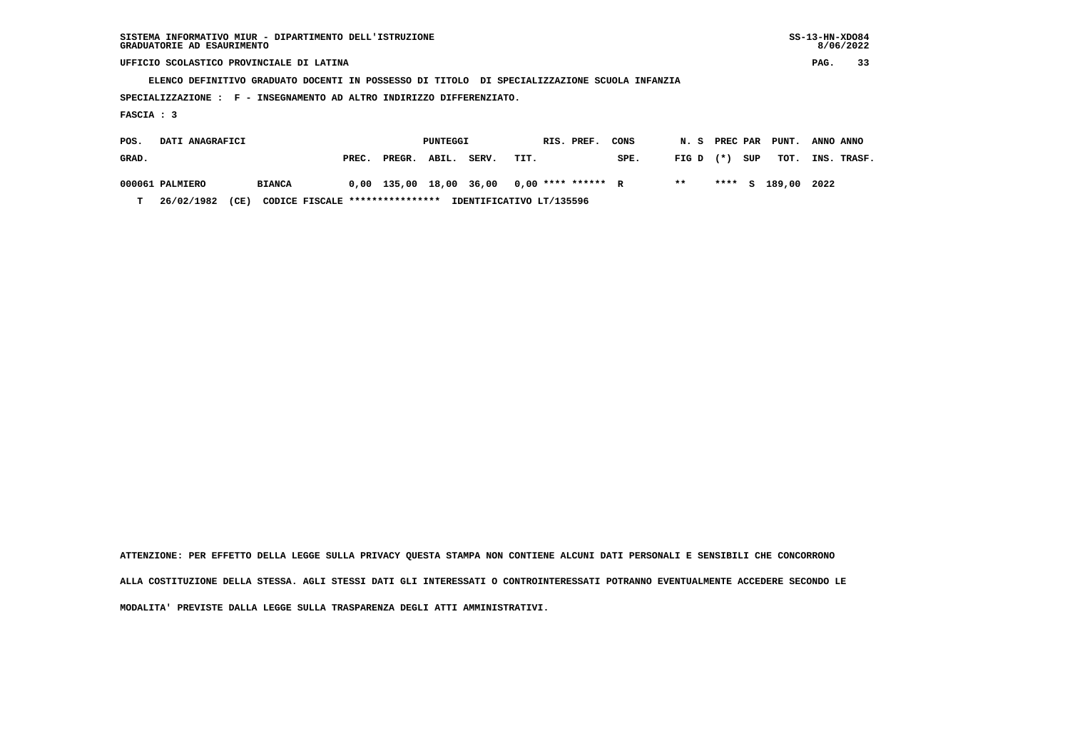SISTEMA INFORMATIVO MIUR - DIPARTIMENTO DELL'ISTRUZIONE
GRADUATORIE AD ESAURIMENTO

UFFICIO SCOLASTICO PROVINCIALE DI LATINA

ELENCO DEFINITIVO GRADUATO DOCENTI IN POSSESSO DI TITOLO DI SPECIALIZZAZIONE SCUOLA INFANZIA

SPECIALIZZAZIONE : F - INSEGNAMENTO AD ALTRO INDIRIZZO DIFFERENZIATO.

FASCIA : 3

| POS. GRAD. | DATI ANAGRAFICI | | PUNTEGGI PREC. | PREGR. | ABIL. | SERV. | TIT. | RIS. PREF. | CONS SPE. | N. S FIG D | PREC PAR (*) | SUP | PUNT. TOT. | ANNO INS. | ANNO TRASF. |
|---|---|---|---|---|---|---|---|---|---|---|---|---|---|---|---|
| 000061 | PALMIERO | BIANCA | 0,00 | 135,00 | 18,00 | 36,00 | 0,00 | **** ****** | R | ** | **** | S | 189,00 | 2022 | |
| T | 26/02/1982 (CE) | CODICE FISCALE **************** | IDENTIFICATIVO LT/135596 | | | | | | | | | | | | |

ATTENZIONE: PER EFFETTO DELLA LEGGE SULLA PRIVACY QUESTA STAMPA NON CONTIENE ALCUNI DATI PERSONALI E SENSIBILI CHE CONCORRONO ALLA COSTITUZIONE DELLA STESSA. AGLI STESSI DATI GLI INTERESSATI O CONTROINTERESSATI POTRANNO EVENTUALMENTE ACCEDERE SECONDO LE MODALITA' PREVISTE DALLA LEGGE SULLA TRASPARENZA DEGLI ATTI AMMINISTRATIVI.